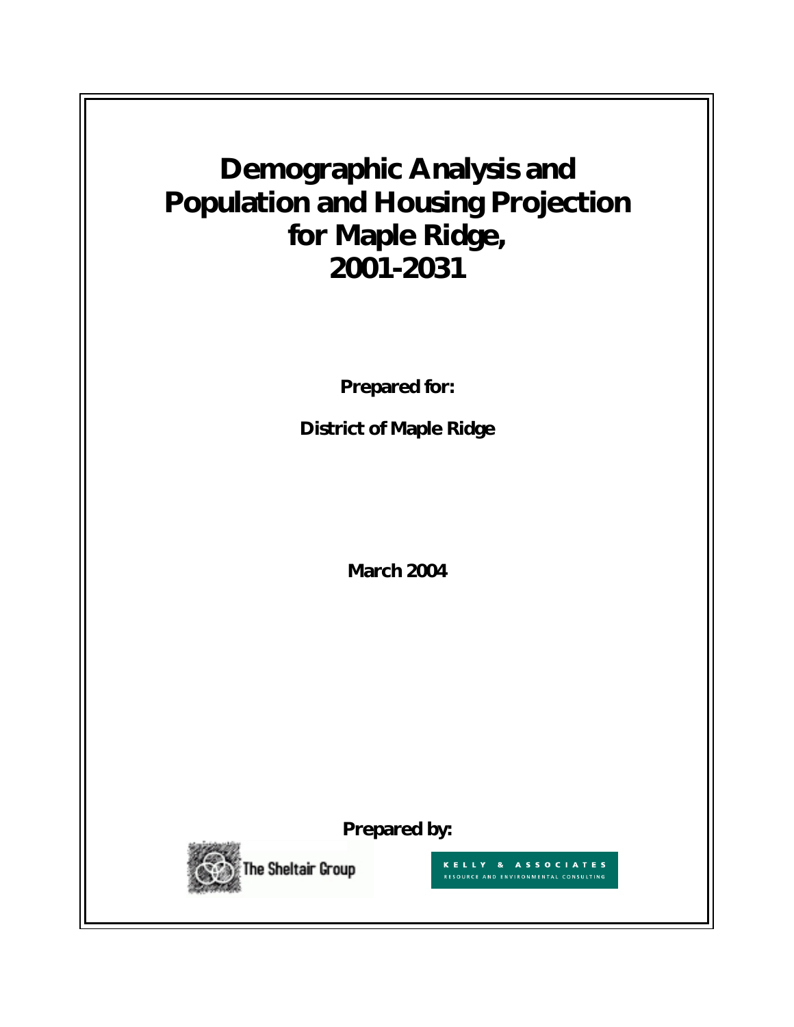# Demographic Analysis and Population and Housing Projection for Maple Ridge, 2001-2031

**Prepared for:**

**District of Maple Ridge**

**March 2004**

**Prepared by:**

The Sheltair Group

KELLY & ASSOCIATES
RESOURCE AND ENVIRONMENTAL CONSULTING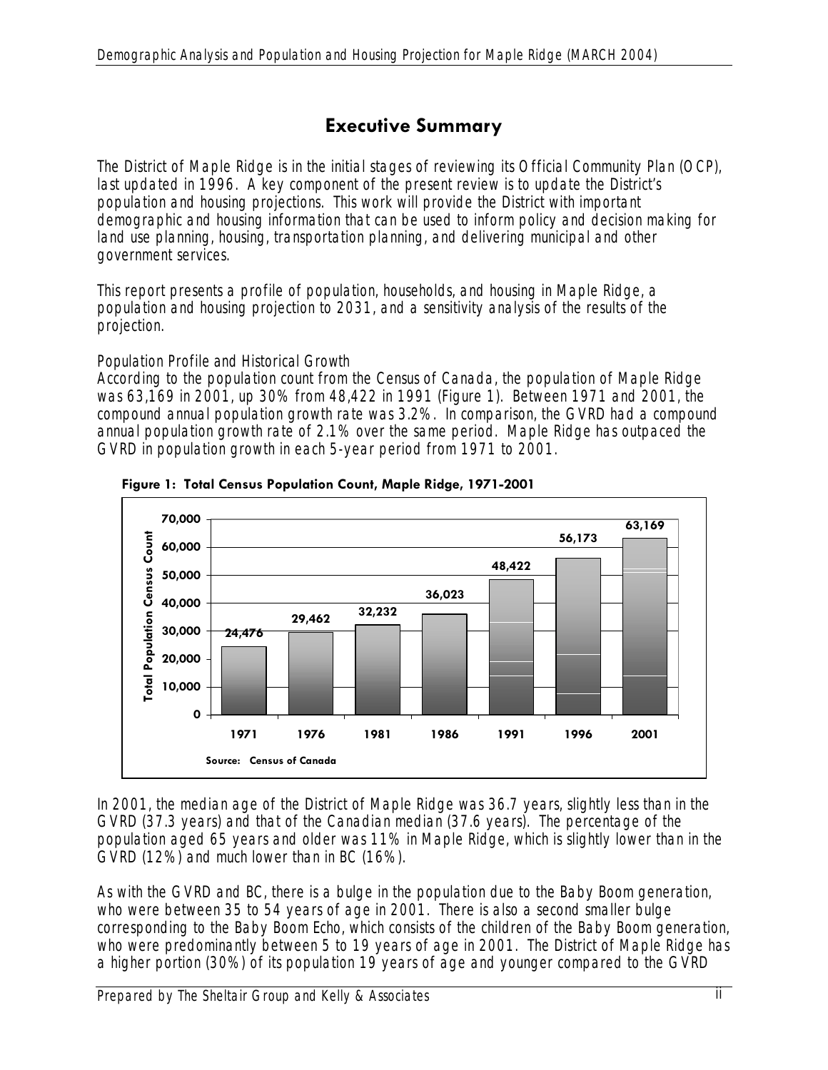# Executive Summary

The District of Maple Ridge is in the initial stages of reviewing its Official Community Plan (OCP), last updated in 1996. A key component of the present review is to update the District's population and housing projections. This work will provide the District with important demographic and housing information that can be used to inform policy and decision making for land use planning, housing, transportation planning, and delivering municipal and other government services.

This report presents a profile of population, households, and housing in Maple Ridge, a population and housing projection to 2031, and a sensitivity analysis of the results of the projection.

Population Profile and Historical Growth

According to the population count from the Census of Canada, the population of Maple Ridge was 63,169 in 2001, up 30% from 48,422 in 1991 (Figure 1). Between 1971 and 2001, the compound annual population growth rate was 3.2%. In comparison, the GVRD had a compound annual population growth rate of 2.1% over the same period. Maple Ridge has outpaced the GVRD in population growth in each 5-year period from 1971 to 2001.

**Figure 1: Total Census Population Count, Maple Ridge, 1971-2001**

| Year | Total Population Census Count |
|---|---|
| 1971 | 24,476 |
| 1976 | 29,462 |
| 1981 | 32,232 |
| 1986 | 36,023 |
| 1991 | 48,422 |
| 1996 | 56,173 |
| 2001 | 63,169 |

Source: Census of Canada

In 2001, the median age of the District of Maple Ridge was 36.7 years, slightly less than in the GVRD (37.3 years) and that of the Canadian median (37.6 years). The percentage of the population aged 65 years and older was 11% in Maple Ridge, which is slightly lower than in the GVRD (12%) and much lower than in BC (16%).

As with the GVRD and BC, there is a bulge in the population due to the Baby Boom generation, who were between 35 to 54 years of age in 2001. There is also a second smaller bulge corresponding to the Baby Boom Echo, which consists of the children of the Baby Boom generation, who were predominantly between 5 to 19 years of age in 2001. The District of Maple Ridge has a higher portion (30%) of its population 19 years of age and younger compared to the GVRD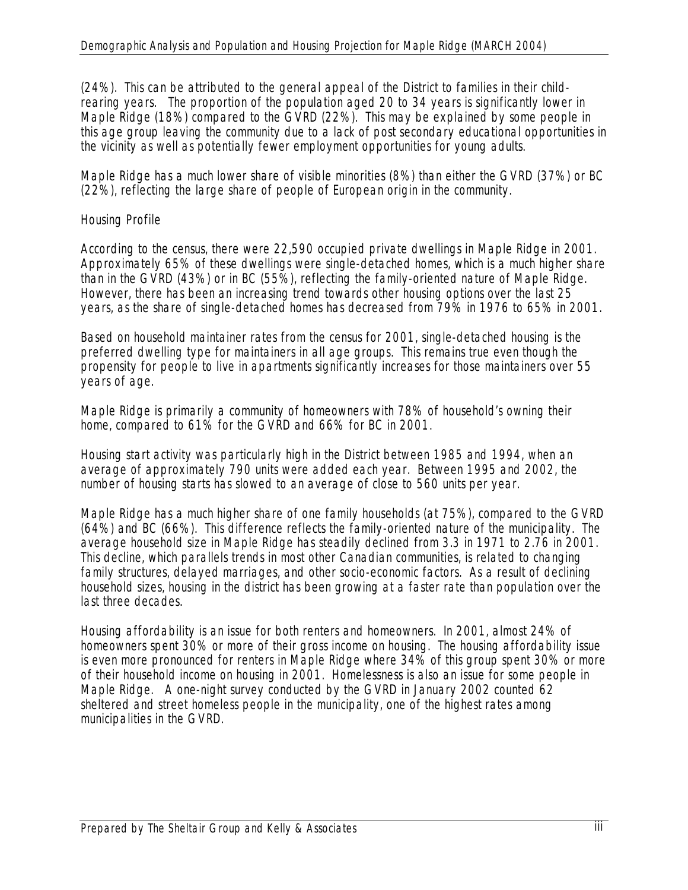(24%). This can be attributed to the general appeal of the District to families in their child-rearing years. The proportion of the population aged 20 to 34 years is significantly lower in Maple Ridge (18%) compared to the GVRD (22%). This may be explained by some people in this age group leaving the community due to a lack of post secondary educational opportunities in the vicinity as well as potentially fewer employment opportunities for young adults.

Maple Ridge has a much lower share of visible minorities (8%) than either the GVRD (37%) or BC (22%), reflecting the large share of people of European origin in the community.

## Housing Profile

According to the census, there were 22,590 occupied private dwellings in Maple Ridge in 2001. Approximately 65% of these dwellings were single-detached homes, which is a much higher share than in the GVRD (43%) or in BC (55%), reflecting the family-oriented nature of Maple Ridge. However, there has been an increasing trend towards other housing options over the last 25 years, as the share of single-detached homes has decreased from 79% in 1976 to 65% in 2001.

Based on household maintainer rates from the census for 2001, single-detached housing is the preferred dwelling type for maintainers in all age groups. This remains true even though the propensity for people to live in apartments significantly increases for those maintainers over 55 years of age.

Maple Ridge is primarily a community of homeowners with 78% of household's owning their home, compared to 61% for the GVRD and 66% for BC in 2001.

Housing start activity was particularly high in the District between 1985 and 1994, when an average of approximately 790 units were added each year. Between 1995 and 2002, the number of housing starts has slowed to an average of close to 560 units per year.

Maple Ridge has a much higher share of one family households (at 75%), compared to the GVRD (64%) and BC (66%). This difference reflects the family-oriented nature of the municipality. The average household size in Maple Ridge has steadily declined from 3.3 in 1971 to 2.76 in 2001. This decline, which parallels trends in most other Canadian communities, is related to changing family structures, delayed marriages, and other socio-economic factors. As a result of declining household sizes, housing in the district has been growing at a faster rate than population over the last three decades.

Housing affordability is an issue for both renters and homeowners. In 2001, almost 24% of homeowners spent 30% or more of their gross income on housing. The housing affordability issue is even more pronounced for renters in Maple Ridge where 34% of this group spent 30% or more of their household income on housing in 2001. Homelessness is also an issue for some people in Maple Ridge. A one-night survey conducted by the GVRD in January 2002 counted 62 sheltered and street homeless people in the municipality, one of the highest rates among municipalities in the GVRD.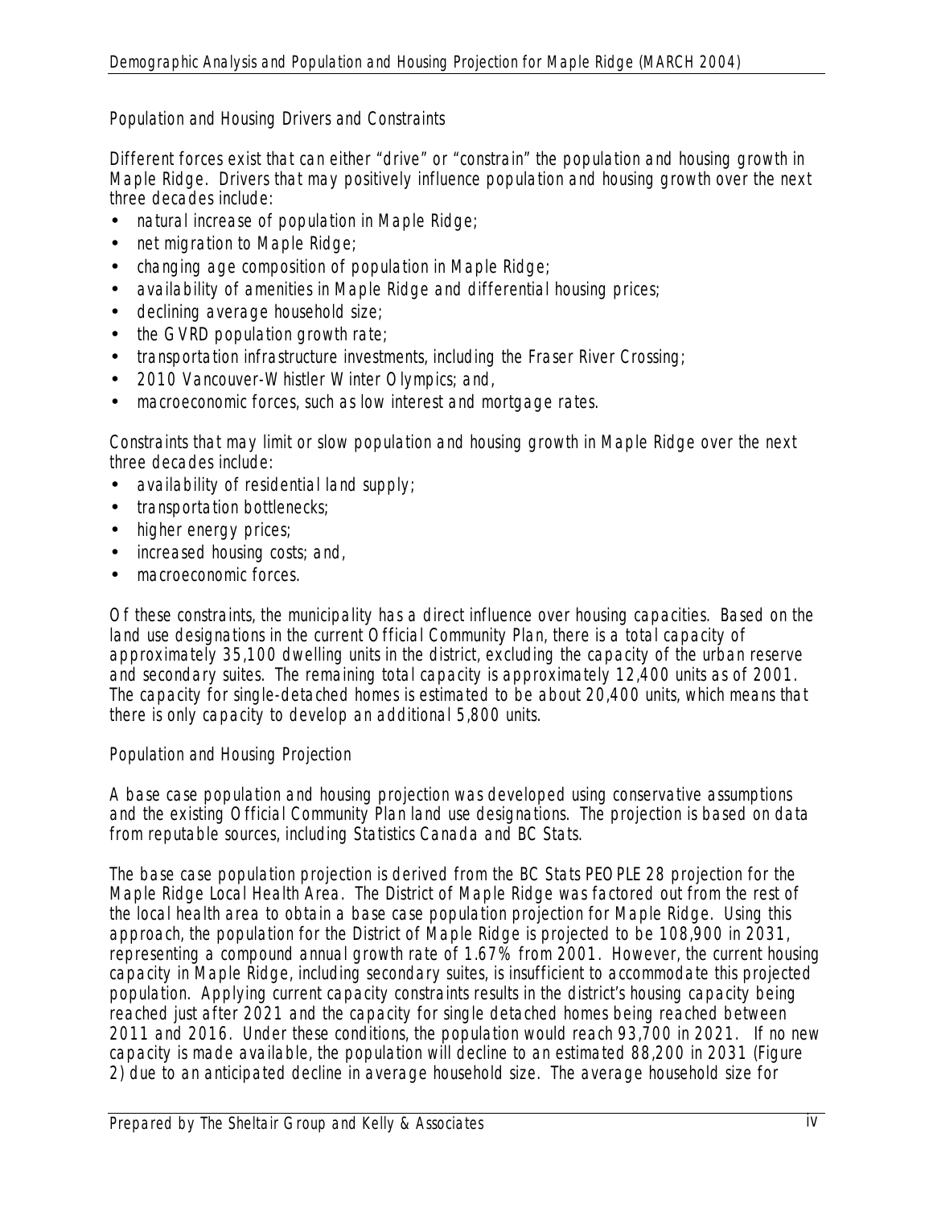### Population and Housing Drivers and Constraints

Different forces exist that can either "drive" or "constrain" the population and housing growth in Maple Ridge. Drivers that may positively influence population and housing growth over the next three decades include:

- natural increase of population in Maple Ridge;
- net migration to Maple Ridge;
- changing age composition of population in Maple Ridge;
- availability of amenities in Maple Ridge and differential housing prices;
- declining average household size;
- the GVRD population growth rate;
- transportation infrastructure investments, including the Fraser River Crossing;
- 2010 Vancouver-Whistler Winter Olympics; and,
- macroeconomic forces, such as low interest and mortgage rates.

Constraints that may limit or slow population and housing growth in Maple Ridge over the next three decades include:

- availability of residential land supply;
- transportation bottlenecks;
- higher energy prices;
- increased housing costs; and,
- macroeconomic forces.

Of these constraints, the municipality has a direct influence over housing capacities. Based on the land use designations in the current Official Community Plan, there is a total capacity of approximately 35,100 dwelling units in the district, excluding the capacity of the urban reserve and secondary suites. The remaining total capacity is approximately 12,400 units as of 2001. The capacity for single-detached homes is estimated to be about 20,400 units, which means that there is only capacity to develop an additional 5,800 units.

### Population and Housing Projection

A base case population and housing projection was developed using conservative assumptions and the existing Official Community Plan land use designations. The projection is based on data from reputable sources, including Statistics Canada and BC Stats.

The base case population projection is derived from the BC Stats PEOPLE 28 projection for the Maple Ridge Local Health Area. The District of Maple Ridge was factored out from the rest of the local health area to obtain a base case population projection for Maple Ridge. Using this approach, the population for the District of Maple Ridge is projected to be 108,900 in 2031, representing a compound annual growth rate of 1.67% from 2001. However, the current housing capacity in Maple Ridge, including secondary suites, is insufficient to accommodate this projected population. Applying current capacity constraints results in the district's housing capacity being reached just after 2021 and the capacity for single detached homes being reached between 2011 and 2016. Under these conditions, the population would reach 93,700 in 2021. If no new capacity is made available, the population will decline to an estimated 88,200 in 2031 (Figure 2) due to an anticipated decline in average household size. The average household size for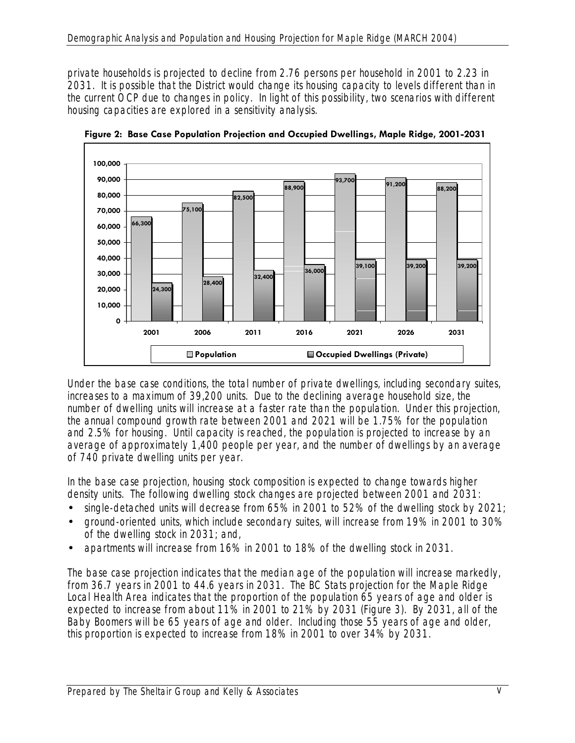private households is projected to decline from 2.76 persons per household in 2001 to 2.23 in 2031. It is possible that the District would change its housing capacity to levels different than in the current OCP due to changes in policy. In light of this possibility, two scenarios with different housing capacities are explored in a sensitivity analysis.

**Figure 2: Base Case Population Projection and Occupied Dwellings, Maple Ridge, 2001-2031**

| Year | Population | Occupied Dwellings (Private) |
|---|---|---|
| 2001 | 66,300 | 24,300 |
| 2006 | 75,100 | 28,400 |
| 2011 | 82,500 | 32,400 |
| 2016 | 88,900 | 36,000 |
| 2021 | 93,700 | 39,100 |
| 2026 | 91,200 | 39,200 |
| 2031 | 88,200 | 39,200 |

Under the base case conditions, the total number of private dwellings, including secondary suites, increases to a maximum of 39,200 units. Due to the declining average household size, the number of dwelling units will increase at a faster rate than the population. Under this projection, the annual compound growth rate between 2001 and 2021 will be 1.75% for the population and 2.5% for housing. Until capacity is reached, the population is projected to increase by an average of approximately 1,400 people per year, and the number of dwellings by an average of 740 private dwelling units per year.

In the base case projection, housing stock composition is expected to change towards higher density units. The following dwelling stock changes are projected between 2001 and 2031:

- single-detached units will decrease from 65% in 2001 to 52% of the dwelling stock by 2021;
- ground-oriented units, which include secondary suites, will increase from 19% in 2001 to 30% of the dwelling stock in 2031; and,
- apartments will increase from 16% in 2001 to 18% of the dwelling stock in 2031.

The base case projection indicates that the median age of the population will increase markedly, from 36.7 years in 2001 to 44.6 years in 2031. The BC Stats projection for the Maple Ridge Local Health Area indicates that the proportion of the population 65 years of age and older is expected to increase from about 11% in 2001 to 21% by 2031 (Figure 3). By 2031, all of the Baby Boomers will be 65 years of age and older. Including those 55 years of age and older, this proportion is expected to increase from 18% in 2001 to over 34% by 2031.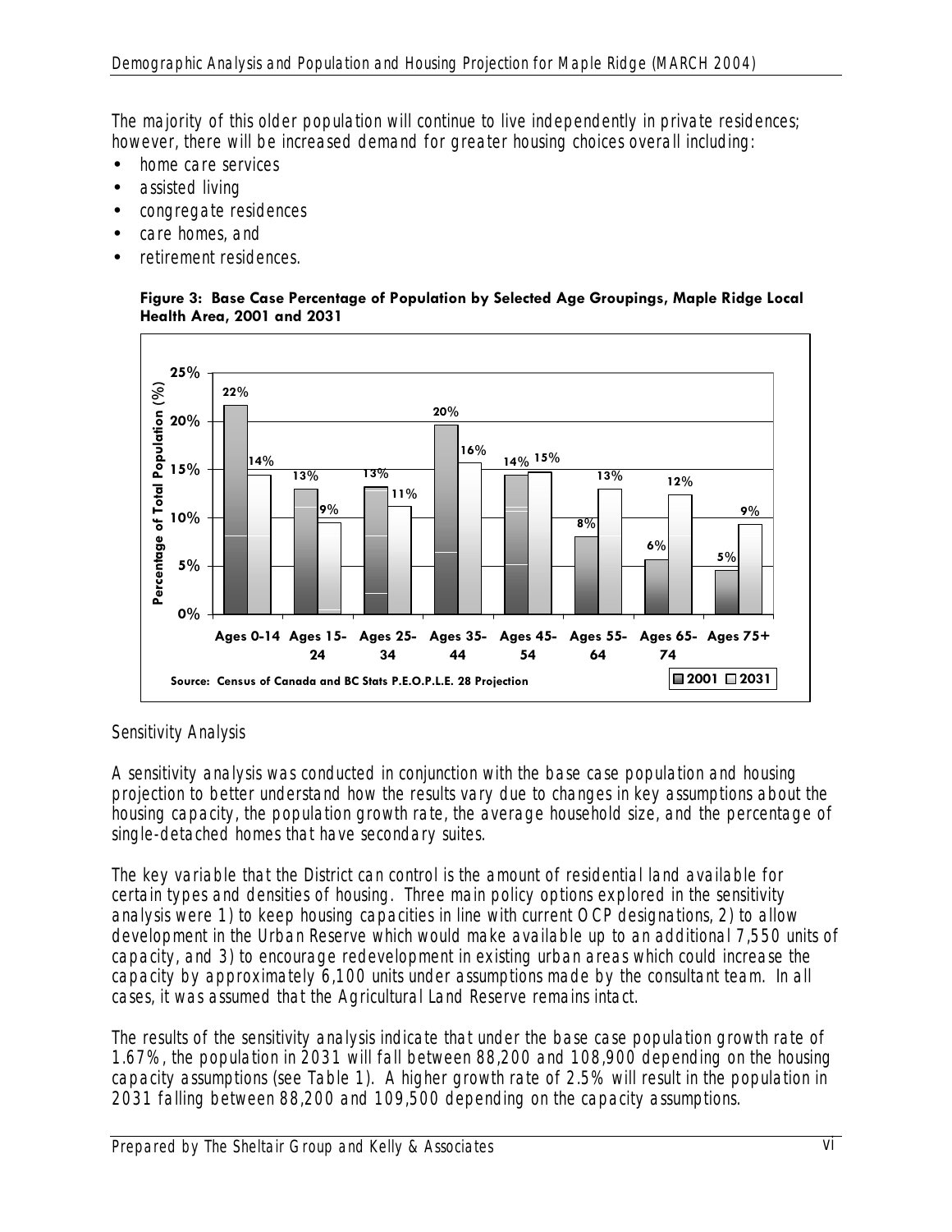The majority of this older population will continue to live independently in private residences; however, there will be increased demand for greater housing choices overall including:

- home care services
- assisted living
- congregate residences
- care homes, and
- retirement residences.

**Figure 3: Base Case Percentage of Population by Selected Age Groupings, Maple Ridge Local Health Area, 2001 and 2031**

| Age Group | 2001 | 2031 |
|---|---|---|
| Ages 0-14 | 22% | 14% |
| Ages 15-24 | 13% | 9% |
| Ages 25-34 | 13% | 11% |
| Ages 35-44 | 20% | 16% |
| Ages 45-54 | 14% | 15% |
| Ages 55-64 | 8% | 13% |
| Ages 65-74 | 6% | 12% |
| Ages 75+ | 5% | 9% |

Source: Census of Canada and BC Stats P.E.O.P.L.E. 28 Projection

*Sensitivity Analysis*

A sensitivity analysis was conducted in conjunction with the base case population and housing projection to better understand how the results vary due to changes in key assumptions about the housing capacity, the population growth rate, the average household size, and the percentage of single-detached homes that have secondary suites.

The key variable that the District can control is the amount of residential land available for certain types and densities of housing. Three main policy options explored in the sensitivity analysis were 1) to keep housing capacities in line with current OCP designations, 2) to allow development in the Urban Reserve which would make available up to an additional 7,550 units of capacity, and 3) to encourage redevelopment in existing urban areas which could increase the capacity by approximately 6,100 units under assumptions made by the consultant team. In all cases, it was assumed that the Agricultural Land Reserve remains intact.

The results of the sensitivity analysis indicate that under the base case population growth rate of 1.67%, the population in 2031 will fall between 88,200 and 108,900 depending on the housing capacity assumptions (see Table 1). A higher growth rate of 2.5% will result in the population in 2031 falling between 88,200 and 109,500 depending on the capacity assumptions.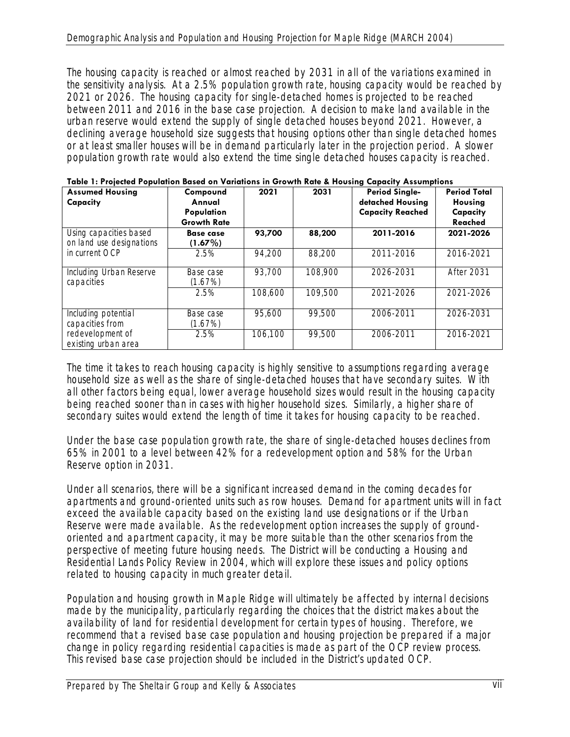The housing capacity is reached or almost reached by 2031 in all of the variations examined in the sensitivity analysis. At a 2.5% population growth rate, housing capacity would be reached by 2021 or 2026. The housing capacity for single-detached homes is projected to be reached between 2011 and 2016 in the base case projection. A decision to make land available in the urban reserve would extend the supply of single detached houses beyond 2021. However, a declining average household size suggests that housing options other than single detached homes or at least smaller houses will be in demand particularly later in the projection period. A slower population growth rate would also extend the time single detached houses capacity is reached.

**Table 1: Projected Population Based on Variations in Growth Rate & Housing Capacity Assumptions**

| Assumed Housing Capacity | Compound Annual Population Growth Rate | 2021 | 2031 | Period Single-detached Housing Capacity Reached | Period Total Housing Capacity Reached |
|---|---|---|---|---|---|
| Using capacities based on land use designations in current OCP | **Base case (1.67%)** | **93,700** | **88,200** | **2011-2016** | **2021-2026** |
| | 2.5% | 94,200 | 88,200 | 2011-2016 | 2016-2021 |
| Including Urban Reserve capacities | Base case (1.67%) | 93,700 | 108,900 | 2026-2031 | After 2031 |
| | 2.5% | 108,600 | 109,500 | 2021-2026 | 2021-2026 |
| Including potential capacities from redevelopment of existing urban area | Base case (1.67%) | 95,600 | 99,500 | 2006-2011 | 2026-2031 |
| | 2.5% | 106,100 | 99,500 | 2006-2011 | 2016-2021 |

The time it takes to reach housing capacity is highly sensitive to assumptions regarding average household size as well as the share of single-detached houses that have secondary suites. With all other factors being equal, lower average household sizes would result in the housing capacity being reached sooner than in cases with higher household sizes. Similarly, a higher share of secondary suites would extend the length of time it takes for housing capacity to be reached.

Under the base case population growth rate, the share of single-detached houses declines from 65% in 2001 to a level between 42% for a redevelopment option and 58% for the Urban Reserve option in 2031.

Under all scenarios, there will be a significant increased demand in the coming decades for apartments and ground-oriented units such as row houses. Demand for apartment units will in fact exceed the available capacity based on the existing land use designations or if the Urban Reserve were made available. As the redevelopment option increases the supply of ground-oriented and apartment capacity, it may be more suitable than the other scenarios from the perspective of meeting future housing needs. The District will be conducting a Housing and Residential Lands Policy Review in 2004, which will explore these issues and policy options related to housing capacity in much greater detail.

Population and housing growth in Maple Ridge will ultimately be affected by internal decisions made by the municipality, particularly regarding the choices that the district makes about the availability of land for residential development for certain types of housing. Therefore, we recommend that a revised base case population and housing projection be prepared if a major change in policy regarding residential capacities is made as part of the OCP review process. This revised base case projection should be included in the District's updated OCP.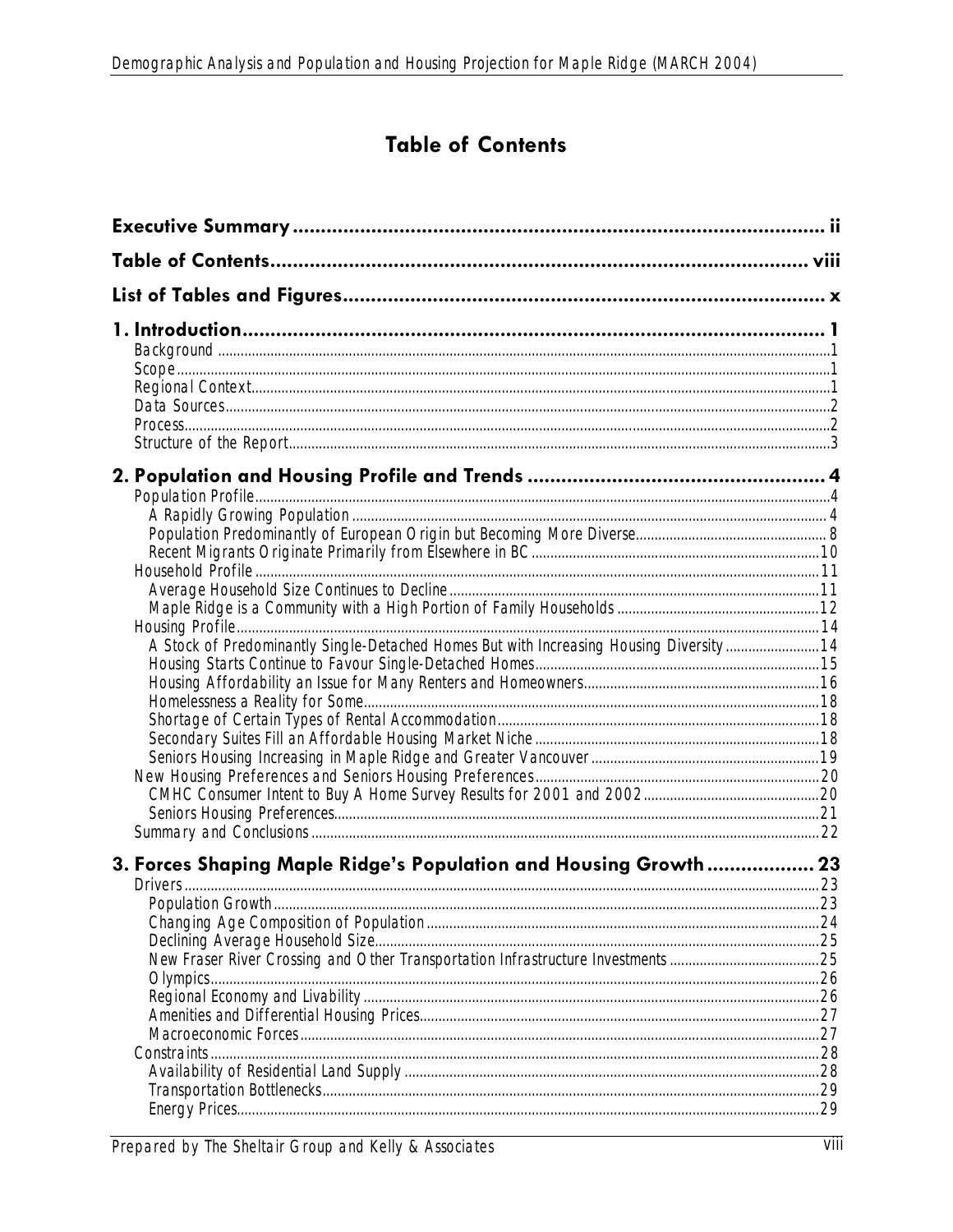# Table of Contents

**Executive Summary** ........ ii

**Table of Contents** ........ viii

**List of Tables and Figures** ........ x

**1. Introduction** ........ 1

- Background ........ 1
- Scope ........ 1
- Regional Context ........ 1
- Data Sources ........ 2
- Process ........ 2
- Structure of the Report ........ 3

**2. Population and Housing Profile and Trends** ........ 4

- Population Profile ........ 4
  - A Rapidly Growing Population ........ 4
  - Population Predominantly of European Origin but Becoming More Diverse ........ 8
  - Recent Migrants Originate Primarily from Elsewhere in BC ........ 10
- Household Profile ........ 11
  - Average Household Size Continues to Decline ........ 11
  - Maple Ridge is a Community with a High Portion of Family Households ........ 12
- Housing Profile ........ 14
  - A Stock of Predominantly Single-Detached Homes But with Increasing Housing Diversity ........ 14
  - Housing Starts Continue to Favour Single-Detached Homes ........ 15
  - Housing Affordability an Issue for Many Renters and Homeowners ........ 16
  - Homelessness a Reality for Some ........ 18
  - Shortage of Certain Types of Rental Accommodation ........ 18
  - Secondary Suites Fill an Affordable Housing Market Niche ........ 18
  - Seniors Housing Increasing in Maple Ridge and Greater Vancouver ........ 19
- New Housing Preferences and Seniors Housing Preferences ........ 20
  - CMHC Consumer Intent to Buy A Home Survey Results for 2001 and 2002 ........ 20
  - Seniors Housing Preferences ........ 21
- Summary and Conclusions ........ 22

**3. Forces Shaping Maple Ridge's Population and Housing Growth** ........ 23

- Drivers ........ 23
  - Population Growth ........ 23
  - Changing Age Composition of Population ........ 24
  - Declining Average Household Size ........ 25
  - New Fraser River Crossing and Other Transportation Infrastructure Investments ........ 25
  - Olympics ........ 26
  - Regional Economy and Livability ........ 26
  - Amenities and Differential Housing Prices ........ 27
  - Macroeconomic Forces ........ 27
- Constraints ........ 28
  - Availability of Residential Land Supply ........ 28
  - Transportation Bottlenecks ........ 29
  - Energy Prices ........ 29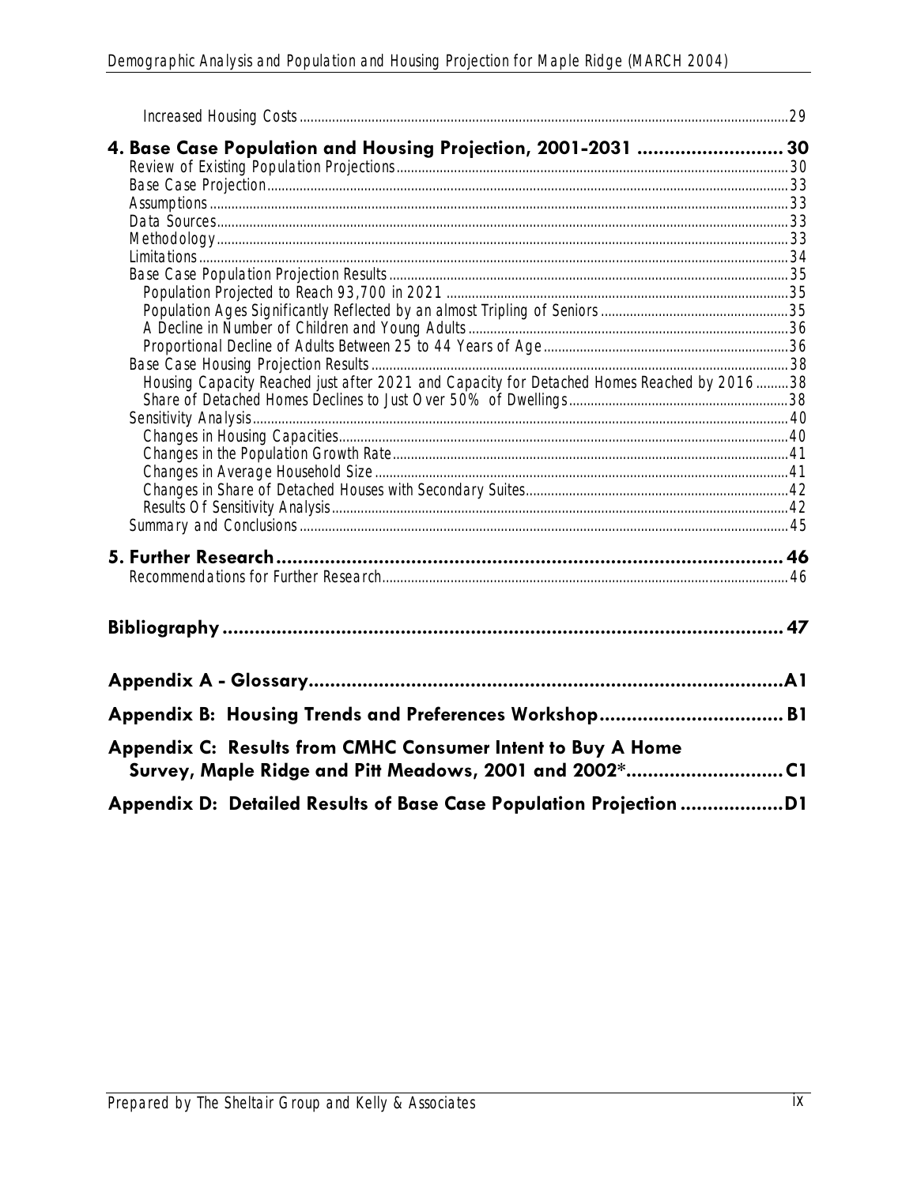Increased Housing Costs .......... 29

**4. Base Case Population and Housing Projection, 2001-2031 .......... 30**

Review of Existing Population Projections .......... 30
Base Case Projection .......... 33
Assumptions .......... 33
Data Sources .......... 33
Methodology .......... 33
Limitations .......... 34
Base Case Population Projection Results .......... 35
Population Projected to Reach 93,700 in 2021 .......... 35
Population Ages Significantly Reflected by an almost Tripling of Seniors .......... 35
A Decline in Number of Children and Young Adults .......... 36
Proportional Decline of Adults Between 25 to 44 Years of Age .......... 36
Base Case Housing Projection Results .......... 38
Housing Capacity Reached just after 2021 and Capacity for Detached Homes Reached by 2016 .......... 38
Share of Detached Homes Declines to Just Over 50% of Dwellings .......... 38
Sensitivity Analysis .......... 40
Changes in Housing Capacities .......... 40
Changes in the Population Growth Rate .......... 41
Changes in Average Household Size .......... 41
Changes in Share of Detached Houses with Secondary Suites .......... 42
Results Of Sensitivity Analysis .......... 42
Summary and Conclusions .......... 45

**5. Further Research .......... 46**

Recommendations for Further Research .......... 46

**Bibliography .......... 47**

**Appendix A - Glossary .......... A1**

**Appendix B: Housing Trends and Preferences Workshop .......... B1**

**Appendix C: Results from CMHC Consumer Intent to Buy A Home Survey, Maple Ridge and Pitt Meadows, 2001 and 2002* .......... C1**

**Appendix D: Detailed Results of Base Case Population Projection .......... D1**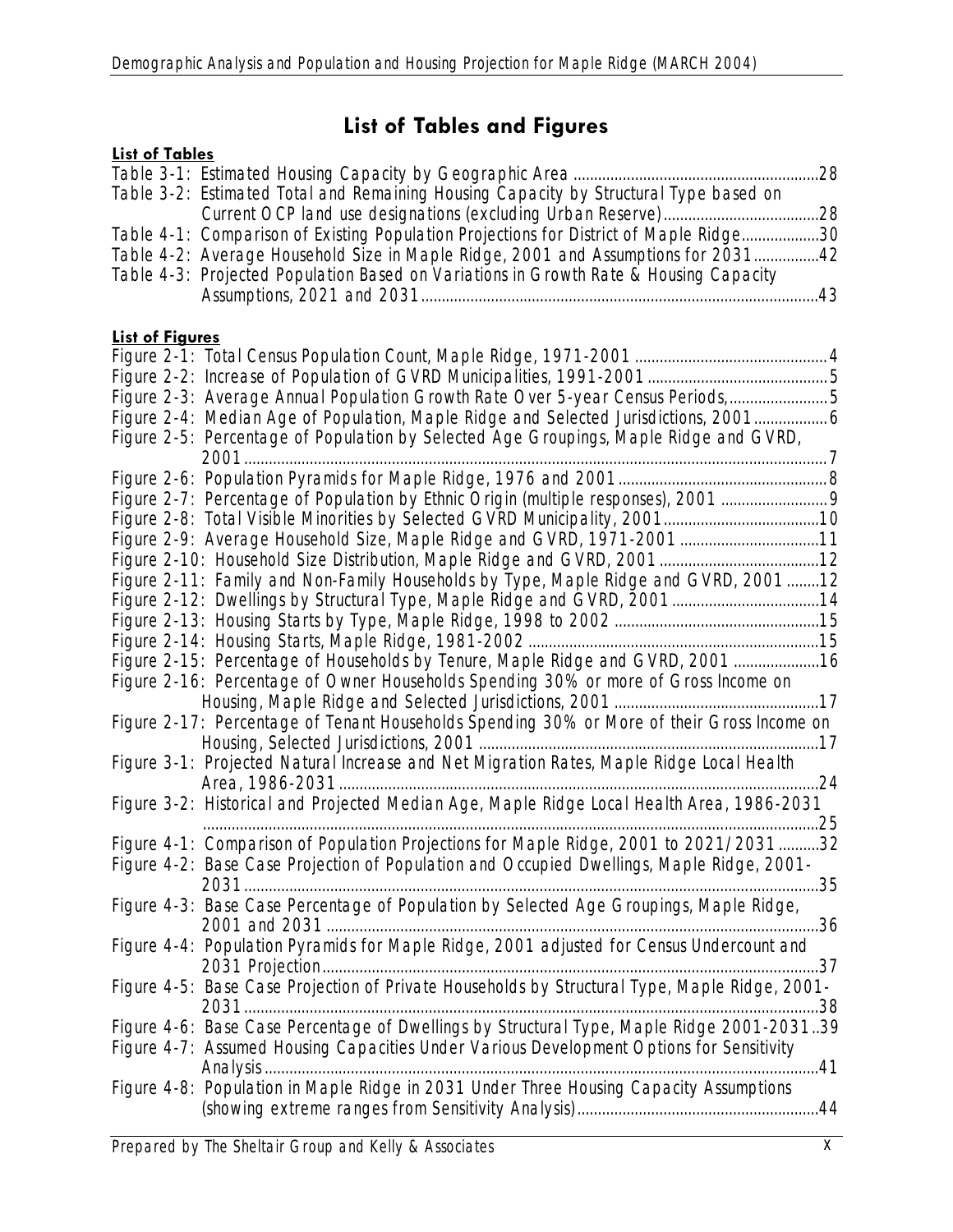# List of Tables and Figures

**List of Tables**

Table 3-1: Estimated Housing Capacity by Geographic Area ....................................................28

Table 3-2: Estimated Total and Remaining Housing Capacity by Structural Type based on Current OCP land use designations (excluding Urban Reserve) ....................................28

Table 4-1: Comparison of Existing Population Projections for District of Maple Ridge..................30

Table 4-2: Average Household Size in Maple Ridge, 2001 and Assumptions for 2031................42

Table 4-3: Projected Population Based on Variations in Growth Rate & Housing Capacity Assumptions, 2021 and 2031.........................................................................................43

**List of Figures**

Figure 2-1: Total Census Population Count, Maple Ridge, 1971-2001 ..............................................4

Figure 2-2: Increase of Population of GVRD Municipalities, 1991-2001 ...........................................5

Figure 2-3: Average Annual Population Growth Rate Over 5-year Census Periods,........................5

Figure 2-4: Median Age of Population, Maple Ridge and Selected Jurisdictions, 2001.................6

Figure 2-5: Percentage of Population by Selected Age Groupings, Maple Ridge and GVRD, 2001..........................................................................................................................7

Figure 2-6: Population Pyramids for Maple Ridge, 1976 and 2001...................................................8

Figure 2-7: Percentage of Population by Ethnic Origin (multiple responses), 2001 ..........................9

Figure 2-8: Total Visible Minorities by Selected GVRD Municipality, 2001......................................10

Figure 2-9: Average Household Size, Maple Ridge and GVRD, 1971-2001 .................................11

Figure 2-10: Household Size Distribution, Maple Ridge and GVRD, 2001.......................................12

Figure 2-11: Family and Non-Family Households by Type, Maple Ridge and GVRD, 2001 ........12

Figure 2-12: Dwellings by Structural Type, Maple Ridge and GVRD, 2001....................................14

Figure 2-13: Housing Starts by Type, Maple Ridge, 1998 to 2002 .................................................15

Figure 2-14: Housing Starts, Maple Ridge, 1981-2002 ......................................................................15

Figure 2-15: Percentage of Households by Tenure, Maple Ridge and GVRD, 2001 .....................16

Figure 2-16: Percentage of Owner Households Spending 30% or more of Gross Income on Housing, Maple Ridge and Selected Jurisdictions, 2001 .................................................17

Figure 2-17: Percentage of Tenant Households Spending 30% or More of their Gross Income on Housing, Selected Jurisdictions, 2001 ..................................................................................17

Figure 3-1: Projected Natural Increase and Net Migration Rates, Maple Ridge Local Health Area, 1986-2031....................................................................................................................24

Figure 3-2: Historical and Projected Median Age, Maple Ridge Local Health Area, 1986-2031 ......................................................................................................................................25

Figure 4-1: Comparison of Population Projections for Maple Ridge, 2001 to 2021/2031 ..........32

Figure 4-2: Base Case Projection of Population and Occupied Dwellings, Maple Ridge, 2001-2031..........................................................................................................................35

Figure 4-3: Base Case Percentage of Population by Selected Age Groupings, Maple Ridge, 2001 and 2031 .......................................................................................................................36

Figure 4-4: Population Pyramids for Maple Ridge, 2001 adjusted for Census Undercount and 2031 Projection........................................................................................................................37

Figure 4-5: Base Case Projection of Private Households by Structural Type, Maple Ridge, 2001-2031..........................................................................................................................38

Figure 4-6: Base Case Percentage of Dwellings by Structural Type, Maple Ridge 2001-2031..39

Figure 4-7: Assumed Housing Capacities Under Various Development Options for Sensitivity Analysis.....................................................................................................................41

Figure 4-8: Population in Maple Ridge in 2031 Under Three Housing Capacity Assumptions (showing extreme ranges from Sensitivity Analysis)...........................................................44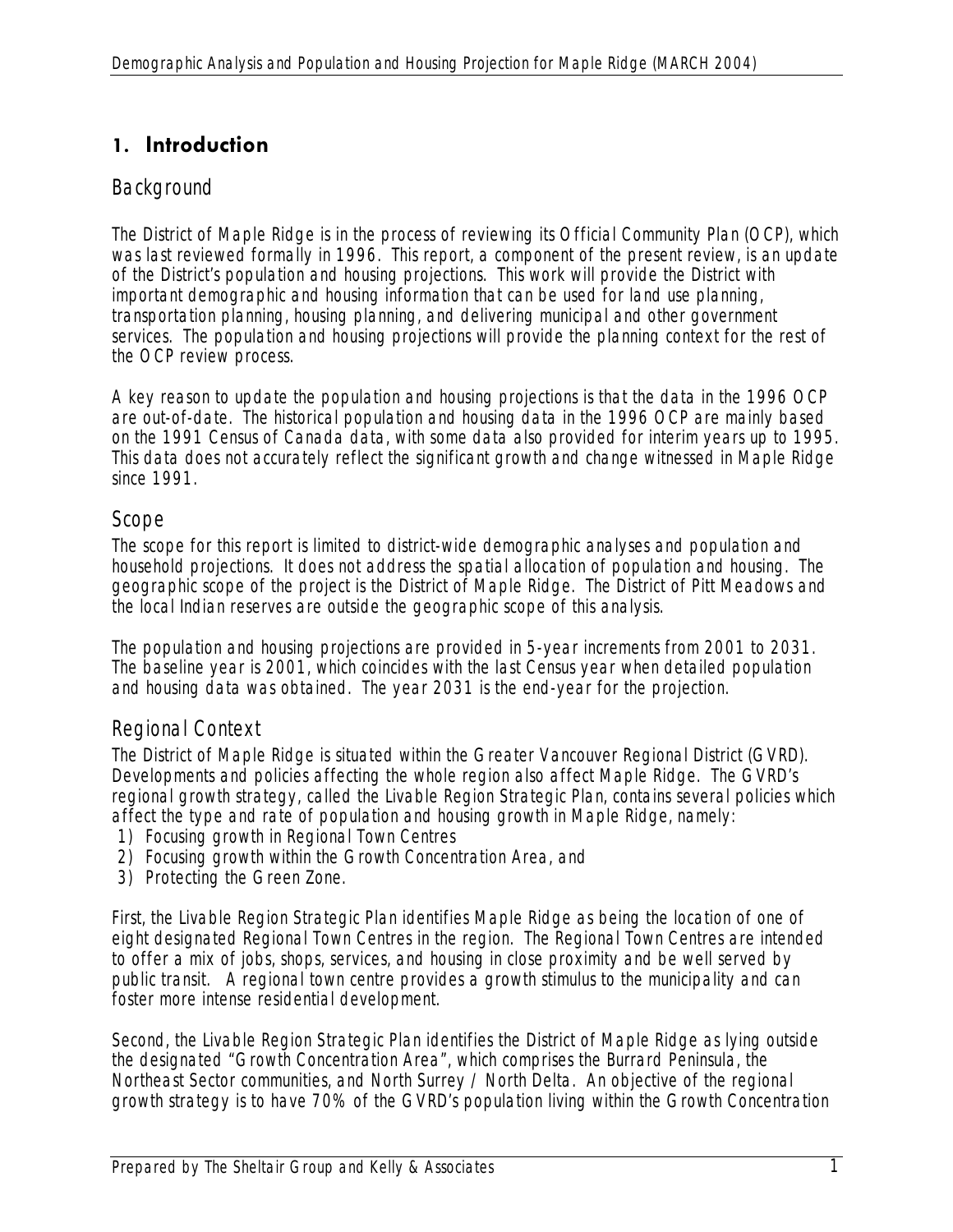# 1. Introduction

## Background

The District of Maple Ridge is in the process of reviewing its Official Community Plan (OCP), which was last reviewed formally in 1996. This report, a component of the present review, is an update of the District's population and housing projections. This work will provide the District with important demographic and housing information that can be used for land use planning, transportation planning, housing planning, and delivering municipal and other government services. The population and housing projections will provide the planning context for the rest of the OCP review process.

A key reason to update the population and housing projections is that the data in the 1996 OCP are out-of-date. The historical population and housing data in the 1996 OCP are mainly based on the 1991 Census of Canada data, with some data also provided for interim years up to 1995. This data does not accurately reflect the significant growth and change witnessed in Maple Ridge since 1991.

## Scope

The scope for this report is limited to district-wide demographic analyses and population and household projections. It does not address the spatial allocation of population and housing. The geographic scope of the project is the District of Maple Ridge. The District of Pitt Meadows and the local Indian reserves are outside the geographic scope of this analysis.

The population and housing projections are provided in 5-year increments from 2001 to 2031. The baseline year is 2001, which coincides with the last Census year when detailed population and housing data was obtained. The year 2031 is the end-year for the projection.

## Regional Context

The District of Maple Ridge is situated within the Greater Vancouver Regional District (GVRD). Developments and policies affecting the whole region also affect Maple Ridge. The GVRD's regional growth strategy, called the Livable Region Strategic Plan, contains several policies which affect the type and rate of population and housing growth in Maple Ridge, namely:

1) Focusing growth in Regional Town Centres
2) Focusing growth within the Growth Concentration Area, and
3) Protecting the Green Zone.

First, the Livable Region Strategic Plan identifies Maple Ridge as being the location of one of eight designated Regional Town Centres in the region. The Regional Town Centres are intended to offer a mix of jobs, shops, services, and housing in close proximity and be well served by public transit. A regional town centre provides a growth stimulus to the municipality and can foster more intense residential development.

Second, the Livable Region Strategic Plan identifies the District of Maple Ridge as lying outside the designated "Growth Concentration Area", which comprises the Burrard Peninsula, the Northeast Sector communities, and North Surrey / North Delta. An objective of the regional growth strategy is to have 70% of the GVRD's population living within the Growth Concentration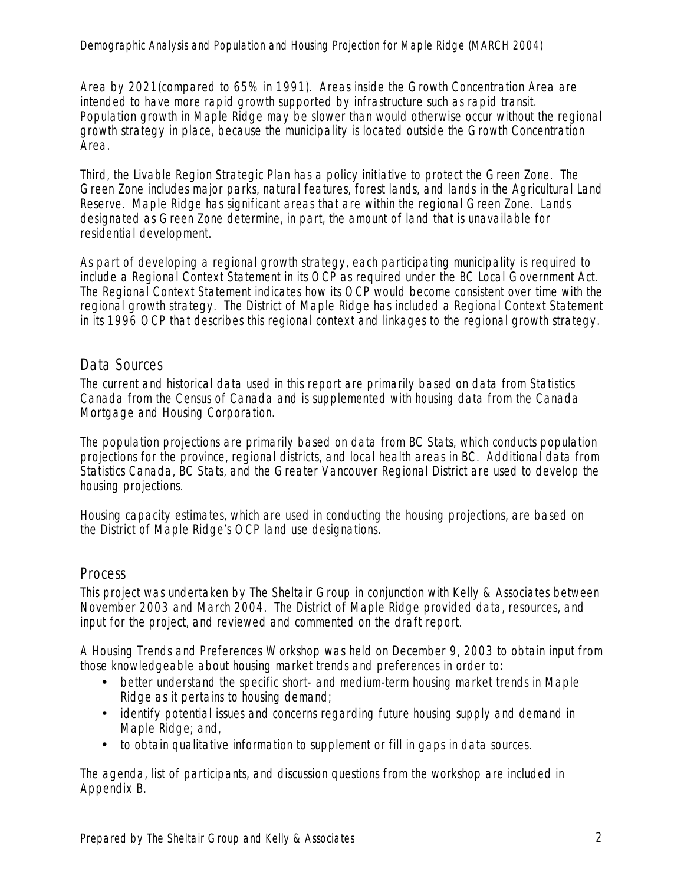Area by 2021(compared to 65% in 1991). Areas inside the Growth Concentration Area are intended to have more rapid growth supported by infrastructure such as rapid transit. Population growth in Maple Ridge may be slower than would otherwise occur without the regional growth strategy in place, because the municipality is located outside the Growth Concentration Area.

Third, the Livable Region Strategic Plan has a policy initiative to protect the Green Zone. The Green Zone includes major parks, natural features, forest lands, and lands in the Agricultural Land Reserve. Maple Ridge has significant areas that are within the regional Green Zone. Lands designated as Green Zone determine, in part, the amount of land that is unavailable for residential development.

As part of developing a regional growth strategy, each participating municipality is required to include a Regional Context Statement in its OCP as required under the BC Local Government Act. The Regional Context Statement indicates how its OCP would become consistent over time with the regional growth strategy. The District of Maple Ridge has included a Regional Context Statement in its 1996 OCP that describes this regional context and linkages to the regional growth strategy.

## Data Sources

The current and historical data used in this report are primarily based on data from Statistics Canada from the Census of Canada and is supplemented with housing data from the Canada Mortgage and Housing Corporation.

The population projections are primarily based on data from BC Stats, which conducts population projections for the province, regional districts, and local health areas in BC. Additional data from Statistics Canada, BC Stats, and the Greater Vancouver Regional District are used to develop the housing projections.

Housing capacity estimates, which are used in conducting the housing projections, are based on the District of Maple Ridge's OCP land use designations.

## Process

This project was undertaken by The Sheltair Group in conjunction with Kelly & Associates between November 2003 and March 2004. The District of Maple Ridge provided data, resources, and input for the project, and reviewed and commented on the draft report.

A Housing Trends and Preferences Workshop was held on December 9, 2003 to obtain input from those knowledgeable about housing market trends and preferences in order to:

- better understand the specific short- and medium-term housing market trends in Maple Ridge as it pertains to housing demand;
- identify potential issues and concerns regarding future housing supply and demand in Maple Ridge; and,
- to obtain qualitative information to supplement or fill in gaps in data sources.

The agenda, list of participants, and discussion questions from the workshop are included in Appendix B.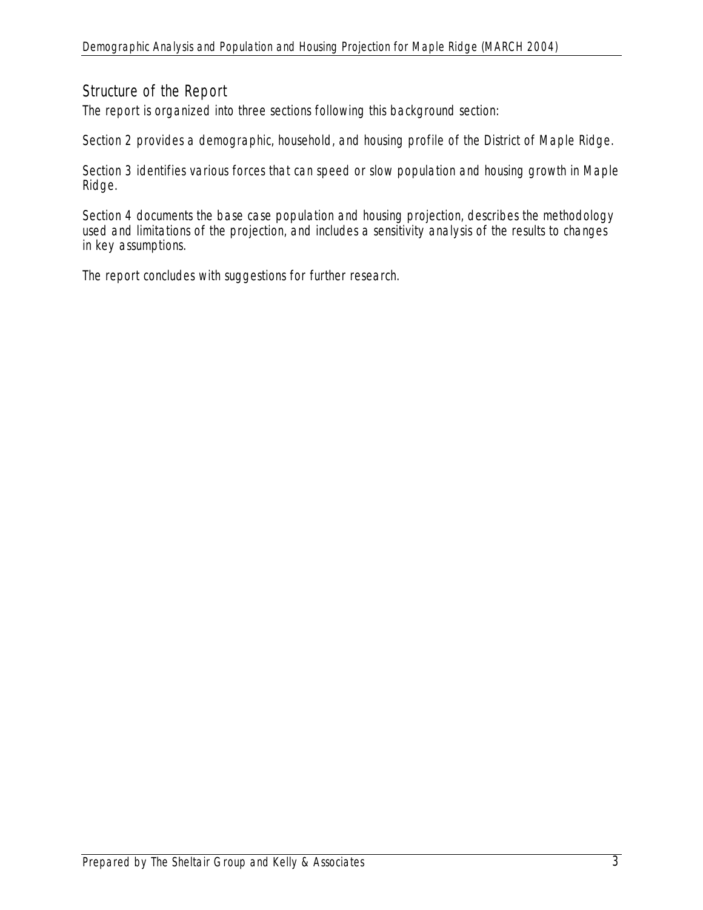## Structure of the Report

The report is organized into three sections following this background section:

Section 2 provides a demographic, household, and housing profile of the District of Maple Ridge.

Section 3 identifies various forces that can speed or slow population and housing growth in Maple Ridge.

Section 4 documents the base case population and housing projection, describes the methodology used and limitations of the projection, and includes a sensitivity analysis of the results to changes in key assumptions.

The report concludes with suggestions for further research.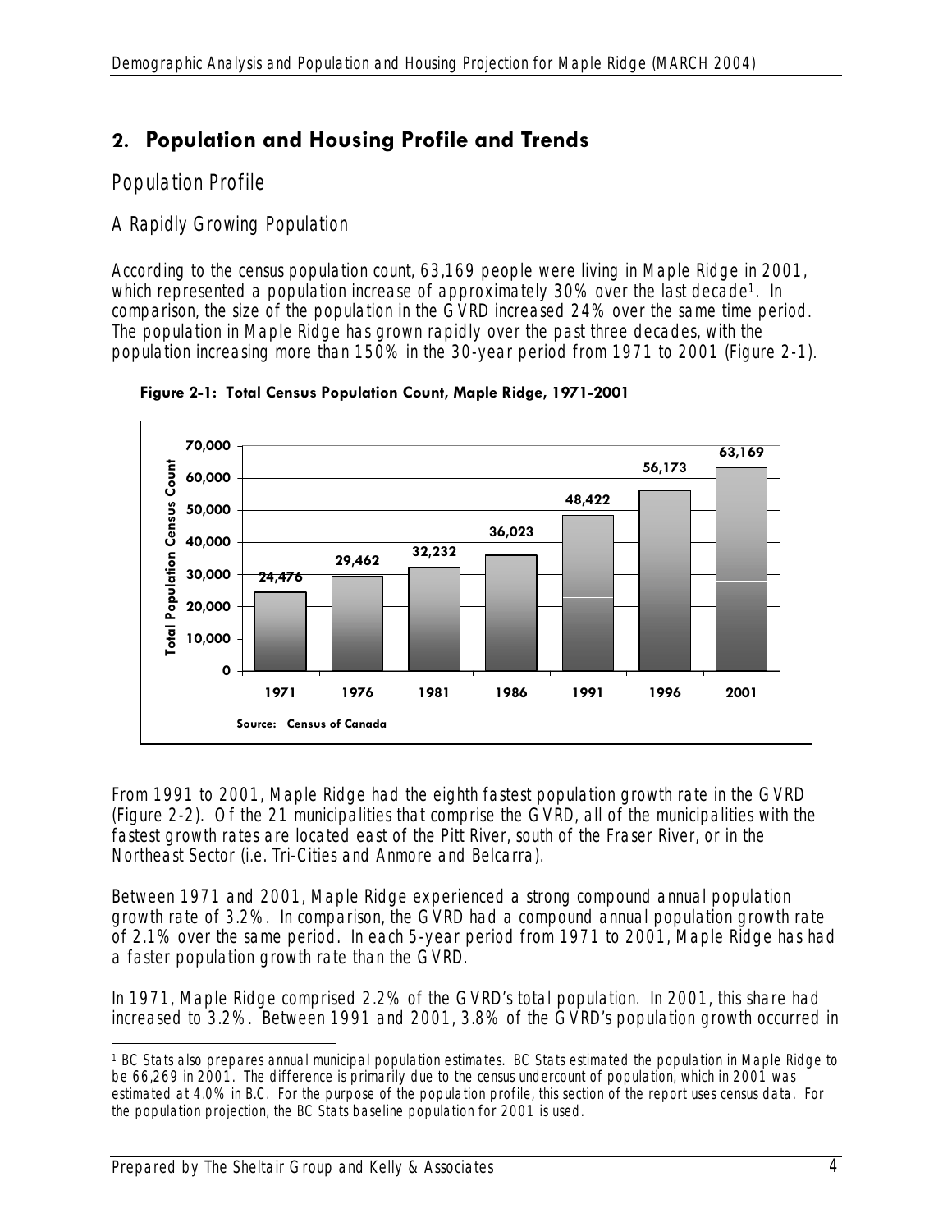## 2. Population and Housing Profile and Trends

### Population Profile

#### A Rapidly Growing Population

According to the census population count, 63,169 people were living in Maple Ridge in 2001, which represented a population increase of approximately 30% over the last decade[1]. In comparison, the size of the population in the GVRD increased 24% over the same time period. The population in Maple Ridge has grown rapidly over the past three decades, with the population increasing more than 150% in the 30-year period from 1971 to 2001 (Figure 2-1).

**Figure 2-1: Total Census Population Count, Maple Ridge, 1971-2001**

| Year | Total Population Census Count |
|---|---|
| 1971 | 24,476 |
| 1976 | 29,462 |
| 1981 | 32,232 |
| 1986 | 36,023 |
| 1991 | 48,422 |
| 1996 | 56,173 |
| 2001 | 63,169 |

Source: Census of Canada

From 1991 to 2001, Maple Ridge had the eighth fastest population growth rate in the GVRD (Figure 2-2). Of the 21 municipalities that comprise the GVRD, all of the municipalities with the fastest growth rates are located east of the Pitt River, south of the Fraser River, or in the Northeast Sector (i.e. Tri-Cities and Anmore and Belcarra).

Between 1971 and 2001, Maple Ridge experienced a strong compound annual population growth rate of 3.2%. In comparison, the GVRD had a compound annual population growth rate of 2.1% over the same period. In each 5-year period from 1971 to 2001, Maple Ridge has had a faster population growth rate than the GVRD.

In 1971, Maple Ridge comprised 2.2% of the GVRD's total population. In 2001, this share had increased to 3.2%. Between 1991 and 2001, 3.8% of the GVRD's population growth occurred in

[1] BC Stats also prepares annual municipal population estimates. BC Stats estimated the population in Maple Ridge to be 66,269 in 2001. The difference is primarily due to the census undercount of population, which in 2001 was estimated at 4.0% in B.C. For the purpose of the population profile, this section of the report uses census data. For the population projection, the BC Stats baseline population for 2001 is used.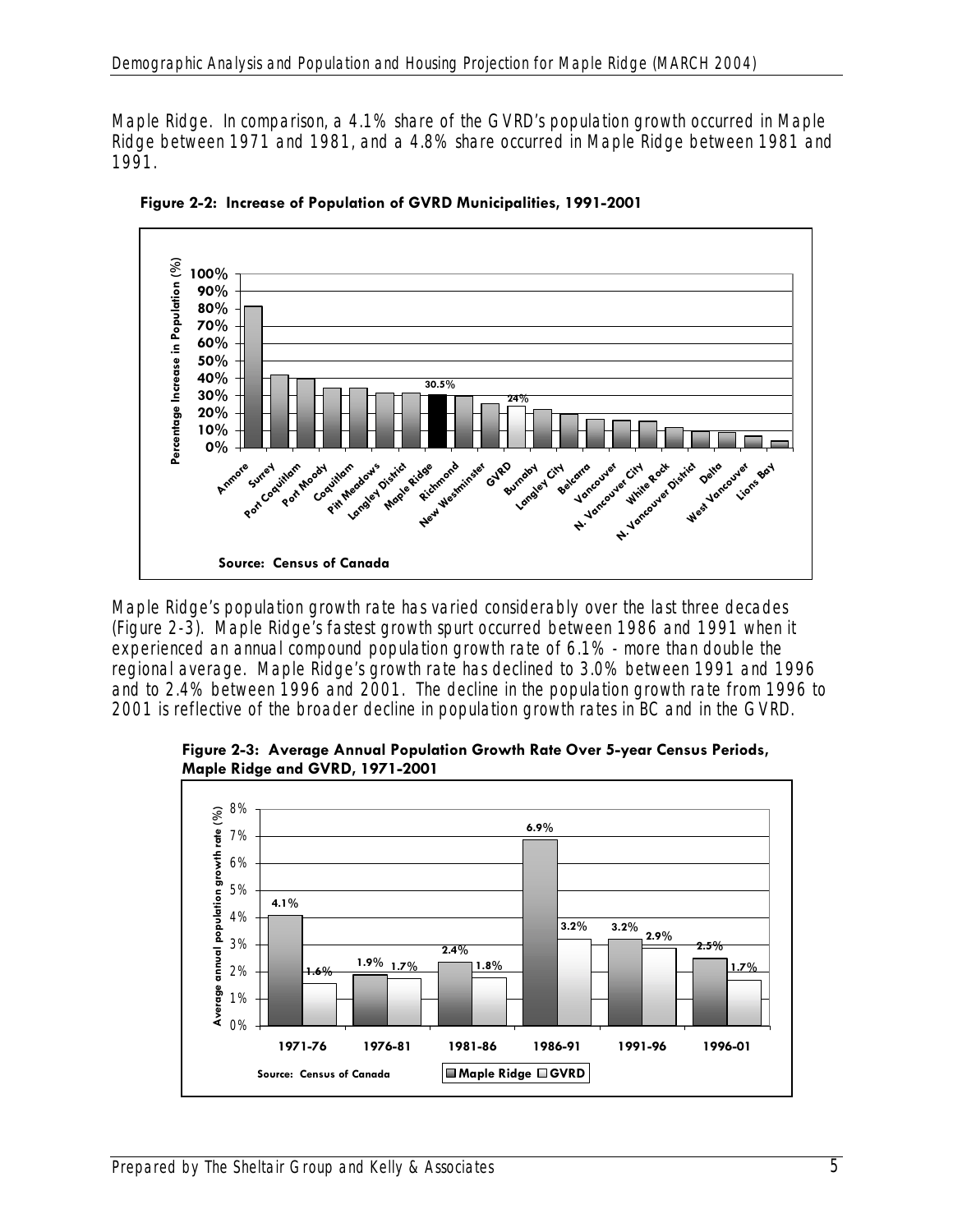Maple Ridge. In comparison, a 4.1% share of the GVRD's population growth occurred in Maple Ridge between 1971 and 1981, and a 4.8% share occurred in Maple Ridge between 1981 and 1991.

**Figure 2-2: Increase of Population of GVRD Municipalities, 1991-2001**

Source: Census of Canada

Maple Ridge's population growth rate has varied considerably over the last three decades (Figure 2-3). Maple Ridge's fastest growth spurt occurred between 1986 and 1991 when it experienced an annual compound population growth rate of 6.1% - more than double the regional average. Maple Ridge's growth rate has declined to 3.0% between 1991 and 1996 and to 2.4% between 1996 and 2001. The decline in the population growth rate from 1996 to 2001 is reflective of the broader decline in population growth rates in BC and in the GVRD.

**Figure 2-3: Average Annual Population Growth Rate Over 5-year Census Periods, Maple Ridge and GVRD, 1971-2001**

| Period | Maple Ridge | GVRD |
|---|---|---|
| 1971-76 | 4.1% | 1.6% |
| 1976-81 | 1.9% | 1.7% |
| 1981-86 | 2.4% | 1.8% |
| 1986-91 | 6.9% | 3.2% |
| 1991-96 | 3.2% | 2.9% |
| 1996-01 | 2.5% | 1.7% |

Source: Census of Canada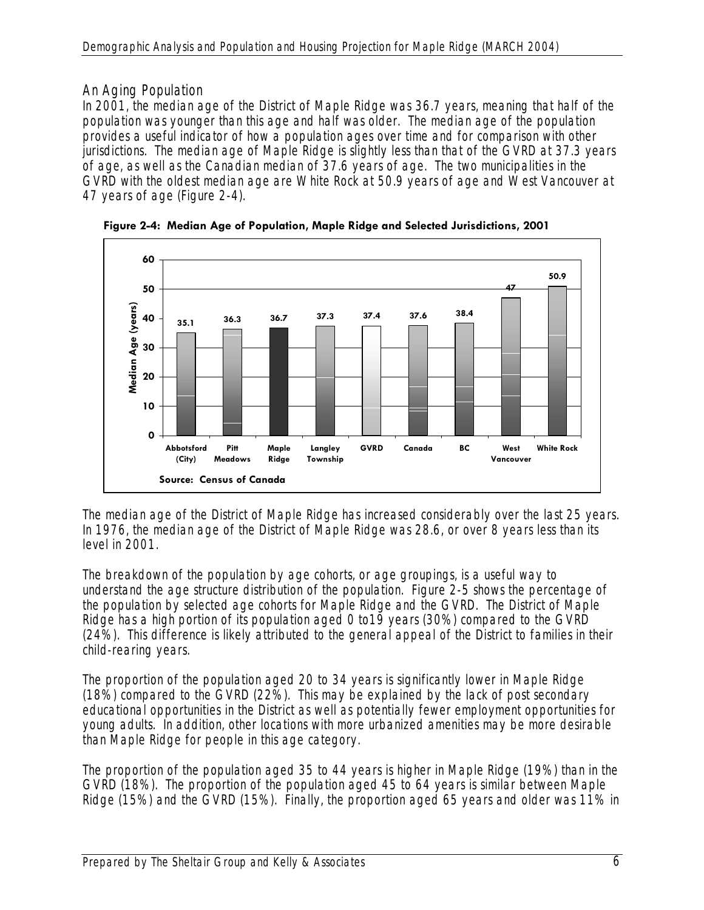## An Aging Population

In 2001, the median age of the District of Maple Ridge was 36.7 years, meaning that half of the population was younger than this age and half was older. The median age of the population provides a useful indicator of how a population ages over time and for comparison with other jurisdictions. The median age of Maple Ridge is slightly less than that of the GVRD at 37.3 years of age, as well as the Canadian median of 37.6 years of age. The two municipalities in the GVRD with the oldest median age are White Rock at 50.9 years of age and West Vancouver at 47 years of age (Figure 2-4).

**Figure 2-4: Median Age of Population, Maple Ridge and Selected Jurisdictions, 2001**

| Jurisdiction | Median Age (years) |
|---|---|
| Abbotsford (City) | 35.1 |
| Pitt Meadows | 36.3 |
| Maple Ridge | 36.7 |
| Langley Township | 37.3 |
| GVRD | 37.4 |
| Canada | 37.6 |
| BC | 38.4 |
| West Vancouver | 47 |
| White Rock | 50.9 |

Source: Census of Canada

The median age of the District of Maple Ridge has increased considerably over the last 25 years. In 1976, the median age of the District of Maple Ridge was 28.6, or over 8 years less than its level in 2001.

The breakdown of the population by age cohorts, or age groupings, is a useful way to understand the age structure distribution of the population. Figure 2-5 shows the percentage of the population by selected age cohorts for Maple Ridge and the GVRD. The District of Maple Ridge has a high portion of its population aged 0 to19 years (30%) compared to the GVRD (24%). This difference is likely attributed to the general appeal of the District to families in their child-rearing years.

The proportion of the population aged 20 to 34 years is significantly lower in Maple Ridge (18%) compared to the GVRD (22%). This may be explained by the lack of post secondary educational opportunities in the District as well as potentially fewer employment opportunities for young adults. In addition, other locations with more urbanized amenities may be more desirable than Maple Ridge for people in this age category.

The proportion of the population aged 35 to 44 years is higher in Maple Ridge (19%) than in the GVRD (18%). The proportion of the population aged 45 to 64 years is similar between Maple Ridge (15%) and the GVRD (15%). Finally, the proportion aged 65 years and older was 11% in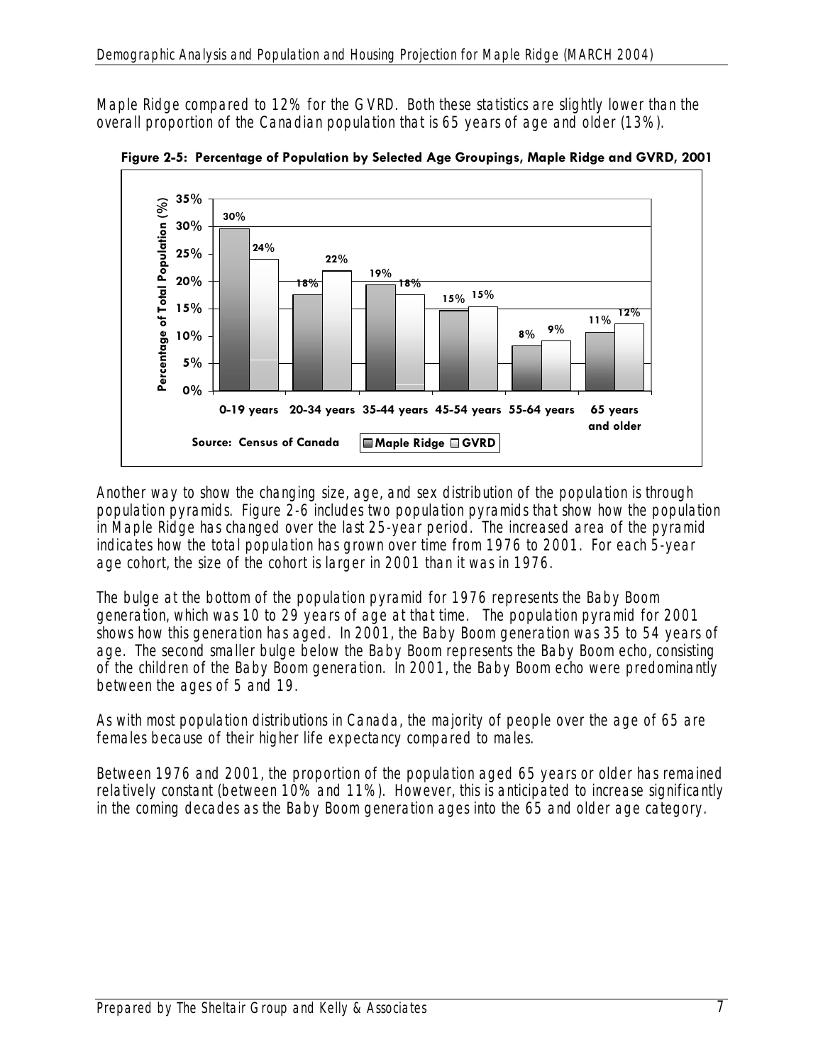Maple Ridge compared to 12% for the GVRD. Both these statistics are slightly lower than the overall proportion of the Canadian population that is 65 years of age and older (13%).

**Figure 2-5: Percentage of Population by Selected Age Groupings, Maple Ridge and GVRD, 2001**

| Age Group | Maple Ridge | GVRD |
|---|---|---|
| 0-19 years | 30% | 24% |
| 20-34 years | 18% | 22% |
| 35-44 years | 19% | 18% |
| 45-54 years | 15% | 15% |
| 55-64 years | 8% | 9% |
| 65 years and older | 11% | 12% |

Source: Census of Canada

Another way to show the changing size, age, and sex distribution of the population is through population pyramids. Figure 2-6 includes two population pyramids that show how the population in Maple Ridge has changed over the last 25-year period. The increased area of the pyramid indicates how the total population has grown over time from 1976 to 2001. For each 5-year age cohort, the size of the cohort is larger in 2001 than it was in 1976.

The bulge at the bottom of the population pyramid for 1976 represents the Baby Boom generation, which was 10 to 29 years of age at that time. The population pyramid for 2001 shows how this generation has aged. In 2001, the Baby Boom generation was 35 to 54 years of age. The second smaller bulge below the Baby Boom represents the Baby Boom echo, consisting of the children of the Baby Boom generation. In 2001, the Baby Boom echo were predominantly between the ages of 5 and 19.

As with most population distributions in Canada, the majority of people over the age of 65 are females because of their higher life expectancy compared to males.

Between 1976 and 2001, the proportion of the population aged 65 years or older has remained relatively constant (between 10% and 11%). However, this is anticipated to increase significantly in the coming decades as the Baby Boom generation ages into the 65 and older age category.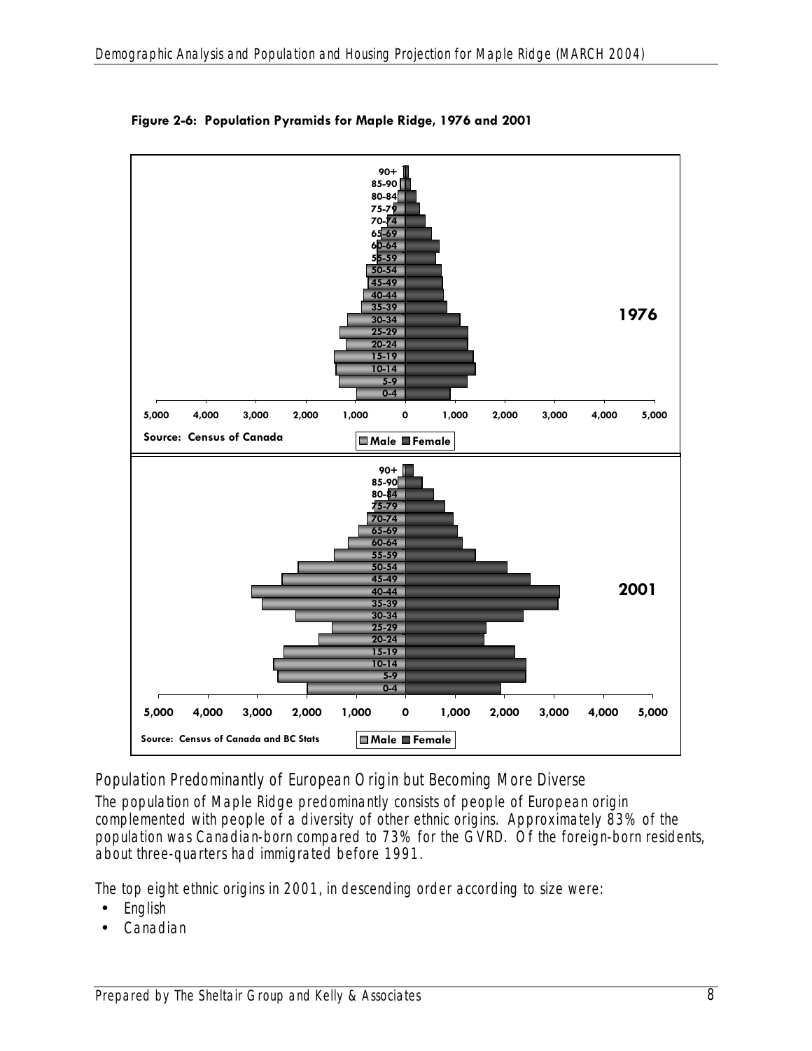**Figure 2-6: Population Pyramids for Maple Ridge, 1976 and 2001**

Source: Census of Canada

Source: Census of Canada and BC Stats

## Population Predominantly of European Origin but Becoming More Diverse

The population of Maple Ridge predominantly consists of people of European origin complemented with people of a diversity of other ethnic origins. Approximately 83% of the population was Canadian-born compared to 73% for the GVRD. Of the foreign-born residents, about three-quarters had immigrated before 1991.

The top eight ethnic origins in 2001, in descending order according to size were:

- English
- Canadian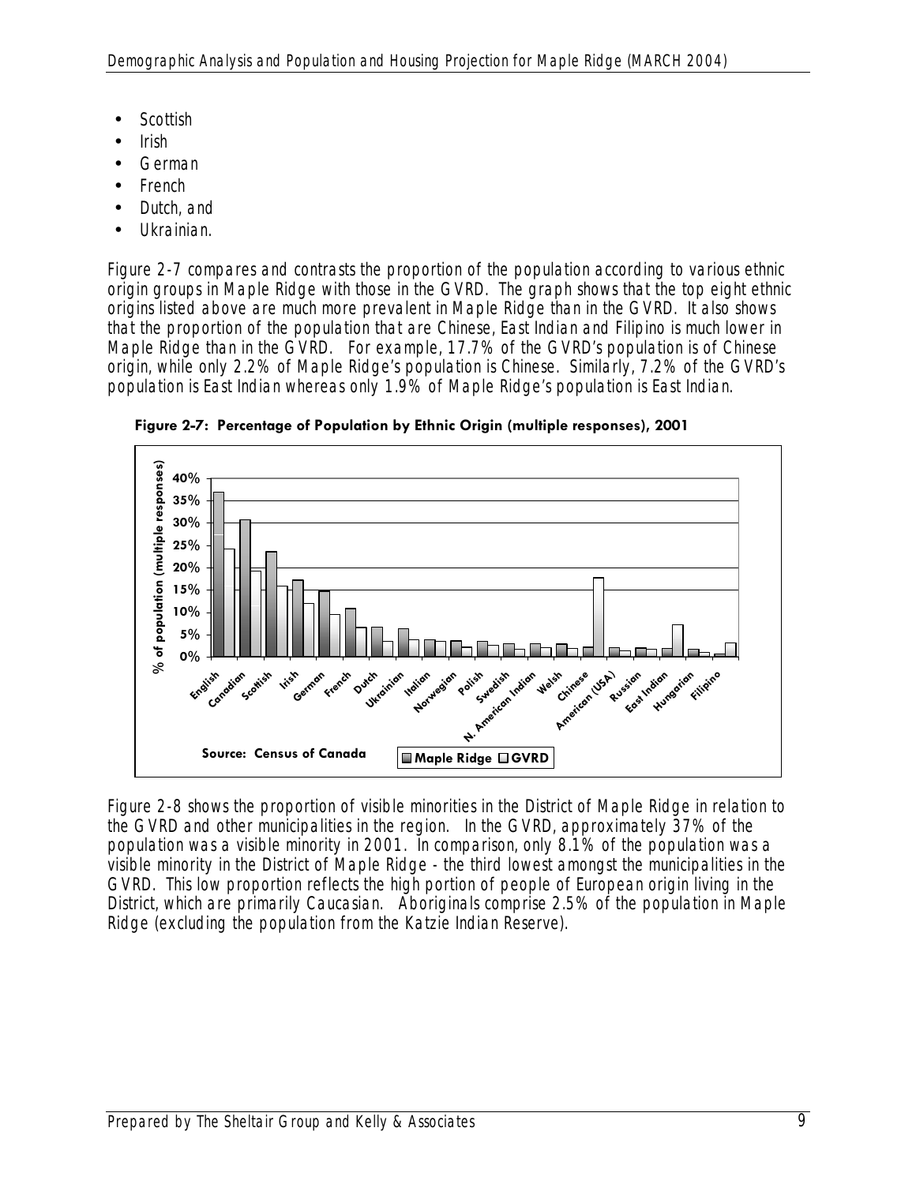- Scottish
- Irish
- German
- French
- Dutch, and
- Ukrainian.

Figure 2-7 compares and contrasts the proportion of the population according to various ethnic origin groups in Maple Ridge with those in the GVRD. The graph shows that the top eight ethnic origins listed above are much more prevalent in Maple Ridge than in the GVRD. It also shows that the proportion of the population that are Chinese, East Indian and Filipino is much lower in Maple Ridge than in the GVRD. For example, 17.7% of the GVRD's population is of Chinese origin, while only 2.2% of Maple Ridge's population is Chinese. Similarly, 7.2% of the GVRD's population is East Indian whereas only 1.9% of Maple Ridge's population is East Indian.

**Figure 2-7: Percentage of Population by Ethnic Origin (multiple responses), 2001**

Source: Census of Canada

Figure 2-8 shows the proportion of visible minorities in the District of Maple Ridge in relation to the GVRD and other municipalities in the region. In the GVRD, approximately 37% of the population was a visible minority in 2001. In comparison, only 8.1% of the population was a visible minority in the District of Maple Ridge - the third lowest amongst the municipalities in the GVRD. This low proportion reflects the high portion of people of European origin living in the District, which are primarily Caucasian. Aboriginals comprise 2.5% of the population in Maple Ridge (excluding the population from the Katzie Indian Reserve).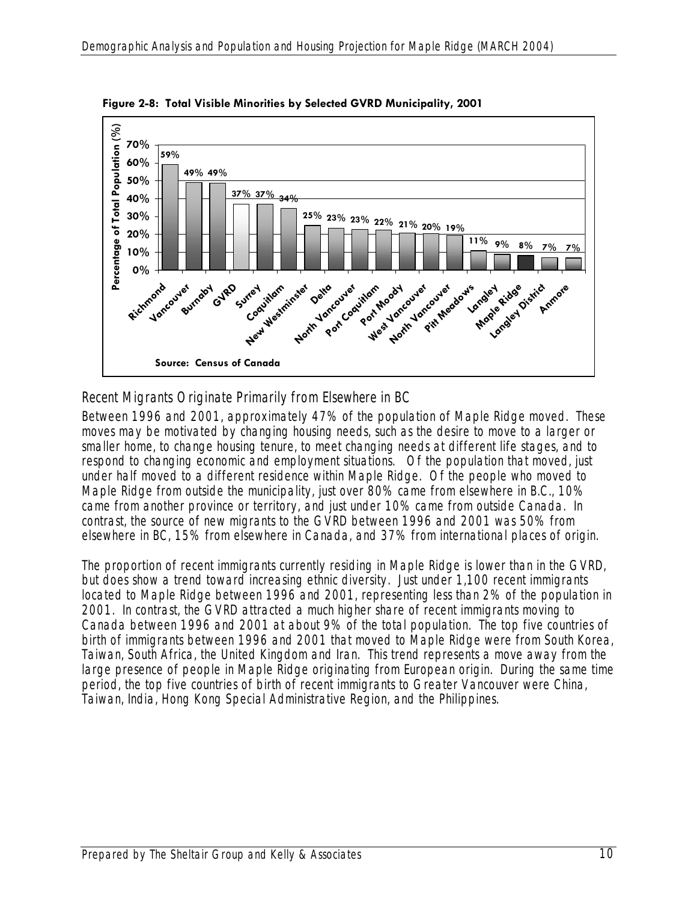**Figure 2-8: Total Visible Minorities by Selected GVRD Municipality, 2001**

| Municipality | Percentage of Total Population (%) |
| --- | --- |
| Richmond | 59% |
| Vancouver | 49% |
| Burnaby | 49% |
| GVRD | 37% |
| Surrey | 37% |
| Coquitlam | 34% |
| New Westminster | 25% |
| Delta | 23% |
| North Vancouver | 23% |
| Port Coquitlam | 22% |
| Port Moody | 21% |
| West Vancouver | 20% |
| North Vancouver | 19% |
| Pitt Meadows | 11% |
| Langley | 9% |
| Maple Ridge | 8% |
| Langley District | 7% |
| Anmore | 7% |

Source: Census of Canada

### *Recent Migrants Originate Primarily from Elsewhere in BC*

Between 1996 and 2001, approximately 47% of the population of Maple Ridge moved. These moves may be motivated by changing housing needs, such as the desire to move to a larger or smaller home, to change housing tenure, to meet changing needs at different life stages, and to respond to changing economic and employment situations. Of the population that moved, just under half moved to a different residence within Maple Ridge. Of the people who moved to Maple Ridge from outside the municipality, just over 80% came from elsewhere in B.C., 10% came from another province or territory, and just under 10% came from outside Canada. In contrast, the source of new migrants to the GVRD between 1996 and 2001 was 50% from elsewhere in BC, 15% from elsewhere in Canada, and 37% from international places of origin.

The proportion of recent immigrants currently residing in Maple Ridge is lower than in the GVRD, but does show a trend toward increasing ethnic diversity. Just under 1,100 recent immigrants located to Maple Ridge between 1996 and 2001, representing less than 2% of the population in 2001. In contrast, the GVRD attracted a much higher share of recent immigrants moving to Canada between 1996 and 2001 at about 9% of the total population. The top five countries of birth of immigrants between 1996 and 2001 that moved to Maple Ridge were from South Korea, Taiwan, South Africa, the United Kingdom and Iran. This trend represents a move away from the large presence of people in Maple Ridge originating from European origin. During the same time period, the top five countries of birth of recent immigrants to Greater Vancouver were China, Taiwan, India, Hong Kong Special Administrative Region, and the Philippines.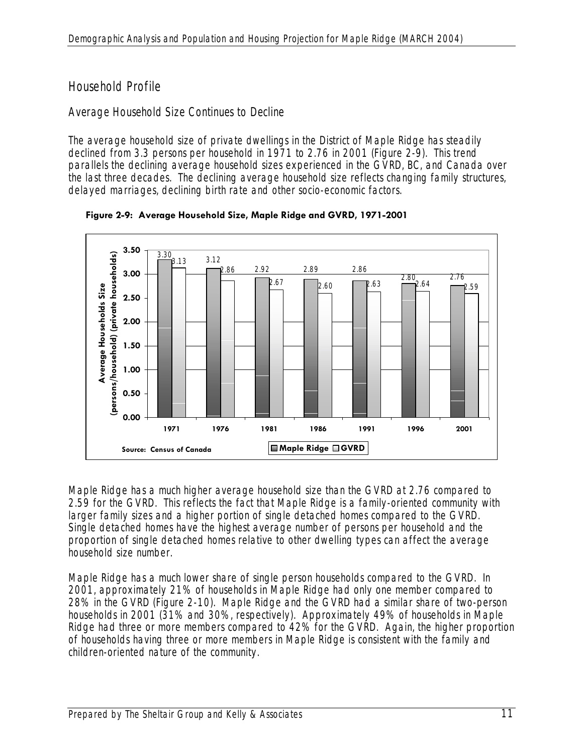## Household Profile

### Average Household Size Continues to Decline

The average household size of private dwellings in the District of Maple Ridge has steadily declined from 3.3 persons per household in 1971 to 2.76 in 2001 (Figure 2-9). This trend parallels the declining average household sizes experienced in the GVRD, BC, and Canada over the last three decades. The declining average household size reflects changing family structures, delayed marriages, declining birth rate and other socio-economic factors.

**Figure 2-9: Average Household Size, Maple Ridge and GVRD, 1971-2001**

| Year | Maple Ridge | GVRD |
|---|---|---|
| 1971 | 3.30 | 3.13 |
| 1976 | 3.12 | 2.86 |
| 1981 | 2.92 | 2.67 |
| 1986 | 2.89 | 2.60 |
| 1991 | 2.86 | 2.63 |
| 1996 | 2.80 | 2.64 |
| 2001 | 2.76 | 2.59 |

Source: Census of Canada

Maple Ridge has a much higher average household size than the GVRD at 2.76 compared to 2.59 for the GVRD. This reflects the fact that Maple Ridge is a family-oriented community with larger family sizes and a higher portion of single detached homes compared to the GVRD. Single detached homes have the highest average number of persons per household and the proportion of single detached homes relative to other dwelling types can affect the average household size number.

Maple Ridge has a much lower share of single person households compared to the GVRD. In 2001, approximately 21% of households in Maple Ridge had only one member compared to 28% in the GVRD (Figure 2-10). Maple Ridge and the GVRD had a similar share of two-person households in 2001 (31% and 30%, respectively). Approximately 49% of households in Maple Ridge had three or more members compared to 42% for the GVRD. Again, the higher proportion of households having three or more members in Maple Ridge is consistent with the family and children-oriented nature of the community.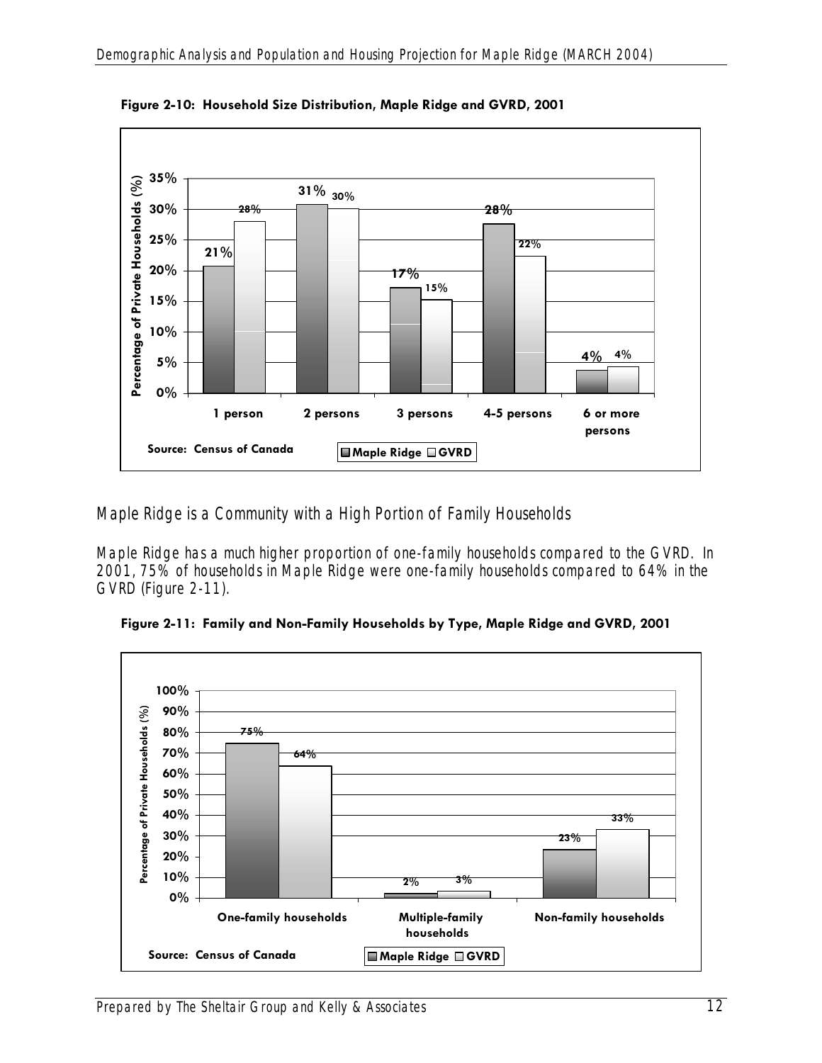**Figure 2-10: Household Size Distribution, Maple Ridge and GVRD, 2001**

| Household size | Maple Ridge | GVRD |
|---|---|---|
| 1 person | 21% | 28% |
| 2 persons | 31% | 30% |
| 3 persons | 17% | 15% |
| 4-5 persons | 28% | 22% |
| 6 or more persons | 4% | 4% |

Source: Census of Canada

## Maple Ridge is a Community with a High Portion of Family Households

Maple Ridge has a much higher proportion of one-family households compared to the GVRD. In 2001, 75% of households in Maple Ridge were one-family households compared to 64% in the GVRD (Figure 2-11).

**Figure 2-11: Family and Non-Family Households by Type, Maple Ridge and GVRD, 2001**

| Household type | Maple Ridge | GVRD |
|---|---|---|
| One-family households | 75% | 64% |
| Multiple-family households | 2% | 3% |
| Non-family households | 23% | 33% |

Source: Census of Canada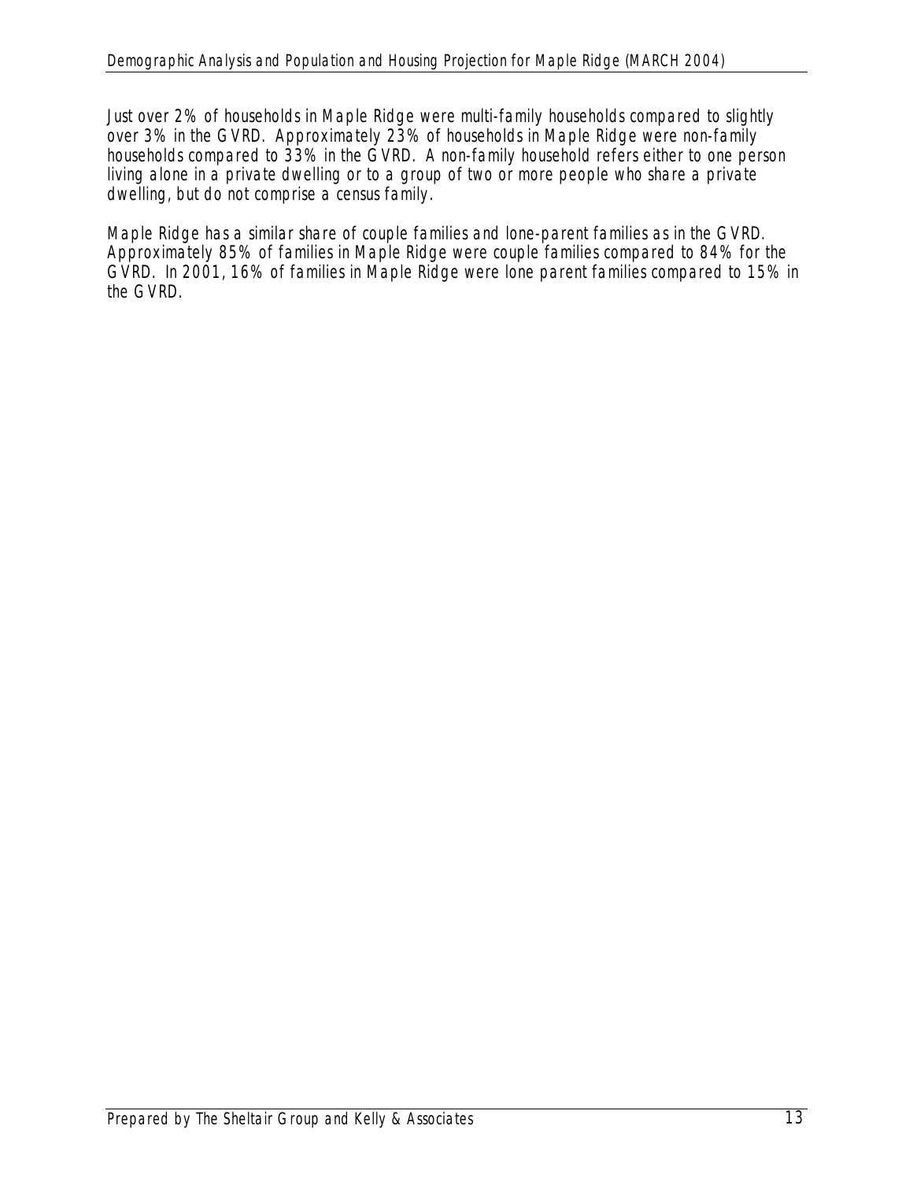Just over 2% of households in Maple Ridge were multi-family households compared to slightly over 3% in the GVRD. Approximately 23% of households in Maple Ridge were non-family households compared to 33% in the GVRD. A non-family household refers either to one person living alone in a private dwelling or to a group of two or more people who share a private dwelling, but do not comprise a census family.

Maple Ridge has a similar share of couple families and lone-parent families as in the GVRD. Approximately 85% of families in Maple Ridge were couple families compared to 84% for the GVRD. In 2001, 16% of families in Maple Ridge were lone parent families compared to 15% in the GVRD.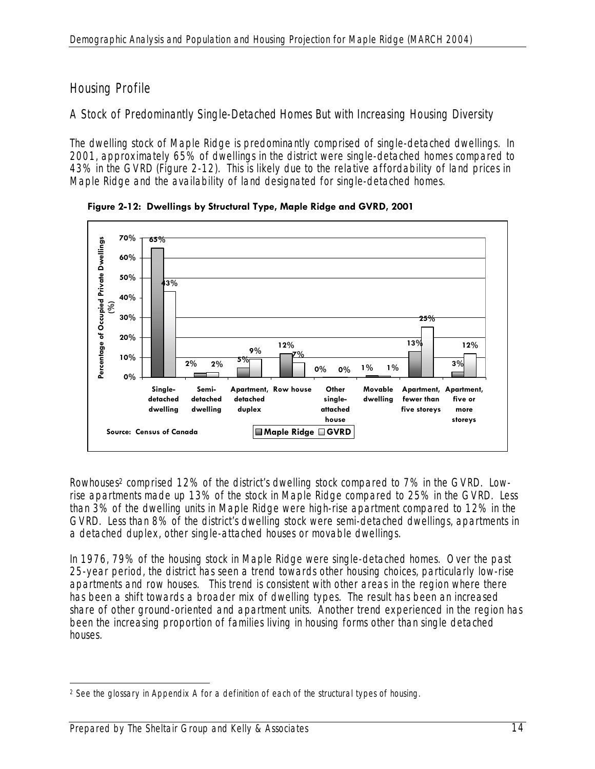## Housing Profile

### A Stock of Predominantly Single-Detached Homes But with Increasing Housing Diversity

The dwelling stock of Maple Ridge is predominantly comprised of single-detached dwellings. In 2001, approximately 65% of dwellings in the district were single-detached homes compared to 43% in the GVRD (Figure 2-12). This is likely due to the relative affordability of land prices in Maple Ridge and the availability of land designated for single-detached homes.

**Figure 2-12: Dwellings by Structural Type, Maple Ridge and GVRD, 2001**

| Structural Type | Maple Ridge | GVRD |
|---|---|---|
| Single-detached dwelling | 65% | 43% |
| Semi-detached dwelling | 2% | 2% |
| Apartment, detached duplex | 5% | 9% |
| Row house | 12% | 7% |
| Other single-attached house | 0% | 0% |
| Movable dwelling | 1% | 1% |
| Apartment, fewer than five storeys | 13% | 25% |
| Apartment, five or more storeys | 3% | 12% |

Source: Census of Canada

Rowhouses[2] comprised 12% of the district's dwelling stock compared to 7% in the GVRD. Low-rise apartments made up 13% of the stock in Maple Ridge compared to 25% in the GVRD. Less than 3% of the dwelling units in Maple Ridge were high-rise apartment compared to 12% in the GVRD. Less than 8% of the district's dwelling stock were semi-detached dwellings, apartments in a detached duplex, other single-attached houses or movable dwellings.

In 1976, 79% of the housing stock in Maple Ridge were single-detached homes. Over the past 25-year period, the district has seen a trend towards other housing choices, particularly low-rise apartments and row houses. This trend is consistent with other areas in the region where there has been a shift towards a broader mix of dwelling types. The result has been an increased share of other ground-oriented and apartment units. Another trend experienced in the region has been the increasing proportion of families living in housing forms other than single detached houses.

[2] See the glossary in Appendix A for a definition of each of the structural types of housing.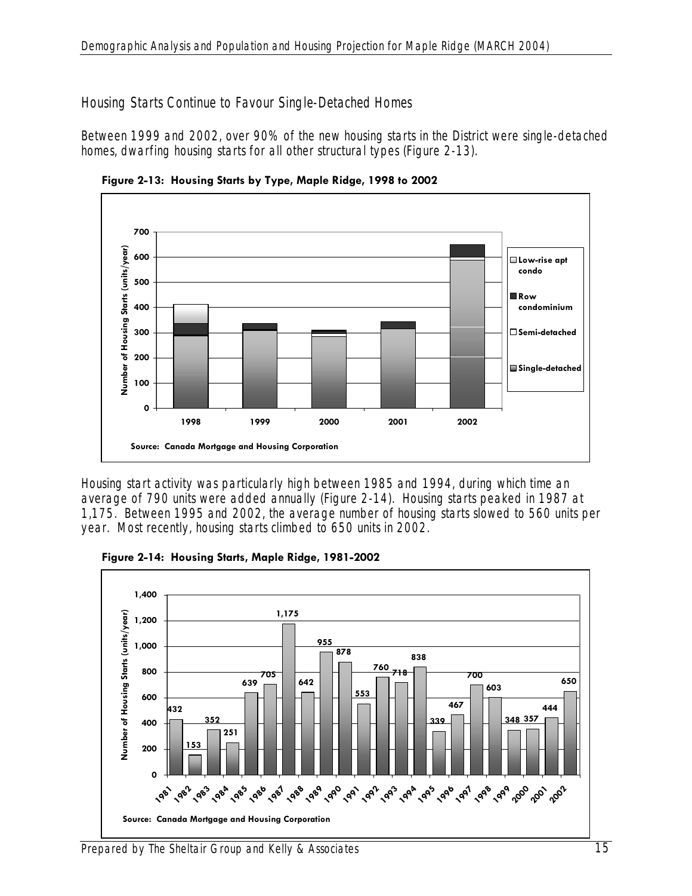## Housing Starts Continue to Favour Single-Detached Homes

Between 1999 and 2002, over 90% of the new housing starts in the District were single-detached homes, dwarfing housing starts for all other structural types (Figure 2-13).

**Figure 2-13: Housing Starts by Type, Maple Ridge, 1998 to 2002**

Source: Canada Mortgage and Housing Corporation

Housing start activity was particularly high between 1985 and 1994, during which time an average of 790 units were added annually (Figure 2-14). Housing starts peaked in 1987 at 1,175. Between 1995 and 2002, the average number of housing starts slowed to 560 units per year. Most recently, housing starts climbed to 650 units in 2002.

**Figure 2-14: Housing Starts, Maple Ridge, 1981-2002**

| Year | Housing Starts (units/year) |
|---|---|
| 1981 | 432 |
| 1982 | 153 |
| 1983 | 352 |
| 1984 | 251 |
| 1985 | 639 |
| 1986 | 705 |
| 1987 | 1,175 |
| 1988 | 642 |
| 1989 | 955 |
| 1990 | 878 |
| 1991 | 553 |
| 1992 | 760 |
| 1993 | 718 |
| 1994 | 838 |
| 1995 | 339 |
| 1996 | 467 |
| 1997 | 700 |
| 1998 | 603 |
| 1999 | 348 |
| 2000 | 357 |
| 2001 | 444 |
| 2002 | 650 |

Source: Canada Mortgage and Housing Corporation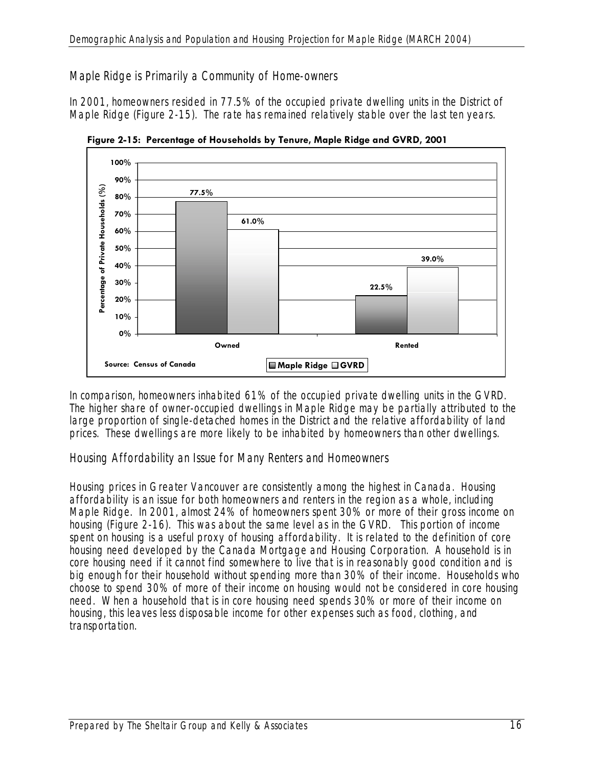## Maple Ridge is Primarily a Community of Home-owners

In 2001, homeowners resided in 77.5% of the occupied private dwelling units in the District of Maple Ridge (Figure 2-15). The rate has remained relatively stable over the last ten years.

**Figure 2-15: Percentage of Households by Tenure, Maple Ridge and GVRD, 2001**

| Tenure | Maple Ridge | GVRD |
|---|---|---|
| Owned | 77.5% | 61.0% |
| Rented | 22.5% | 39.0% |

Source: Census of Canada

In comparison, homeowners inhabited 61% of the occupied private dwelling units in the GVRD. The higher share of owner-occupied dwellings in Maple Ridge may be partially attributed to the large proportion of single-detached homes in the District and the relative affordability of land prices. These dwellings are more likely to be inhabited by homeowners than other dwellings.

## Housing Affordability an Issue for Many Renters and Homeowners

Housing prices in Greater Vancouver are consistently among the highest in Canada. Housing affordability is an issue for both homeowners and renters in the region as a whole, including Maple Ridge. In 2001, almost 24% of homeowners spent 30% or more of their gross income on housing (Figure 2-16). This was about the same level as in the GVRD. This portion of income spent on housing is a useful proxy of housing affordability. It is related to the definition of core housing need developed by the Canada Mortgage and Housing Corporation. A household is in core housing need if it cannot find somewhere to live that is in reasonably good condition and is big enough for their household without spending more than 30% of their income. Households who choose to spend 30% of more of their income on housing would not be considered in core housing need. When a household that is in core housing need spends 30% or more of their income on housing, this leaves less disposable income for other expenses such as food, clothing, and transportation.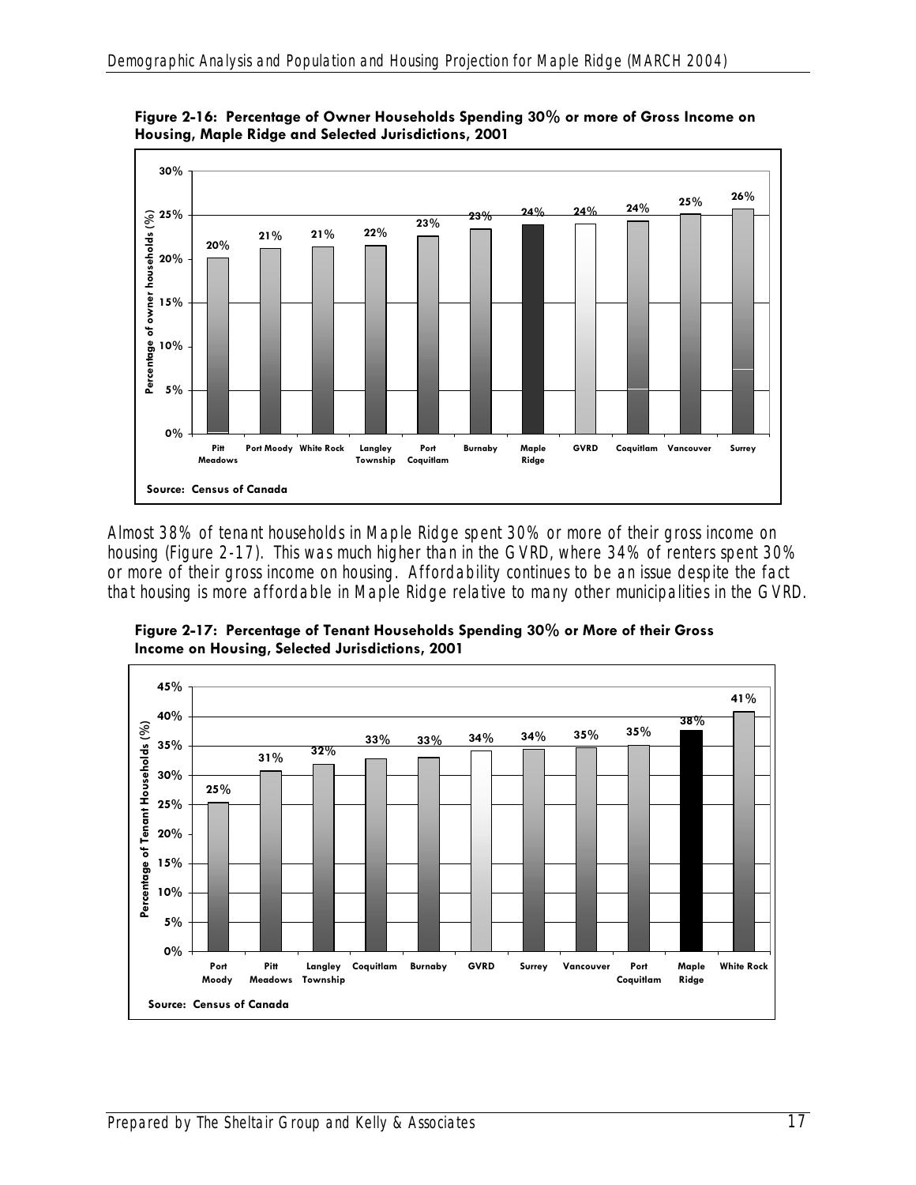**Figure 2-16: Percentage of Owner Households Spending 30% or more of Gross Income on Housing, Maple Ridge and Selected Jurisdictions, 2001**

| Jurisdiction | Percentage of owner households (%) |
|---|---|
| Pitt Meadows | 20% |
| Port Moody | 21% |
| White Rock | 21% |
| Langley Township | 22% |
| Port Coquitlam | 23% |
| Burnaby | 23% |
| Maple Ridge | 24% |
| GVRD | 24% |
| Coquitlam | 24% |
| Vancouver | 25% |
| Surrey | 26% |

Source: Census of Canada

Almost 38% of tenant households in Maple Ridge spent 30% or more of their gross income on housing (Figure 2-17). This was much higher than in the GVRD, where 34% of renters spent 30% or more of their gross income on housing. Affordability continues to be an issue despite the fact that housing is more affordable in Maple Ridge relative to many other municipalities in the GVRD.

**Figure 2-17: Percentage of Tenant Households Spending 30% or More of their Gross Income on Housing, Selected Jurisdictions, 2001**

| Jurisdiction | Percentage of Tenant Households (%) |
|---|---|
| Port Moody | 25% |
| Pitt Meadows | 31% |
| Langley Township | 32% |
| Coquitlam | 33% |
| Burnaby | 33% |
| GVRD | 34% |
| Surrey | 34% |
| Vancouver | 35% |
| Port Coquitlam | 35% |
| Maple Ridge | 38% |
| White Rock | 41% |

Source: Census of Canada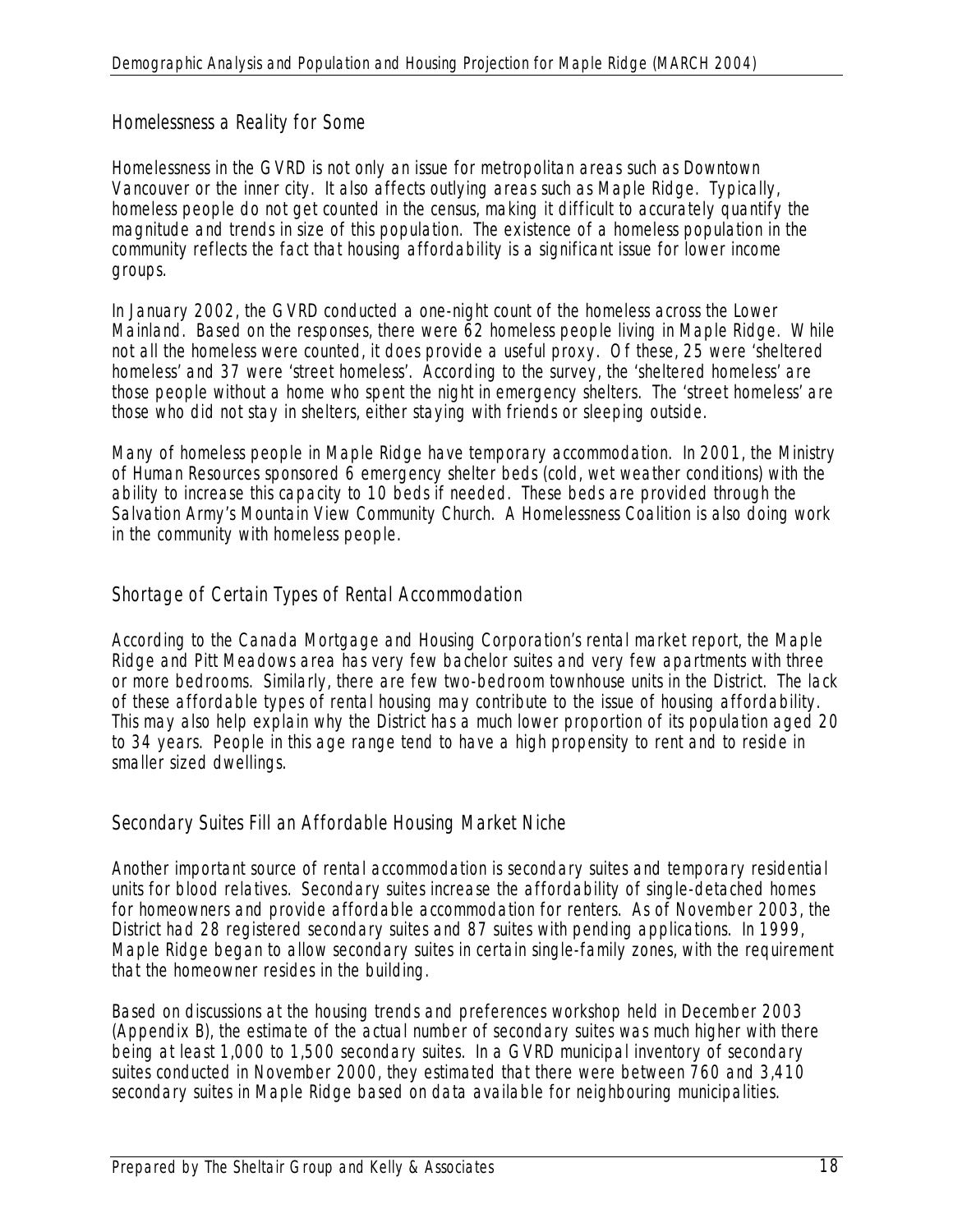## Homelessness a Reality for Some

Homelessness in the GVRD is not only an issue for metropolitan areas such as Downtown Vancouver or the inner city. It also affects outlying areas such as Maple Ridge. Typically, homeless people do not get counted in the census, making it difficult to accurately quantify the magnitude and trends in size of this population. The existence of a homeless population in the community reflects the fact that housing affordability is a significant issue for lower income groups.

In January 2002, the GVRD conducted a one-night count of the homeless across the Lower Mainland. Based on the responses, there were 62 homeless people living in Maple Ridge. While not all the homeless were counted, it does provide a useful proxy. Of these, 25 were 'sheltered homeless' and 37 were 'street homeless'. According to the survey, the 'sheltered homeless' are those people without a home who spent the night in emergency shelters. The 'street homeless' are those who did not stay in shelters, either staying with friends or sleeping outside.

Many of homeless people in Maple Ridge have temporary accommodation. In 2001, the Ministry of Human Resources sponsored 6 emergency shelter beds (cold, wet weather conditions) with the ability to increase this capacity to 10 beds if needed. These beds are provided through the Salvation Army's Mountain View Community Church. A Homelessness Coalition is also doing work in the community with homeless people.

## Shortage of Certain Types of Rental Accommodation

According to the Canada Mortgage and Housing Corporation's rental market report, the Maple Ridge and Pitt Meadows area has very few bachelor suites and very few apartments with three or more bedrooms. Similarly, there are few two-bedroom townhouse units in the District. The lack of these affordable types of rental housing may contribute to the issue of housing affordability. This may also help explain why the District has a much lower proportion of its population aged 20 to 34 years. People in this age range tend to have a high propensity to rent and to reside in smaller sized dwellings.

## Secondary Suites Fill an Affordable Housing Market Niche

Another important source of rental accommodation is secondary suites and temporary residential units for blood relatives. Secondary suites increase the affordability of single-detached homes for homeowners and provide affordable accommodation for renters. As of November 2003, the District had 28 registered secondary suites and 87 suites with pending applications. In 1999, Maple Ridge began to allow secondary suites in certain single-family zones, with the requirement that the homeowner resides in the building.

Based on discussions at the housing trends and preferences workshop held in December 2003 (Appendix B), the estimate of the actual number of secondary suites was much higher with there being at least 1,000 to 1,500 secondary suites. In a GVRD municipal inventory of secondary suites conducted in November 2000, they estimated that there were between 760 and 3,410 secondary suites in Maple Ridge based on data available for neighbouring municipalities.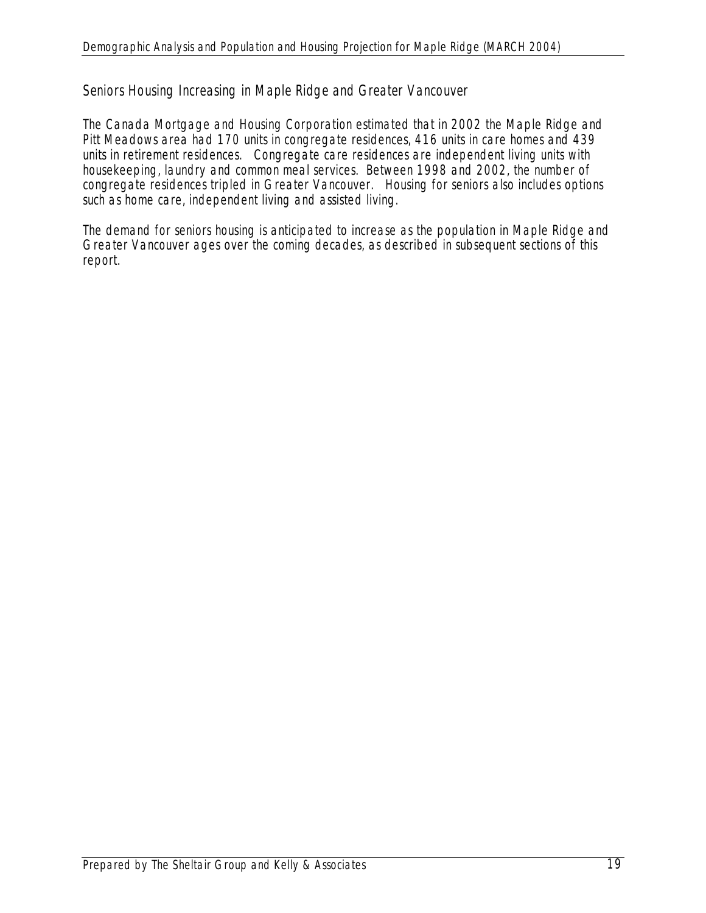## Seniors Housing Increasing in Maple Ridge and Greater Vancouver

The Canada Mortgage and Housing Corporation estimated that in 2002 the Maple Ridge and Pitt Meadows area had 170 units in congregate residences, 416 units in care homes and 439 units in retirement residences. Congregate care residences are independent living units with housekeeping, laundry and common meal services. Between 1998 and 2002, the number of congregate residences tripled in Greater Vancouver. Housing for seniors also includes options such as home care, independent living and assisted living.

The demand for seniors housing is anticipated to increase as the population in Maple Ridge and Greater Vancouver ages over the coming decades, as described in subsequent sections of this report.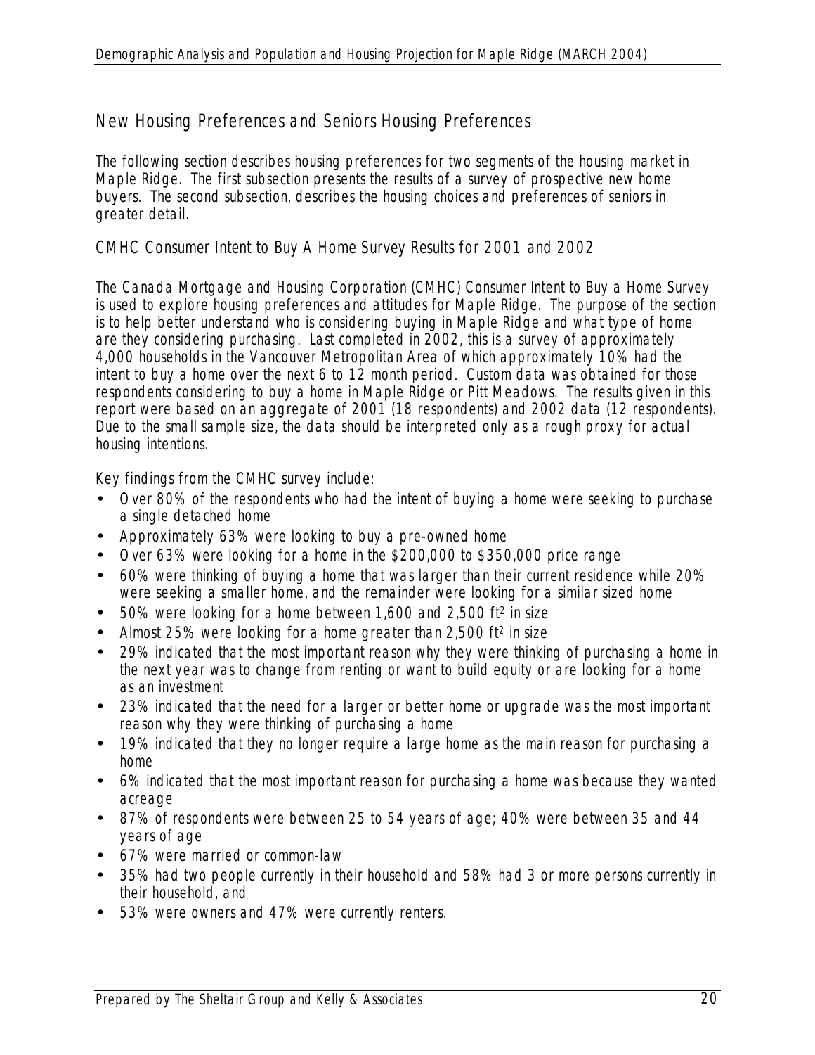## New Housing Preferences and Seniors Housing Preferences

The following section describes housing preferences for two segments of the housing market in Maple Ridge. The first subsection presents the results of a survey of prospective new home buyers. The second subsection, describes the housing choices and preferences of seniors in greater detail.

### CMHC Consumer Intent to Buy A Home Survey Results for 2001 and 2002

The Canada Mortgage and Housing Corporation (CMHC) Consumer Intent to Buy a Home Survey is used to explore housing preferences and attitudes for Maple Ridge. The purpose of the section is to help better understand who is considering buying in Maple Ridge and what type of home are they considering purchasing. Last completed in 2002, this is a survey of approximately 4,000 households in the Vancouver Metropolitan Area of which approximately 10% had the intent to buy a home over the next 6 to 12 month period. Custom data was obtained for those respondents considering to buy a home in Maple Ridge or Pitt Meadows. The results given in this report were based on an aggregate of 2001 (18 respondents) and 2002 data (12 respondents). Due to the small sample size, the data should be interpreted only as a rough proxy for actual housing intentions.

Key findings from the CMHC survey include:

- Over 80% of the respondents who had the intent of buying a home were seeking to purchase a single detached home
- Approximately 63% were looking to buy a pre-owned home
- Over 63% were looking for a home in the \$200,000 to \$350,000 price range
- 60% were thinking of buying a home that was larger than their current residence while 20% were seeking a smaller home, and the remainder were looking for a similar sized home
- 50% were looking for a home between 1,600 and 2,500 $ft^2$ in size
- Almost 25% were looking for a home greater than 2,500 $ft^2$ in size
- 29% indicated that the most important reason why they were thinking of purchasing a home in the next year was to change from renting or want to build equity or are looking for a home as an investment
- 23% indicated that the need for a larger or better home or upgrade was the most important reason why they were thinking of purchasing a home
- 19% indicated that they no longer require a large home as the main reason for purchasing a home
- 6% indicated that the most important reason for purchasing a home was because they wanted acreage
- 87% of respondents were between 25 to 54 years of age; 40% were between 35 and 44 years of age
- 67% were married or common-law
- 35% had two people currently in their household and 58% had 3 or more persons currently in their household, and
- 53% were owners and 47% were currently renters.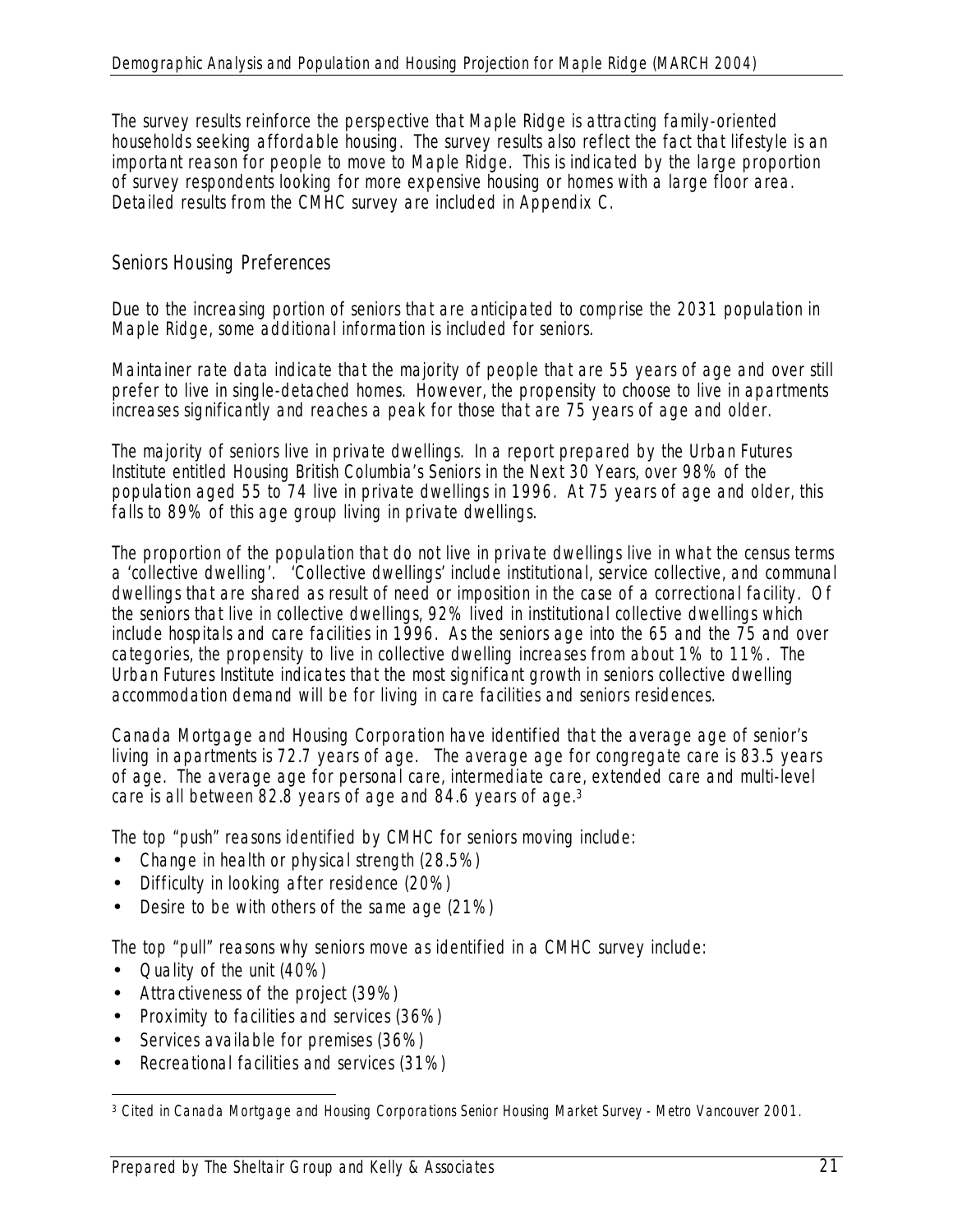The survey results reinforce the perspective that Maple Ridge is attracting family-oriented households seeking affordable housing. The survey results also reflect the fact that lifestyle is an important reason for people to move to Maple Ridge. This is indicated by the large proportion of survey respondents looking for more expensive housing or homes with a large floor area. Detailed results from the CMHC survey are included in Appendix C.

## Seniors Housing Preferences

Due to the increasing portion of seniors that are anticipated to comprise the 2031 population in Maple Ridge, some additional information is included for seniors.

Maintainer rate data indicate that the majority of people that are 55 years of age and over still prefer to live in single-detached homes. However, the propensity to choose to live in apartments increases significantly and reaches a peak for those that are 75 years of age and older.

The majority of seniors live in private dwellings. In a report prepared by the Urban Futures Institute entitled Housing British Columbia's Seniors in the Next 30 Years, over 98% of the population aged 55 to 74 live in private dwellings in 1996. At 75 years of age and older, this falls to 89% of this age group living in private dwellings.

The proportion of the population that do not live in private dwellings live in what the census terms a 'collective dwelling'. 'Collective dwellings' include institutional, service collective, and communal dwellings that are shared as result of need or imposition in the case of a correctional facility. Of the seniors that live in collective dwellings, 92% lived in institutional collective dwellings which include hospitals and care facilities in 1996. As the seniors age into the 65 and the 75 and over categories, the propensity to live in collective dwelling increases from about 1% to 11%. The Urban Futures Institute indicates that the most significant growth in seniors collective dwelling accommodation demand will be for living in care facilities and seniors residences.

Canada Mortgage and Housing Corporation have identified that the average age of senior's living in apartments is 72.7 years of age. The average age for congregate care is 83.5 years of age. The average age for personal care, intermediate care, extended care and multi-level care is all between 82.8 years of age and 84.6 years of age.[3]

The top "push" reasons identified by CMHC for seniors moving include:

- Change in health or physical strength (28.5%)
- Difficulty in looking after residence (20%)
- Desire to be with others of the same age (21%)

The top "pull" reasons why seniors move as identified in a CMHC survey include:

- Quality of the unit (40%)
- Attractiveness of the project (39%)
- Proximity to facilities and services (36%)
- Services available for premises (36%)
- Recreational facilities and services (31%)

---

[3] Cited in Canada Mortgage and Housing Corporations Senior Housing Market Survey - Metro Vancouver 2001.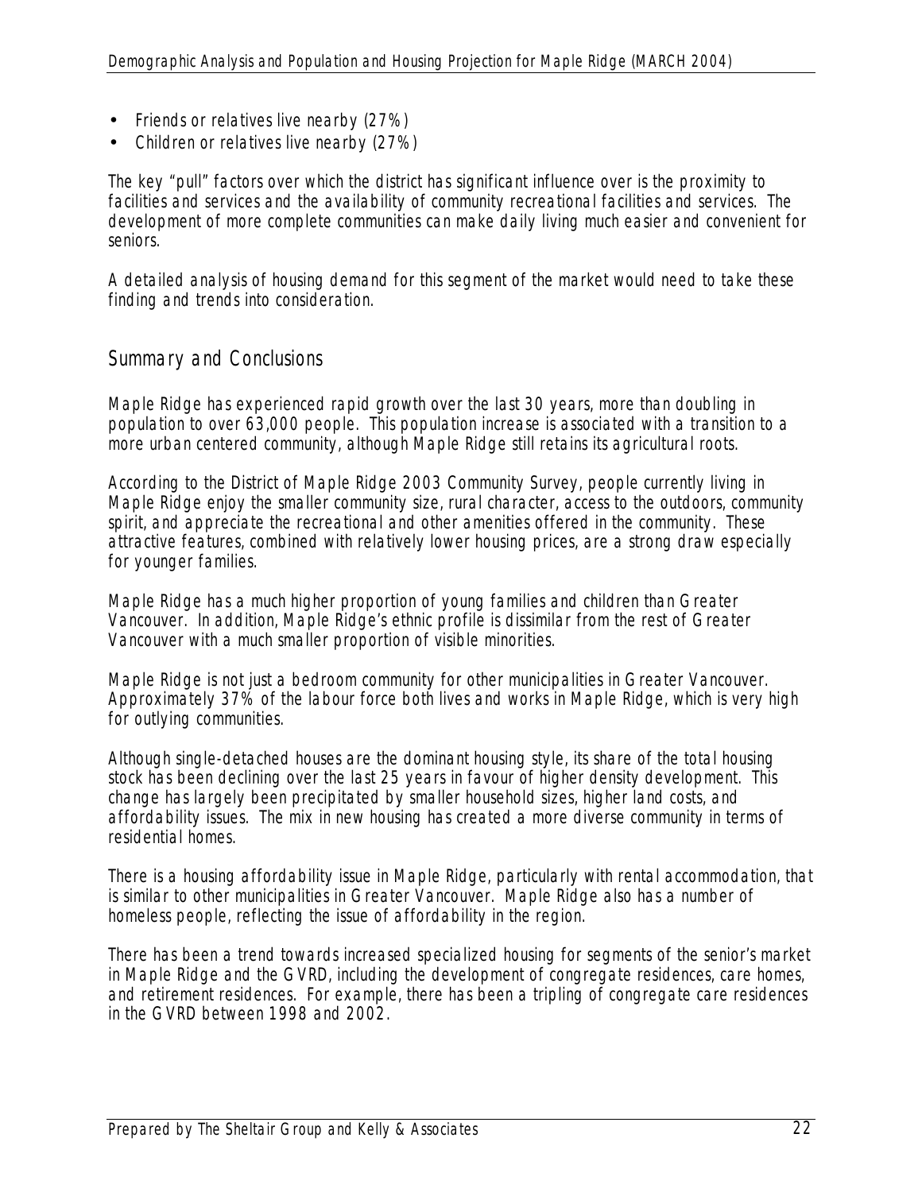- Friends or relatives live nearby (27%)
- Children or relatives live nearby (27%)

The key "pull" factors over which the district has significant influence over is the proximity to facilities and services and the availability of community recreational facilities and services. The development of more complete communities can make daily living much easier and convenient for seniors.

A detailed analysis of housing demand for this segment of the market would need to take these finding and trends into consideration.

## Summary and Conclusions

Maple Ridge has experienced rapid growth over the last 30 years, more than doubling in population to over 63,000 people. This population increase is associated with a transition to a more urban centered community, although Maple Ridge still retains its agricultural roots.

According to the District of Maple Ridge 2003 Community Survey, people currently living in Maple Ridge enjoy the smaller community size, rural character, access to the outdoors, community spirit, and appreciate the recreational and other amenities offered in the community. These attractive features, combined with relatively lower housing prices, are a strong draw especially for younger families.

Maple Ridge has a much higher proportion of young families and children than Greater Vancouver. In addition, Maple Ridge's ethnic profile is dissimilar from the rest of Greater Vancouver with a much smaller proportion of visible minorities.

Maple Ridge is not just a bedroom community for other municipalities in Greater Vancouver. Approximately 37% of the labour force both lives and works in Maple Ridge, which is very high for outlying communities.

Although single-detached houses are the dominant housing style, its share of the total housing stock has been declining over the last 25 years in favour of higher density development. This change has largely been precipitated by smaller household sizes, higher land costs, and affordability issues. The mix in new housing has created a more diverse community in terms of residential homes.

There is a housing affordability issue in Maple Ridge, particularly with rental accommodation, that is similar to other municipalities in Greater Vancouver. Maple Ridge also has a number of homeless people, reflecting the issue of affordability in the region.

There has been a trend towards increased specialized housing for segments of the senior's market in Maple Ridge and the GVRD, including the development of congregate residences, care homes, and retirement residences. For example, there has been a tripling of congregate care residences in the GVRD between 1998 and 2002.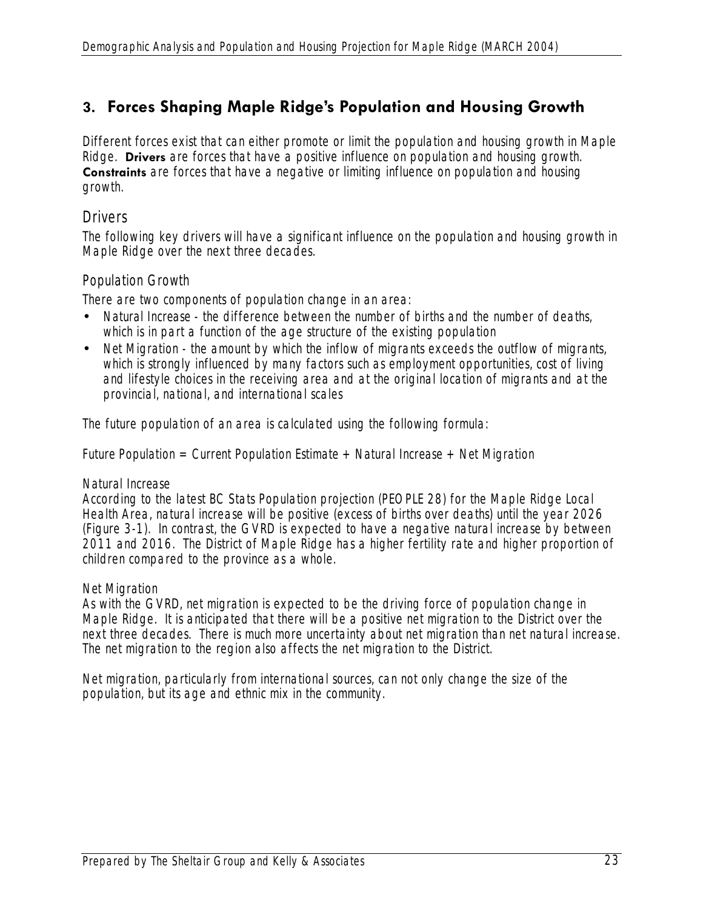## 3. Forces Shaping Maple Ridge's Population and Housing Growth

Different forces exist that can either promote or limit the population and housing growth in Maple Ridge. **Drivers** are forces that have a positive influence on population and housing growth. **Constraints** are forces that have a negative or limiting influence on population and housing growth.

### Drivers

The following key drivers will have a significant influence on the population and housing growth in Maple Ridge over the next three decades.

#### Population Growth

There are two components of population change in an area:

- Natural Increase - the difference between the number of births and the number of deaths, which is in part a function of the age structure of the existing population
- Net Migration - the amount by which the inflow of migrants exceeds the outflow of migrants, which is strongly influenced by many factors such as employment opportunities, cost of living and lifestyle choices in the receiving area and at the original location of migrants and at the provincial, national, and international scales

The future population of an area is calculated using the following formula:

Future Population = Current Population Estimate + Natural Increase + Net Migration

*Natural Increase*

According to the latest BC Stats Population projection (PEOPLE 28) for the Maple Ridge Local Health Area, natural increase will be positive (excess of births over deaths) until the year 2026 (Figure 3-1). In contrast, the GVRD is expected to have a negative natural increase by between 2011 and 2016. The District of Maple Ridge has a higher fertility rate and higher proportion of children compared to the province as a whole.

*Net Migration*

As with the GVRD, net migration is expected to be the driving force of population change in Maple Ridge. It is anticipated that there will be a positive net migration to the District over the next three decades. There is much more uncertainty about net migration than net natural increase. The net migration to the region also affects the net migration to the District.

Net migration, particularly from international sources, can not only change the size of the population, but its age and ethnic mix in the community.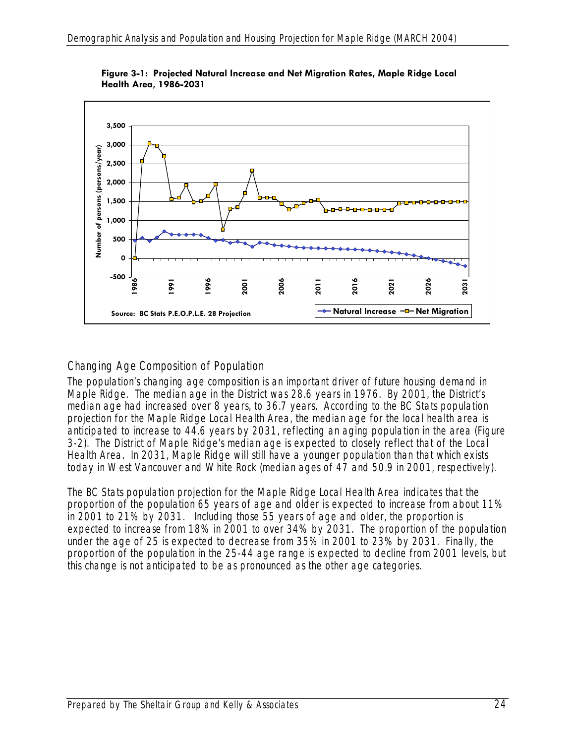**Figure 3-1: Projected Natural Increase and Net Migration Rates, Maple Ridge Local Health Area, 1986-2031**

Source: BC Stats P.E.O.P.L.E. 28 Projection

## Changing Age Composition of Population

The population's changing age composition is an important driver of future housing demand in Maple Ridge. The median age in the District was 28.6 years in 1976. By 2001, the District's median age had increased over 8 years, to 36.7 years. According to the BC Stats population projection for the Maple Ridge Local Health Area, the median age for the local health area is anticipated to increase to 44.6 years by 2031, reflecting an aging population in the area (Figure 3-2). The District of Maple Ridge's median age is expected to closely reflect that of the Local Health Area. In 2031, Maple Ridge will still have a younger population than that which exists today in West Vancouver and White Rock (median ages of 47 and 50.9 in 2001, respectively).

The BC Stats population projection for the Maple Ridge Local Health Area indicates that the proportion of the population 65 years of age and older is expected to increase from about 11% in 2001 to 21% by 2031. Including those 55 years of age and older, the proportion is expected to increase from 18% in 2001 to over 34% by 2031. The proportion of the population under the age of 25 is expected to decrease from 35% in 2001 to 23% by 2031. Finally, the proportion of the population in the 25-44 age range is expected to decline from 2001 levels, but this change is not anticipated to be as pronounced as the other age categories.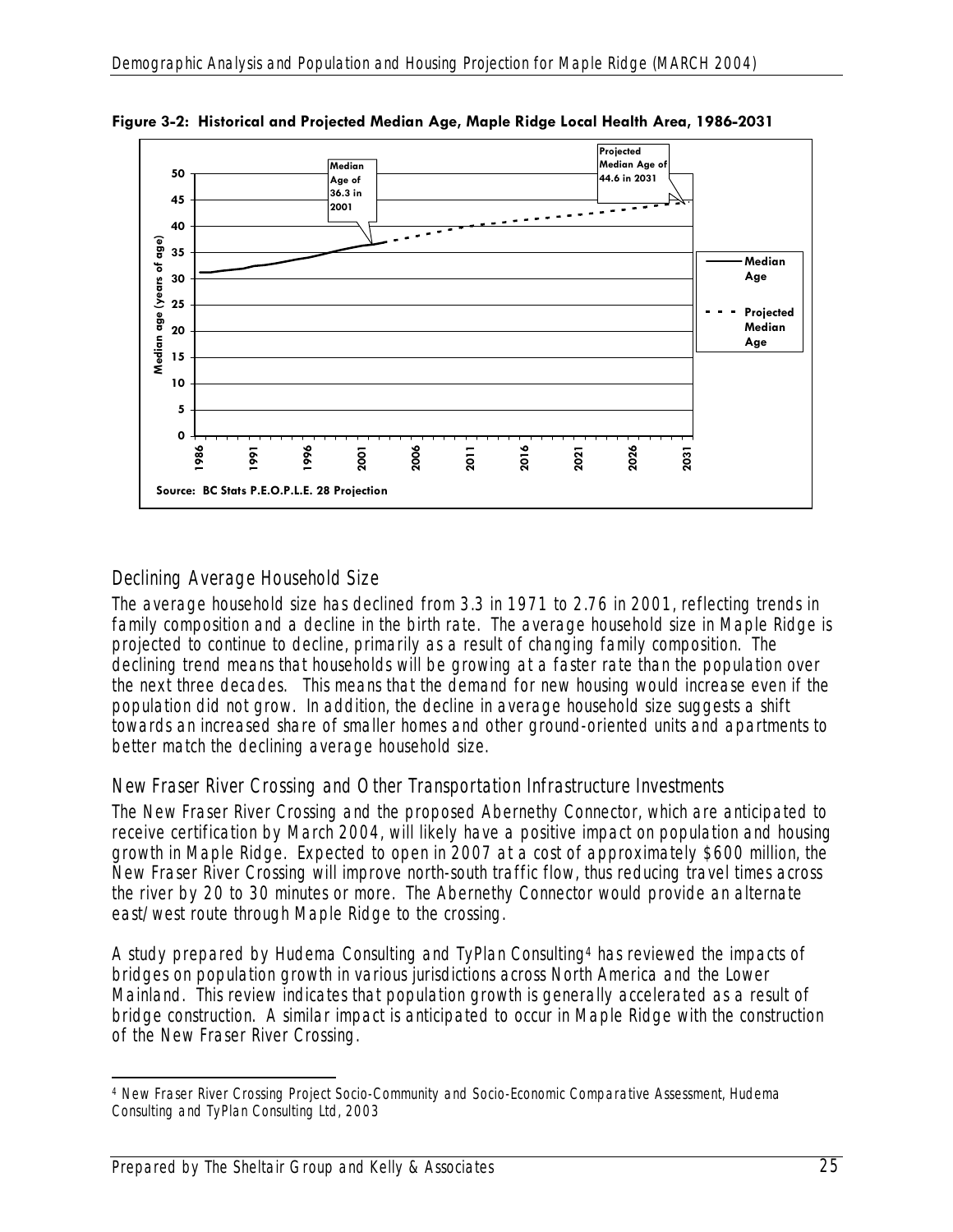**Figure 3-2: Historical and Projected Median Age, Maple Ridge Local Health Area, 1986-2031**

Source: BC Stats P.E.O.P.L.E. 28 Projection

## Declining Average Household Size

The average household size has declined from 3.3 in 1971 to 2.76 in 2001, reflecting trends in family composition and a decline in the birth rate. The average household size in Maple Ridge is projected to continue to decline, primarily as a result of changing family composition. The declining trend means that households will be growing at a faster rate than the population over the next three decades. This means that the demand for new housing would increase even if the population did not grow. In addition, the decline in average household size suggests a shift towards an increased share of smaller homes and other ground-oriented units and apartments to better match the declining average household size.

## New Fraser River Crossing and Other Transportation Infrastructure Investments

The New Fraser River Crossing and the proposed Abernethy Connector, which are anticipated to receive certification by March 2004, will likely have a positive impact on population and housing growth in Maple Ridge. Expected to open in 2007 at a cost of approximately $600 million, the New Fraser River Crossing will improve north-south traffic flow, thus reducing travel times across the river by 20 to 30 minutes or more. The Abernethy Connector would provide an alternate east/west route through Maple Ridge to the crossing.

A study prepared by Hudema Consulting and TyPlan Consulting[4] has reviewed the impacts of bridges on population growth in various jurisdictions across North America and the Lower Mainland. This review indicates that population growth is generally accelerated as a result of bridge construction. A similar impact is anticipated to occur in Maple Ridge with the construction of the New Fraser River Crossing.

---

[4] New Fraser River Crossing Project Socio-Community and Socio-Economic Comparative Assessment, Hudema Consulting and TyPlan Consulting Ltd, 2003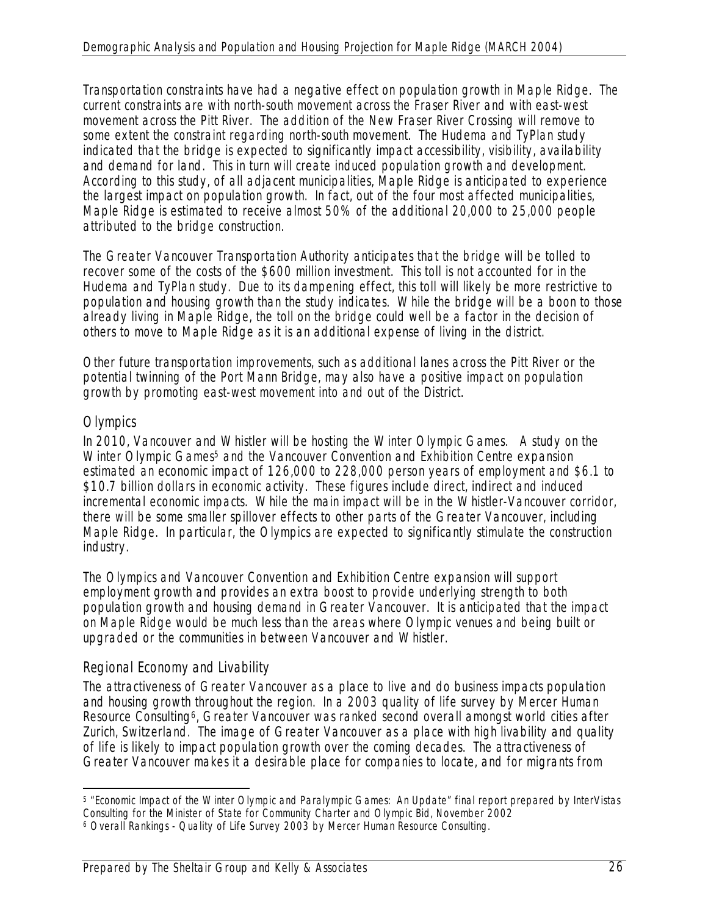Transportation constraints have had a negative effect on population growth in Maple Ridge. The current constraints are with north-south movement across the Fraser River and with east-west movement across the Pitt River. The addition of the New Fraser River Crossing will remove to some extent the constraint regarding north-south movement. The Hudema and TyPlan study indicated that the bridge is expected to significantly impact accessibility, visibility, availability and demand for land. This in turn will create induced population growth and development. According to this study, of all adjacent municipalities, Maple Ridge is anticipated to experience the largest impact on population growth. In fact, out of the four most affected municipalities, Maple Ridge is estimated to receive almost 50% of the additional 20,000 to 25,000 people attributed to the bridge construction.

The Greater Vancouver Transportation Authority anticipates that the bridge will be tolled to recover some of the costs of the $600 million investment. This toll is not accounted for in the Hudema and TyPlan study. Due to its dampening effect, this toll will likely be more restrictive to population and housing growth than the study indicates. While the bridge will be a boon to those already living in Maple Ridge, the toll on the bridge could well be a factor in the decision of others to move to Maple Ridge as it is an additional expense of living in the district.

Other future transportation improvements, such as additional lanes across the Pitt River or the potential twinning of the Port Mann Bridge, may also have a positive impact on population growth by promoting east-west movement into and out of the District.

### Olympics

In 2010, Vancouver and Whistler will be hosting the Winter Olympic Games. A study on the Winter Olympic Games[5] and the Vancouver Convention and Exhibition Centre expansion estimated an economic impact of 126,000 to 228,000 person years of employment and $6.1 to $10.7 billion dollars in economic activity. These figures include direct, indirect and induced incremental economic impacts. While the main impact will be in the Whistler-Vancouver corridor, there will be some smaller spillover effects to other parts of the Greater Vancouver, including Maple Ridge. In particular, the Olympics are expected to significantly stimulate the construction industry.

The Olympics and Vancouver Convention and Exhibition Centre expansion will support employment growth and provides an extra boost to provide underlying strength to both population growth and housing demand in Greater Vancouver. It is anticipated that the impact on Maple Ridge would be much less than the areas where Olympic venues and being built or upgraded or the communities in between Vancouver and Whistler.

### Regional Economy and Livability

The attractiveness of Greater Vancouver as a place to live and do business impacts population and housing growth throughout the region. In a 2003 quality of life survey by Mercer Human Resource Consulting[6], Greater Vancouver was ranked second overall amongst world cities after Zurich, Switzerland. The image of Greater Vancouver as a place with high livability and quality of life is likely to impact population growth over the coming decades. The attractiveness of Greater Vancouver makes it a desirable place for companies to locate, and for migrants from

---

[5] "Economic Impact of the Winter Olympic and Paralympic Games: An Update" final report prepared by InterVistas Consulting for the Minister of State for Community Charter and Olympic Bid, November 2002

[6] Overall Rankings - Quality of Life Survey 2003 by Mercer Human Resource Consulting.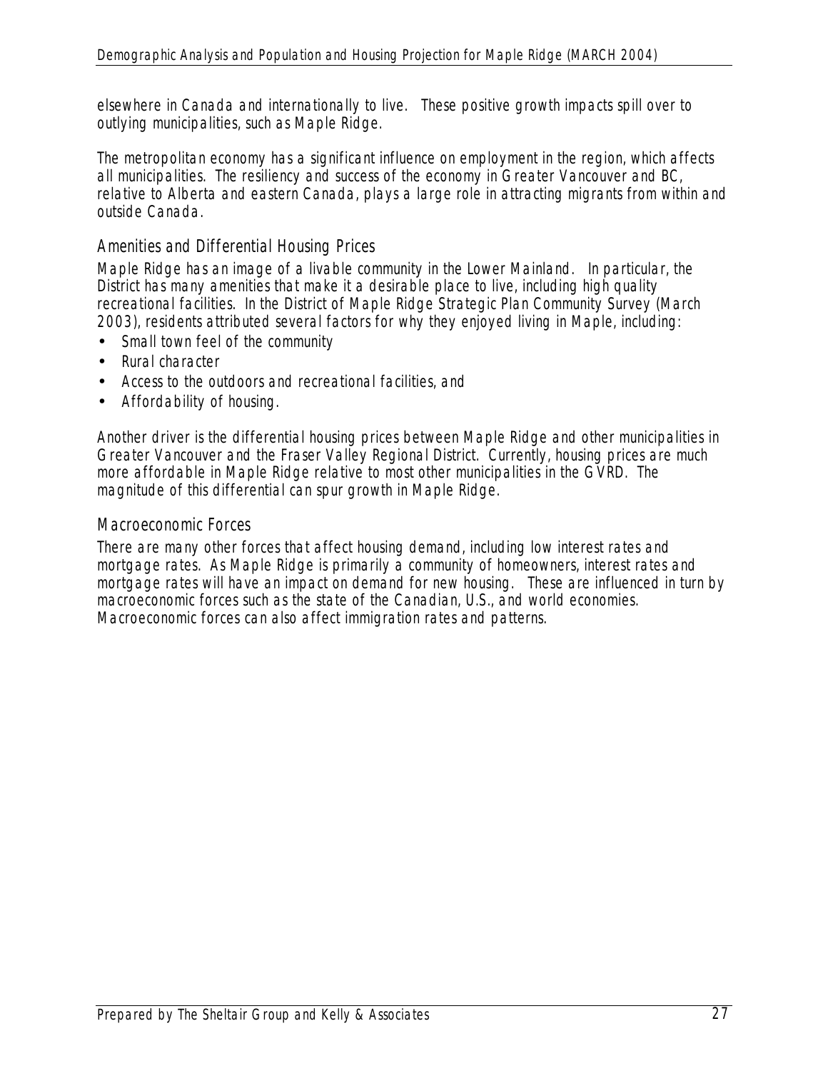elsewhere in Canada and internationally to live. These positive growth impacts spill over to outlying municipalities, such as Maple Ridge.

The metropolitan economy has a significant influence on employment in the region, which affects all municipalities. The resiliency and success of the economy in Greater Vancouver and BC, relative to Alberta and eastern Canada, plays a large role in attracting migrants from within and outside Canada.

### Amenities and Differential Housing Prices

Maple Ridge has an image of a livable community in the Lower Mainland. In particular, the District has many amenities that make it a desirable place to live, including high quality recreational facilities. In the District of Maple Ridge Strategic Plan Community Survey (March 2003), residents attributed several factors for why they enjoyed living in Maple, including:

- Small town feel of the community
- Rural character
- Access to the outdoors and recreational facilities, and
- Affordability of housing.

Another driver is the differential housing prices between Maple Ridge and other municipalities in Greater Vancouver and the Fraser Valley Regional District. Currently, housing prices are much more affordable in Maple Ridge relative to most other municipalities in the GVRD. The magnitude of this differential can spur growth in Maple Ridge.

### Macroeconomic Forces

There are many other forces that affect housing demand, including low interest rates and mortgage rates. As Maple Ridge is primarily a community of homeowners, interest rates and mortgage rates will have an impact on demand for new housing. These are influenced in turn by macroeconomic forces such as the state of the Canadian, U.S., and world economies. Macroeconomic forces can also affect immigration rates and patterns.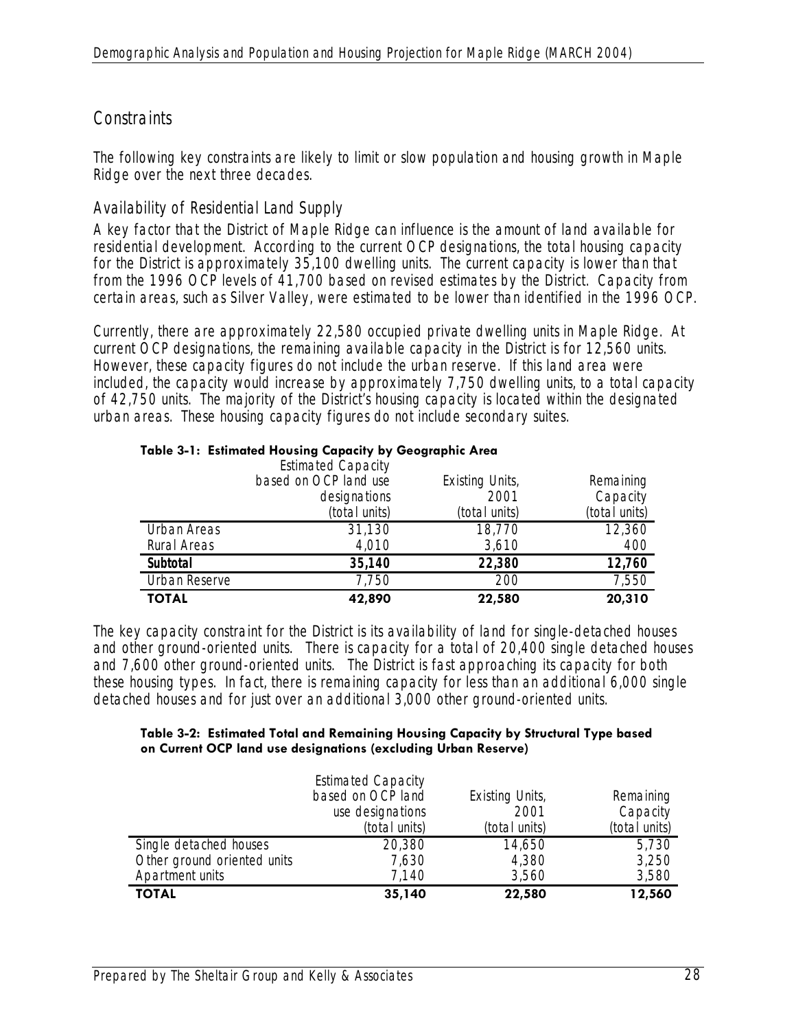## Constraints

The following key constraints are likely to limit or slow population and housing growth in Maple Ridge over the next three decades.

### Availability of Residential Land Supply

A key factor that the District of Maple Ridge can influence is the amount of land available for residential development. According to the current OCP designations, the total housing capacity for the District is approximately 35,100 dwelling units. The current capacity is lower than that from the 1996 OCP levels of 41,700 based on revised estimates by the District. Capacity from certain areas, such as Silver Valley, were estimated to be lower than identified in the 1996 OCP.

Currently, there are approximately 22,580 occupied private dwelling units in Maple Ridge. At current OCP designations, the remaining available capacity in the District is for 12,560 units. However, these capacity figures do not include the urban reserve. If this land area were included, the capacity would increase by approximately 7,750 dwelling units, to a total capacity of 42,750 units. The majority of the District's housing capacity is located within the designated urban areas. These housing capacity figures do not include secondary suites.

**Table 3-1: Estimated Housing Capacity by Geographic Area**

| | Estimated Capacity based on OCP land use designations (total units) | Existing Units, 2001 (total units) | Remaining Capacity (total units) |
|---|---|---|---|
| Urban Areas | 31,130 | 18,770 | 12,360 |
| Rural Areas | 4,010 | 3,610 | 400 |
| **Subtotal** | **35,140** | **22,380** | **12,760** |
| Urban Reserve | 7,750 | 200 | 7,550 |
| **TOTAL** | **42,890** | **22,580** | **20,310** |

The key capacity constraint for the District is its availability of land for single-detached houses and other ground-oriented units. There is capacity for a total of 20,400 single detached houses and 7,600 other ground-oriented units. The District is fast approaching its capacity for both these housing types. In fact, there is remaining capacity for less than an additional 6,000 single detached houses and for just over an additional 3,000 other ground-oriented units.

**Table 3-2: Estimated Total and Remaining Housing Capacity by Structural Type based on Current OCP land use designations (excluding Urban Reserve)**

| | Estimated Capacity based on OCP land use designations (total units) | Existing Units, 2001 (total units) | Remaining Capacity (total units) |
|---|---|---|---|
| Single detached houses | 20,380 | 14,650 | 5,730 |
| Other ground oriented units | 7,630 | 4,380 | 3,250 |
| Apartment units | 7,140 | 3,560 | 3,580 |
| **TOTAL** | **35,140** | **22,580** | **12,560** |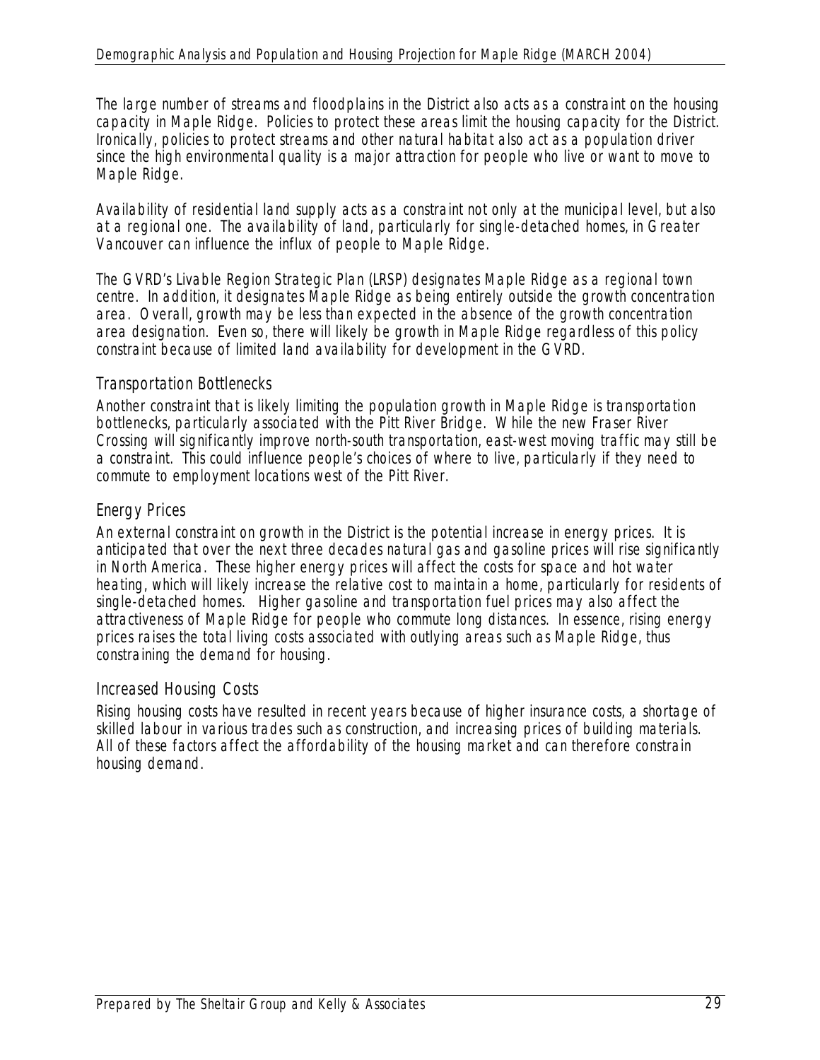The large number of streams and floodplains in the District also acts as a constraint on the housing capacity in Maple Ridge. Policies to protect these areas limit the housing capacity for the District. Ironically, policies to protect streams and other natural habitat also act as a population driver since the high environmental quality is a major attraction for people who live or want to move to Maple Ridge.

Availability of residential land supply acts as a constraint not only at the municipal level, but also at a regional one. The availability of land, particularly for single-detached homes, in Greater Vancouver can influence the influx of people to Maple Ridge.

The GVRD's Livable Region Strategic Plan (LRSP) designates Maple Ridge as a regional town centre. In addition, it designates Maple Ridge as being entirely outside the growth concentration area. Overall, growth may be less than expected in the absence of the growth concentration area designation. Even so, there will likely be growth in Maple Ridge regardless of this policy constraint because of limited land availability for development in the GVRD.

### Transportation Bottlenecks

Another constraint that is likely limiting the population growth in Maple Ridge is transportation bottlenecks, particularly associated with the Pitt River Bridge. While the new Fraser River Crossing will significantly improve north-south transportation, east-west moving traffic may still be a constraint. This could influence people's choices of where to live, particularly if they need to commute to employment locations west of the Pitt River.

### Energy Prices

An external constraint on growth in the District is the potential increase in energy prices. It is anticipated that over the next three decades natural gas and gasoline prices will rise significantly in North America. These higher energy prices will affect the costs for space and hot water heating, which will likely increase the relative cost to maintain a home, particularly for residents of single-detached homes. Higher gasoline and transportation fuel prices may also affect the attractiveness of Maple Ridge for people who commute long distances. In essence, rising energy prices raises the total living costs associated with outlying areas such as Maple Ridge, thus constraining the demand for housing.

### Increased Housing Costs

Rising housing costs have resulted in recent years because of higher insurance costs, a shortage of skilled labour in various trades such as construction, and increasing prices of building materials. All of these factors affect the affordability of the housing market and can therefore constrain housing demand.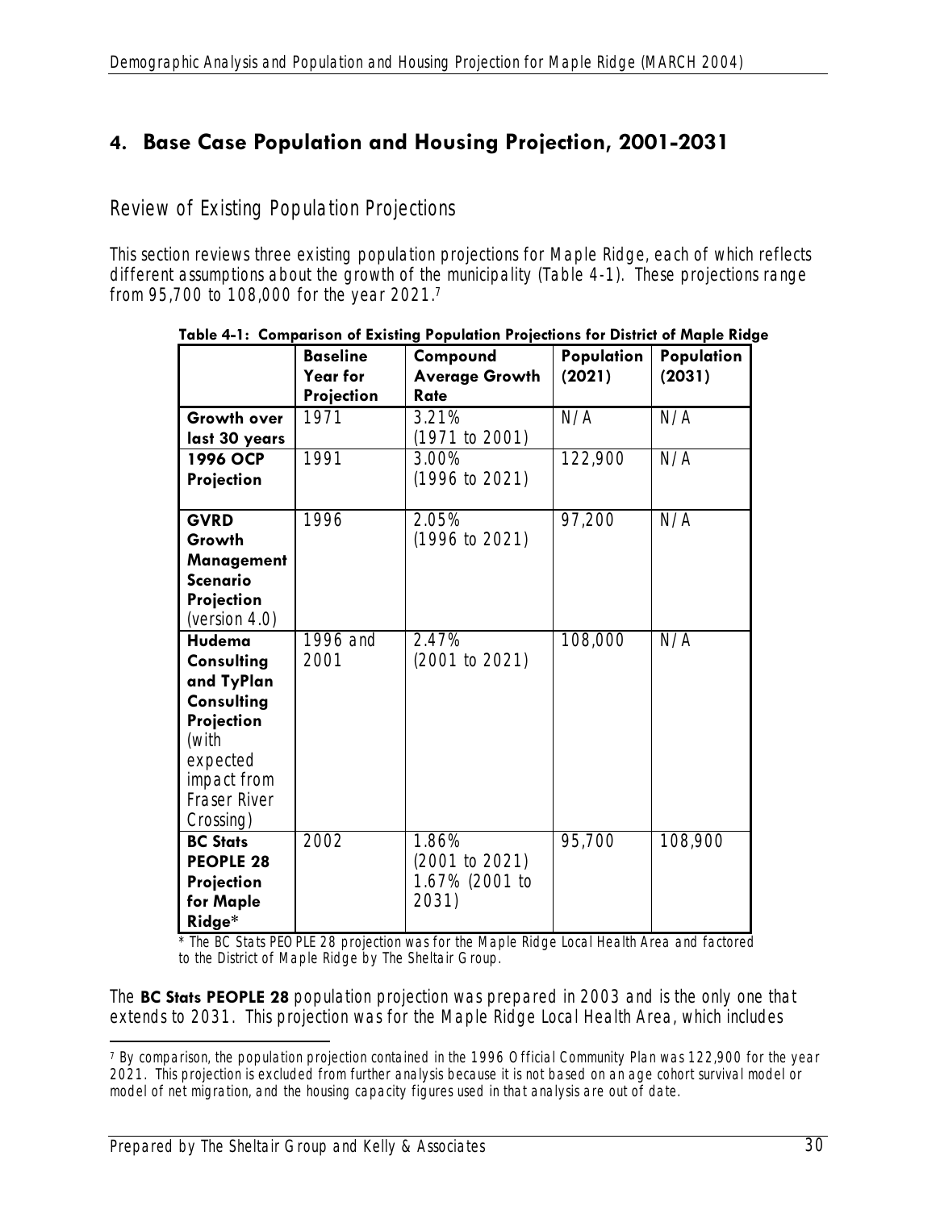## 4. Base Case Population and Housing Projection, 2001-2031

### Review of Existing Population Projections

This section reviews three existing population projections for Maple Ridge, each of which reflects different assumptions about the growth of the municipality (Table 4-1). These projections range from 95,700 to 108,000 for the year 2021.[7]

**Table 4-1: Comparison of Existing Population Projections for District of Maple Ridge**

| | **Baseline Year for Projection** | **Compound Average Growth Rate** | **Population (2021)** | **Population (2031)** |
|---|---|---|---|---|
| **Growth over last 30 years** | 1971 | 3.21% (1971 to 2001) | N/A | N/A |
| **1996 OCP Projection** | 1991 | 3.00% (1996 to 2021) | 122,900 | N/A |
| **GVRD Growth Management Scenario Projection** (version 4.0) | 1996 | 2.05% (1996 to 2021) | 97,200 | N/A |
| **Hudema Consulting and TyPlan Consulting Projection** (with expected impact from Fraser River Crossing) | 1996 and 2001 | 2.47% (2001 to 2021) | 108,000 | N/A |
| **BC Stats PEOPLE 28 Projection for Maple Ridge*** | 2002 | 1.86% (2001 to 2021) 1.67% (2001 to 2031) | 95,700 | 108,900 |

\* The BC Stats PEOPLE 28 projection was for the Maple Ridge Local Health Area and factored to the District of Maple Ridge by The Sheltair Group.

The **BC Stats PEOPLE 28** population projection was prepared in 2003 and is the only one that extends to 2031. This projection was for the Maple Ridge Local Health Area, which includes

[7] By comparison, the population projection contained in the 1996 Official Community Plan was 122,900 for the year 2021. This projection is excluded from further analysis because it is not based on an age cohort survival model or model of net migration, and the housing capacity figures used in that analysis are out of date.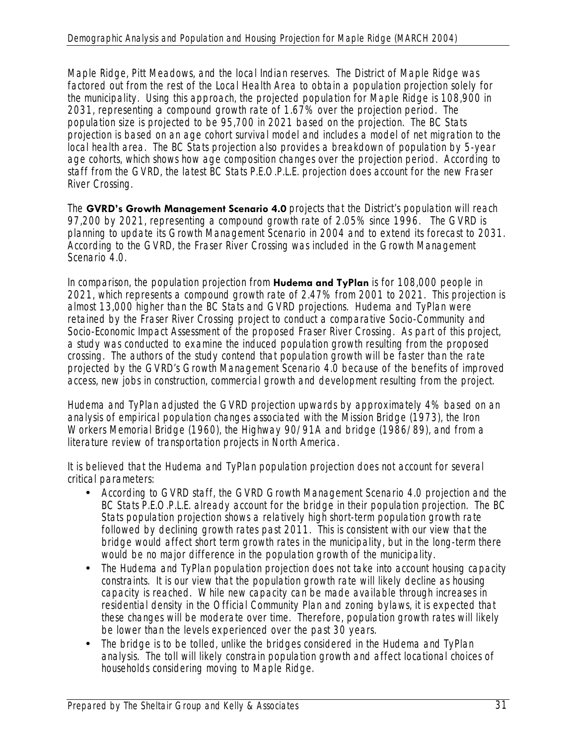Maple Ridge, Pitt Meadows, and the local Indian reserves. The District of Maple Ridge was factored out from the rest of the Local Health Area to obtain a population projection solely for the municipality. Using this approach, the projected population for Maple Ridge is 108,900 in 2031, representing a compound growth rate of 1.67% over the projection period. The population size is projected to be 95,700 in 2021 based on the projection. The BC Stats projection is based on an age cohort survival model and includes a model of net migration to the local health area. The BC Stats projection also provides a breakdown of population by 5-year age cohorts, which shows how age composition changes over the projection period. According to staff from the GVRD, the latest BC Stats P.E.O.P.L.E. projection does account for the new Fraser River Crossing.

The **GVRD's Growth Management Scenario 4.0** projects that the District's population will reach 97,200 by 2021, representing a compound growth rate of 2.05% since 1996. The GVRD is planning to update its Growth Management Scenario in 2004 and to extend its forecast to 2031. According to the GVRD, the Fraser River Crossing was included in the Growth Management Scenario 4.0.

In comparison, the population projection from **Hudema and TyPlan** is for 108,000 people in 2021, which represents a compound growth rate of 2.47% from 2001 to 2021. This projection is almost 13,000 higher than the BC Stats and GVRD projections. Hudema and TyPlan were retained by the Fraser River Crossing project to conduct a comparative Socio-Community and Socio-Economic Impact Assessment of the proposed Fraser River Crossing. As part of this project, a study was conducted to examine the induced population growth resulting from the proposed crossing. The authors of the study contend that population growth will be faster than the rate projected by the GVRD's Growth Management Scenario 4.0 because of the benefits of improved access, new jobs in construction, commercial growth and development resulting from the project.

Hudema and TyPlan adjusted the GVRD projection upwards by approximately 4% based on an analysis of empirical population changes associated with the Mission Bridge (1973), the Iron Workers Memorial Bridge (1960), the Highway 90/91A and bridge (1986/89), and from a literature review of transportation projects in North America.

It is believed that the Hudema and TyPlan population projection does not account for several critical parameters:

- According to GVRD staff, the GVRD Growth Management Scenario 4.0 projection and the BC Stats P.E.O.P.L.E. already account for the bridge in their population projection. The BC Stats population projection shows a relatively high short-term population growth rate followed by declining growth rates past 2011. This is consistent with our view that the bridge would affect short term growth rates in the municipality, but in the long-term there would be no major difference in the population growth of the municipality.
- The Hudema and TyPlan population projection does not take into account housing capacity constraints. It is our view that the population growth rate will likely decline as housing capacity is reached. While new capacity can be made available through increases in residential density in the Official Community Plan and zoning bylaws, it is expected that these changes will be moderate over time. Therefore, population growth rates will likely be lower than the levels experienced over the past 30 years.
- The bridge is to be tolled, unlike the bridges considered in the Hudema and TyPlan analysis. The toll will likely constrain population growth and affect locational choices of households considering moving to Maple Ridge.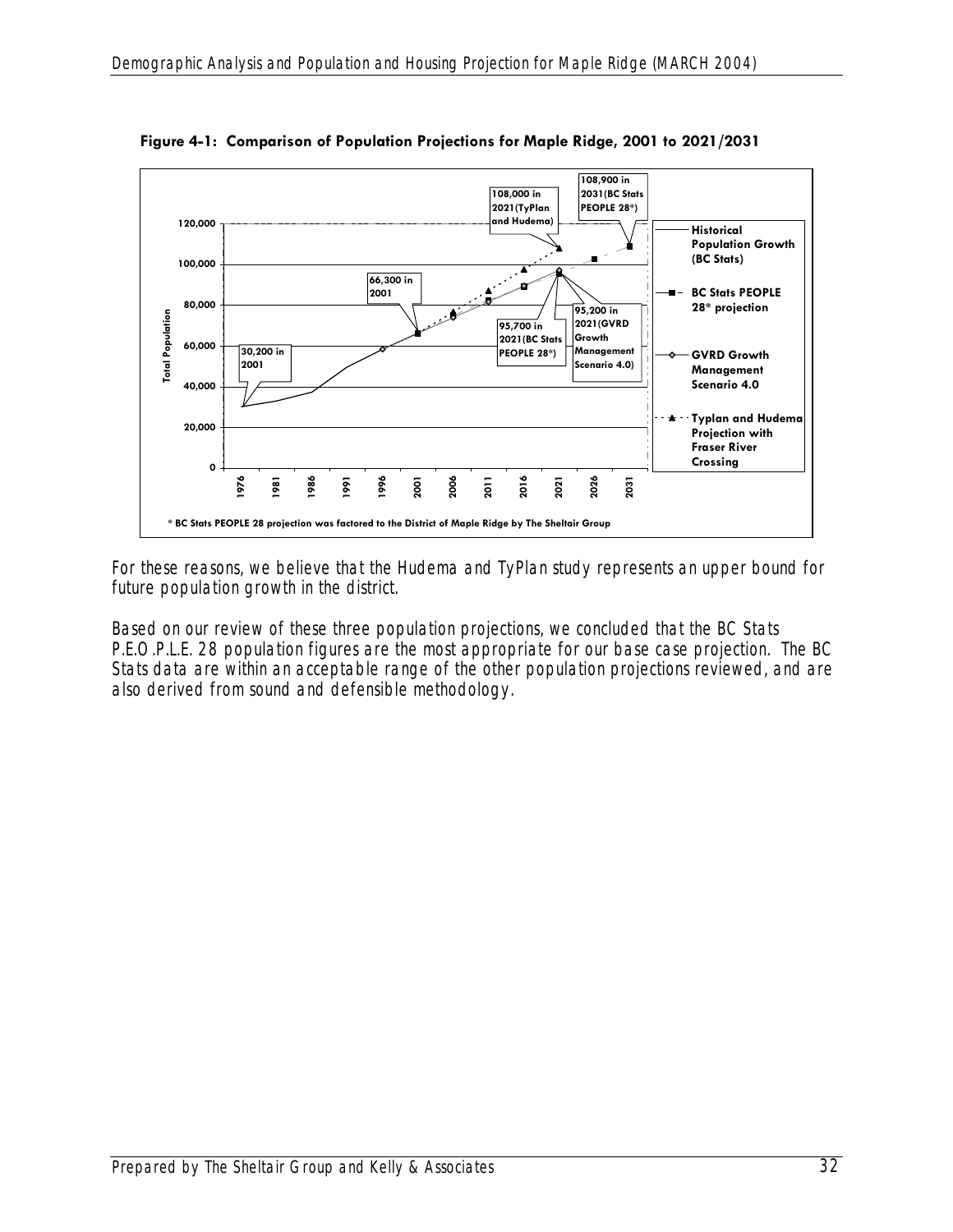**Figure 4-1: Comparison of Population Projections for Maple Ridge, 2001 to 2021/2031**

* BC Stats PEOPLE 28 projection was factored to the District of Maple Ridge by The Sheltair Group

For these reasons, we believe that the Hudema and TyPlan study represents an upper bound for future population growth in the district.

Based on our review of these three population projections, we concluded that the BC Stats P.E.O.P.L.E. 28 population figures are the most appropriate for our base case projection. The BC Stats data are within an acceptable range of the other population projections reviewed, and are also derived from sound and defensible methodology.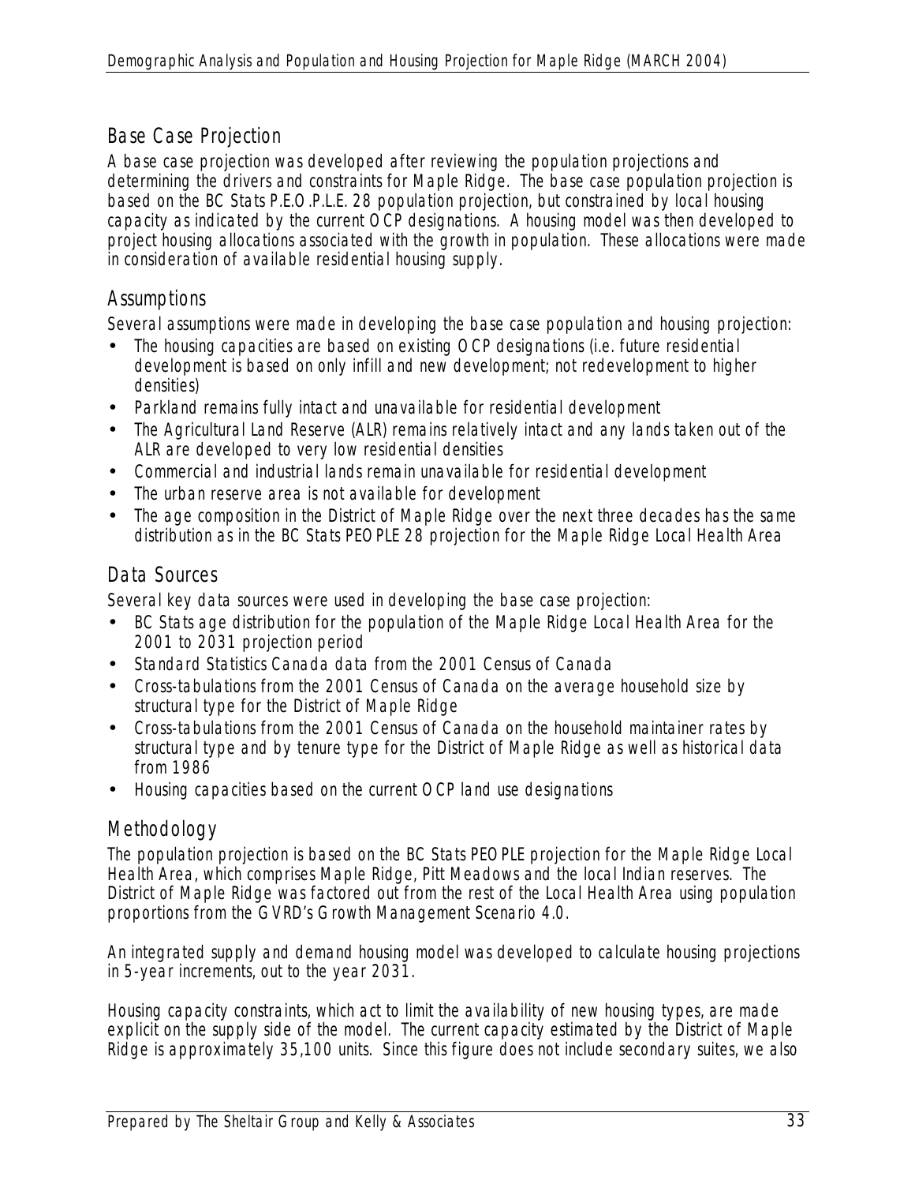## Base Case Projection

A base case projection was developed after reviewing the population projections and determining the drivers and constraints for Maple Ridge. The base case population projection is based on the BC Stats P.E.O.P.L.E. 28 population projection, but constrained by local housing capacity as indicated by the current OCP designations. A housing model was then developed to project housing allocations associated with the growth in population. These allocations were made in consideration of available residential housing supply.

## Assumptions

Several assumptions were made in developing the base case population and housing projection:

- The housing capacities are based on existing OCP designations (i.e. future residential development is based on only infill and new development; not redevelopment to higher densities)
- Parkland remains fully intact and unavailable for residential development
- The Agricultural Land Reserve (ALR) remains relatively intact and any lands taken out of the ALR are developed to very low residential densities
- Commercial and industrial lands remain unavailable for residential development
- The urban reserve area is not available for development
- The age composition in the District of Maple Ridge over the next three decades has the same distribution as in the BC Stats PEOPLE 28 projection for the Maple Ridge Local Health Area

## Data Sources

Several key data sources were used in developing the base case projection:

- BC Stats age distribution for the population of the Maple Ridge Local Health Area for the 2001 to 2031 projection period
- Standard Statistics Canada data from the 2001 Census of Canada
- Cross-tabulations from the 2001 Census of Canada on the average household size by structural type for the District of Maple Ridge
- Cross-tabulations from the 2001 Census of Canada on the household maintainer rates by structural type and by tenure type for the District of Maple Ridge as well as historical data from 1986
- Housing capacities based on the current OCP land use designations

## Methodology

The population projection is based on the BC Stats PEOPLE projection for the Maple Ridge Local Health Area, which comprises Maple Ridge, Pitt Meadows and the local Indian reserves. The District of Maple Ridge was factored out from the rest of the Local Health Area using population proportions from the GVRD's Growth Management Scenario 4.0.

An integrated supply and demand housing model was developed to calculate housing projections in 5-year increments, out to the year 2031.

Housing capacity constraints, which act to limit the availability of new housing types, are made explicit on the supply side of the model. The current capacity estimated by the District of Maple Ridge is approximately 35,100 units. Since this figure does not include secondary suites, we also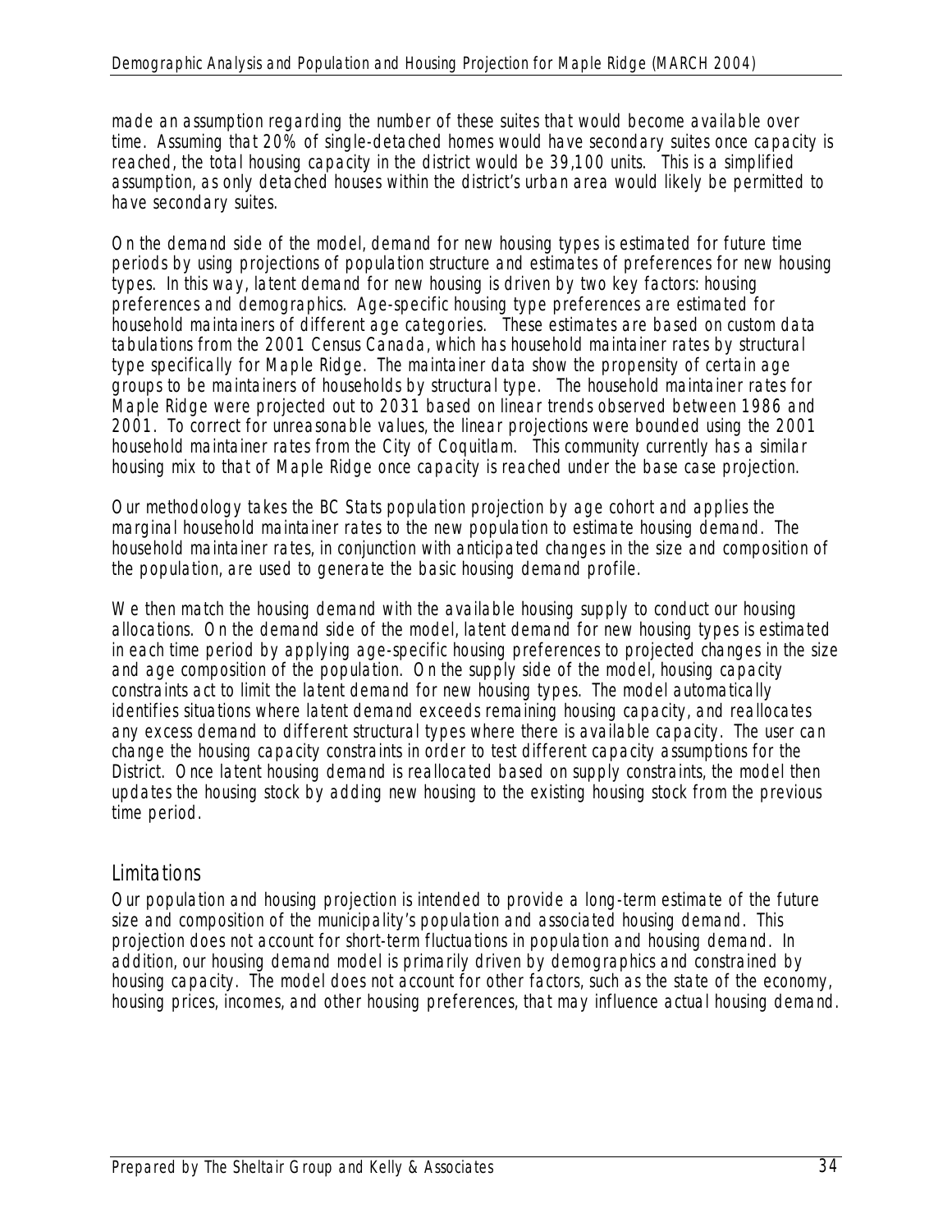made an assumption regarding the number of these suites that would become available over time. Assuming that 20% of single-detached homes would have secondary suites once capacity is reached, the total housing capacity in the district would be 39,100 units. This is a simplified assumption, as only detached houses within the district's urban area would likely be permitted to have secondary suites.

On the demand side of the model, demand for new housing types is estimated for future time periods by using projections of population structure and estimates of preferences for new housing types. In this way, latent demand for new housing is driven by two key factors: housing preferences and demographics. Age-specific housing type preferences are estimated for household maintainers of different age categories. These estimates are based on custom data tabulations from the 2001 Census Canada, which has household maintainer rates by structural type specifically for Maple Ridge. The maintainer data show the propensity of certain age groups to be maintainers of households by structural type. The household maintainer rates for Maple Ridge were projected out to 2031 based on linear trends observed between 1986 and 2001. To correct for unreasonable values, the linear projections were bounded using the 2001 household maintainer rates from the City of Coquitlam. This community currently has a similar housing mix to that of Maple Ridge once capacity is reached under the base case projection.

Our methodology takes the BC Stats population projection by age cohort and applies the marginal household maintainer rates to the new population to estimate housing demand. The household maintainer rates, in conjunction with anticipated changes in the size and composition of the population, are used to generate the basic housing demand profile.

We then match the housing demand with the available housing supply to conduct our housing allocations. On the demand side of the model, latent demand for new housing types is estimated in each time period by applying age-specific housing preferences to projected changes in the size and age composition of the population. On the supply side of the model, housing capacity constraints act to limit the latent demand for new housing types. The model automatically identifies situations where latent demand exceeds remaining housing capacity, and reallocates any excess demand to different structural types where there is available capacity. The user can change the housing capacity constraints in order to test different capacity assumptions for the District. Once latent housing demand is reallocated based on supply constraints, the model then updates the housing stock by adding new housing to the existing housing stock from the previous time period.

## Limitations

Our population and housing projection is intended to provide a long-term estimate of the future size and composition of the municipality's population and associated housing demand. This projection does not account for short-term fluctuations in population and housing demand. In addition, our housing demand model is primarily driven by demographics and constrained by housing capacity. The model does not account for other factors, such as the state of the economy, housing prices, incomes, and other housing preferences, that may influence actual housing demand.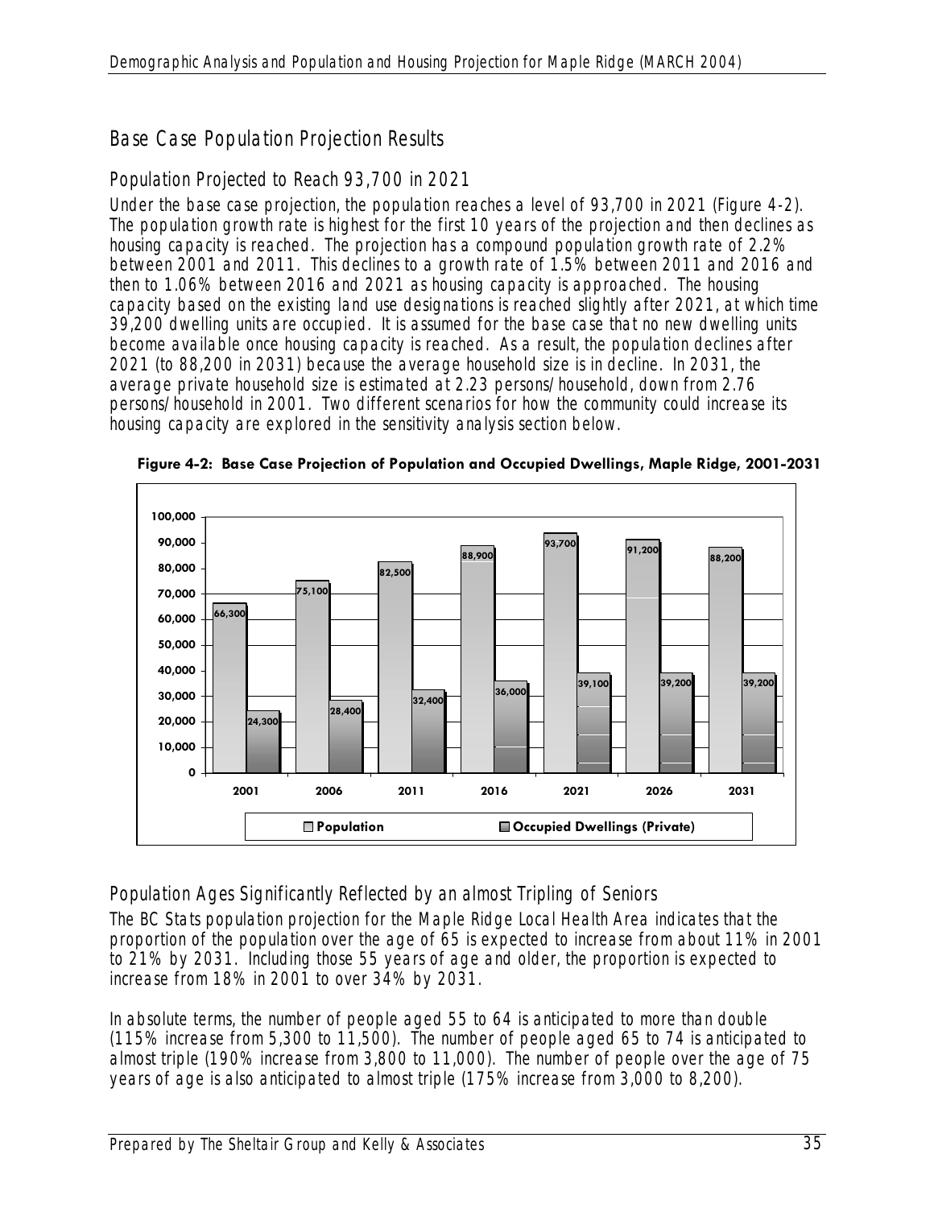## Base Case Population Projection Results

### Population Projected to Reach 93,700 in 2021

Under the base case projection, the population reaches a level of 93,700 in 2021 (Figure 4-2). The population growth rate is highest for the first 10 years of the projection and then declines as housing capacity is reached. The projection has a compound population growth rate of 2.2% between 2001 and 2011. This declines to a growth rate of 1.5% between 2011 and 2016 and then to 1.06% between 2016 and 2021 as housing capacity is approached. The housing capacity based on the existing land use designations is reached slightly after 2021, at which time 39,200 dwelling units are occupied. It is assumed for the base case that no new dwelling units become available once housing capacity is reached. As a result, the population declines after 2021 (to 88,200 in 2031) because the average household size is in decline. In 2031, the average private household size is estimated at 2.23 persons/household, down from 2.76 persons/household in 2001. Two different scenarios for how the community could increase its housing capacity are explored in the sensitivity analysis section below.

**Figure 4-2: Base Case Projection of Population and Occupied Dwellings, Maple Ridge, 2001-2031**

| | 2001 | 2006 | 2011 | 2016 | 2021 | 2026 | 2031 |
|---|---|---|---|---|---|---|---|
| Population | 66,300 | 75,100 | 82,500 | 88,900 | 93,700 | 91,200 | 88,200 |
| Occupied Dwellings (Private) | 24,300 | 28,400 | 32,400 | 36,000 | 39,100 | 39,200 | 39,200 |

### Population Ages Significantly Reflected by an almost Tripling of Seniors

The BC Stats population projection for the Maple Ridge Local Health Area indicates that the proportion of the population over the age of 65 is expected to increase from about 11% in 2001 to 21% by 2031. Including those 55 years of age and older, the proportion is expected to increase from 18% in 2001 to over 34% by 2031.

In absolute terms, the number of people aged 55 to 64 is anticipated to more than double (115% increase from 5,300 to 11,500). The number of people aged 65 to 74 is anticipated to almost triple (190% increase from 3,800 to 11,000). The number of people over the age of 75 years of age is also anticipated to almost triple (175% increase from 3,000 to 8,200).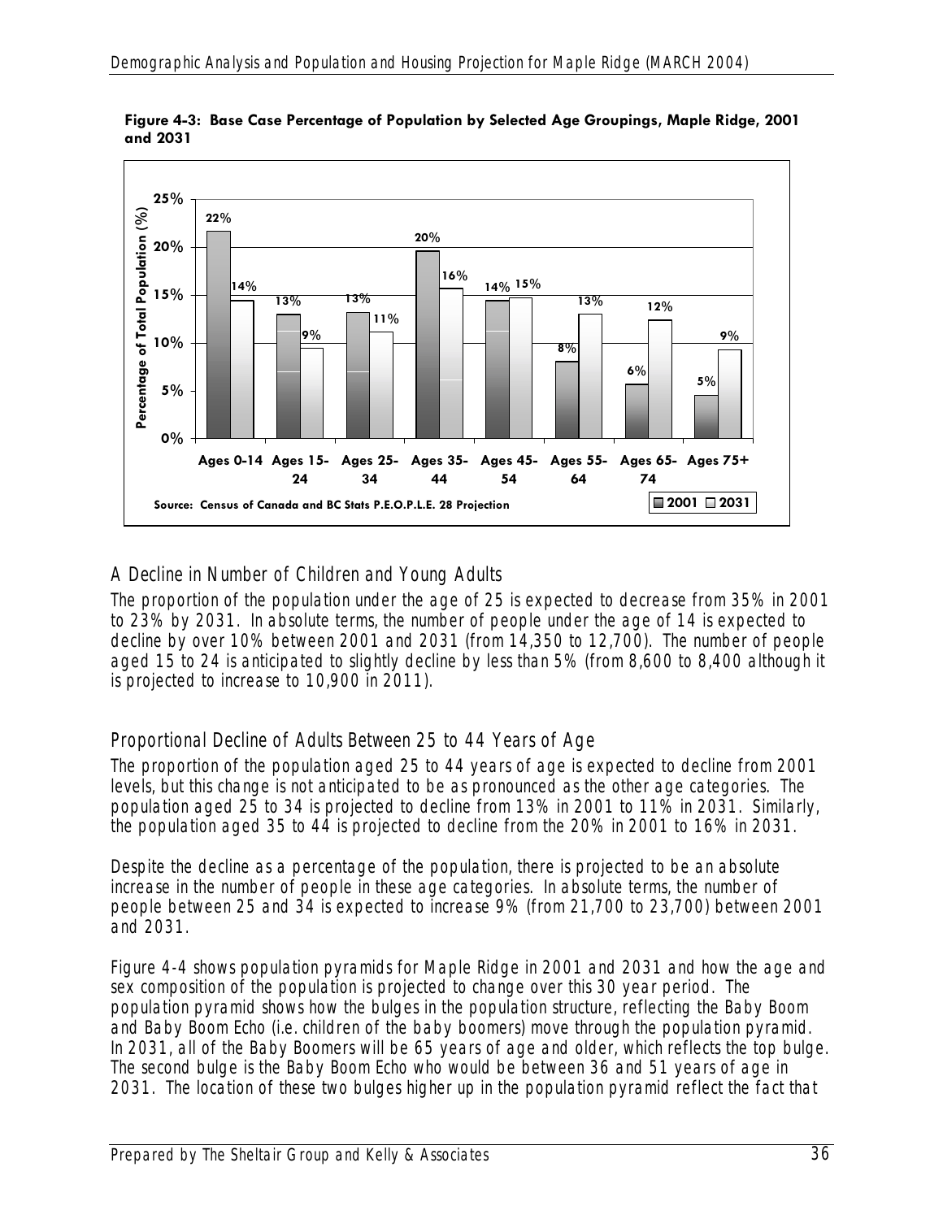**Figure 4-3: Base Case Percentage of Population by Selected Age Groupings, Maple Ridge, 2001 and 2031**

| Age Group | 2001 | 2031 |
|---|---|---|
| Ages 0-14 | 22% | 14% |
| Ages 15-24 | 13% | 9% |
| Ages 25-34 | 13% | 11% |
| Ages 35-44 | 20% | 16% |
| Ages 45-54 | 14% | 15% |
| Ages 55-64 | 8% | 13% |
| Ages 65-74 | 6% | 12% |
| Ages 75+ | 5% | 9% |

Source: Census of Canada and BC Stats P.E.O.P.L.E. 28 Projection

## A Decline in Number of Children and Young Adults

The proportion of the population under the age of 25 is expected to decrease from 35% in 2001 to 23% by 2031. In absolute terms, the number of people under the age of 14 is expected to decline by over 10% between 2001 and 2031 (from 14,350 to 12,700). The number of people aged 15 to 24 is anticipated to slightly decline by less than 5% (from 8,600 to 8,400 although it is projected to increase to 10,900 in 2011).

## Proportional Decline of Adults Between 25 to 44 Years of Age

The proportion of the population aged 25 to 44 years of age is expected to decline from 2001 levels, but this change is not anticipated to be as pronounced as the other age categories. The population aged 25 to 34 is projected to decline from 13% in 2001 to 11% in 2031. Similarly, the population aged 35 to 44 is projected to decline from the 20% in 2001 to 16% in 2031.

Despite the decline as a percentage of the population, there is projected to be an absolute increase in the number of people in these age categories. In absolute terms, the number of people between 25 and 34 is expected to increase 9% (from 21,700 to 23,700) between 2001 and 2031.

Figure 4-4 shows population pyramids for Maple Ridge in 2001 and 2031 and how the age and sex composition of the population is projected to change over this 30 year period. The population pyramid shows how the bulges in the population structure, reflecting the Baby Boom and Baby Boom Echo (i.e. children of the baby boomers) move through the population pyramid. In 2031, all of the Baby Boomers will be 65 years of age and older, which reflects the top bulge. The second bulge is the Baby Boom Echo who would be between 36 and 51 years of age in 2031. The location of these two bulges higher up in the population pyramid reflect the fact that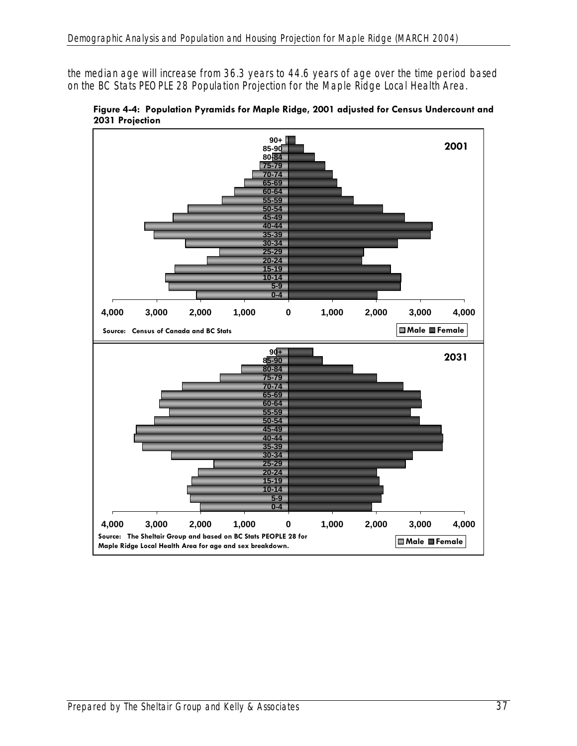the median age will increase from 36.3 years to 44.6 years of age over the time period based on the BC Stats PEOPLE 28 Population Projection for the Maple Ridge Local Health Area.

**Figure 4-4: Population Pyramids for Maple Ridge, 2001 adjusted for Census Undercount and 2031 Projection**

Source: Census of Canada and BC Stats

Source: The Sheltair Group and based on BC Stats PEOPLE 28 for Maple Ridge Local Health Area for age and sex breakdown.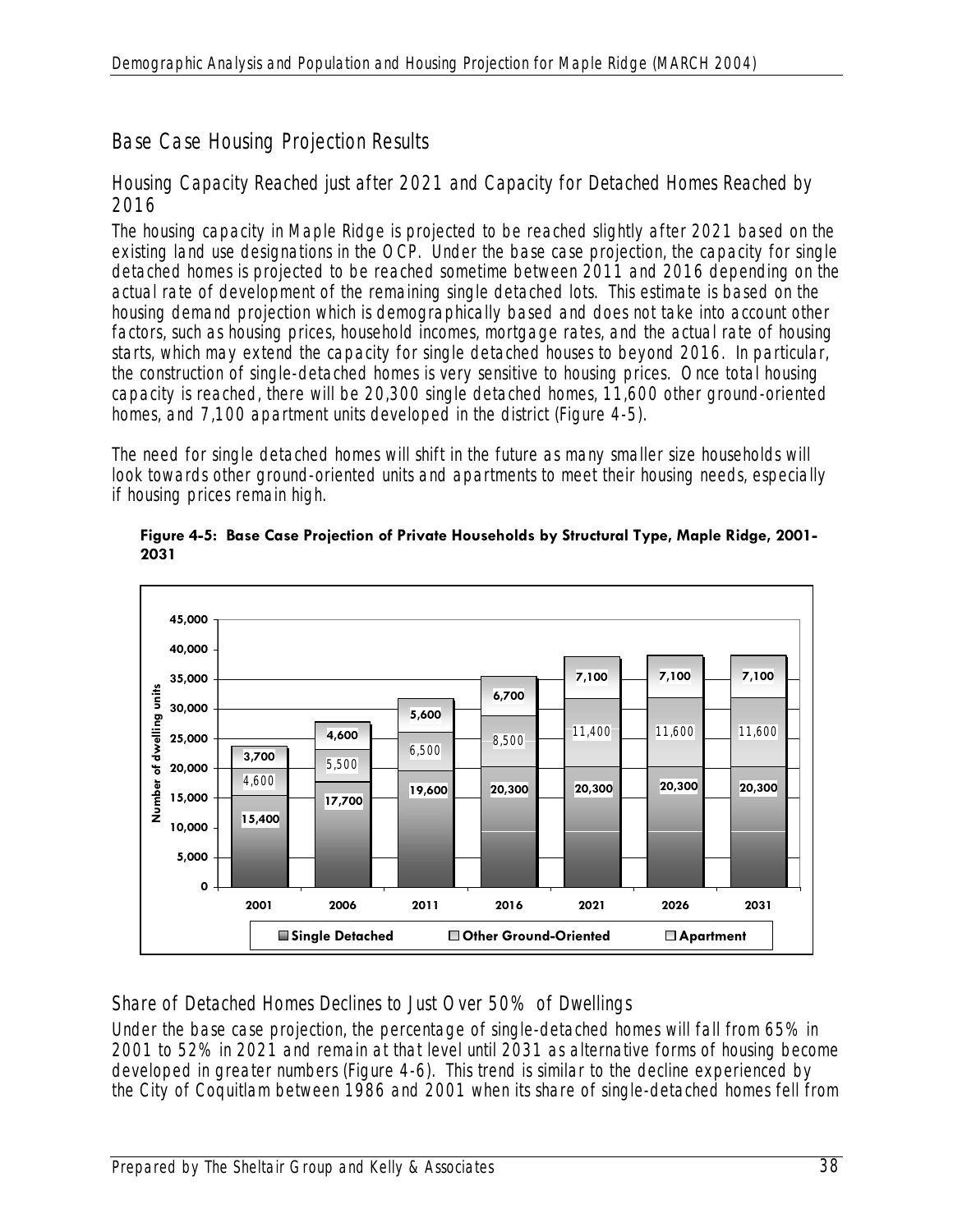## Base Case Housing Projection Results

### Housing Capacity Reached just after 2021 and Capacity for Detached Homes Reached by 2016

The housing capacity in Maple Ridge is projected to be reached slightly after 2021 based on the existing land use designations in the OCP. Under the base case projection, the capacity for single detached homes is projected to be reached sometime between 2011 and 2016 depending on the actual rate of development of the remaining single detached lots. This estimate is based on the housing demand projection which is demographically based and does not take into account other factors, such as housing prices, household incomes, mortgage rates, and the actual rate of housing starts, which may extend the capacity for single detached houses to beyond 2016. In particular, the construction of single-detached homes is very sensitive to housing prices. Once total housing capacity is reached, there will be 20,300 single detached homes, 11,600 other ground-oriented homes, and 7,100 apartment units developed in the district (Figure 4-5).

The need for single detached homes will shift in the future as many smaller size households will look towards other ground-oriented units and apartments to meet their housing needs, especially if housing prices remain high.

**Figure 4-5: Base Case Projection of Private Households by Structural Type, Maple Ridge, 2001-2031**

| Year | Single Detached | Other Ground-Oriented | Apartment |
|---|---|---|---|
| 2001 | 15,400 | 4,600 | 3,700 |
| 2006 | 17,700 | 5,500 | 4,600 |
| 2011 | 19,600 | 6,500 | 5,600 |
| 2016 | 20,300 | 8,500 | 6,700 |
| 2021 | 20,300 | 11,400 | 7,100 |
| 2026 | 20,300 | 11,600 | 7,100 |
| 2031 | 20,300 | 11,600 | 7,100 |

### Share of Detached Homes Declines to Just Over 50% of Dwellings

Under the base case projection, the percentage of single-detached homes will fall from 65% in 2001 to 52% in 2021 and remain at that level until 2031 as alternative forms of housing become developed in greater numbers (Figure 4-6). This trend is similar to the decline experienced by the City of Coquitlam between 1986 and 2001 when its share of single-detached homes fell from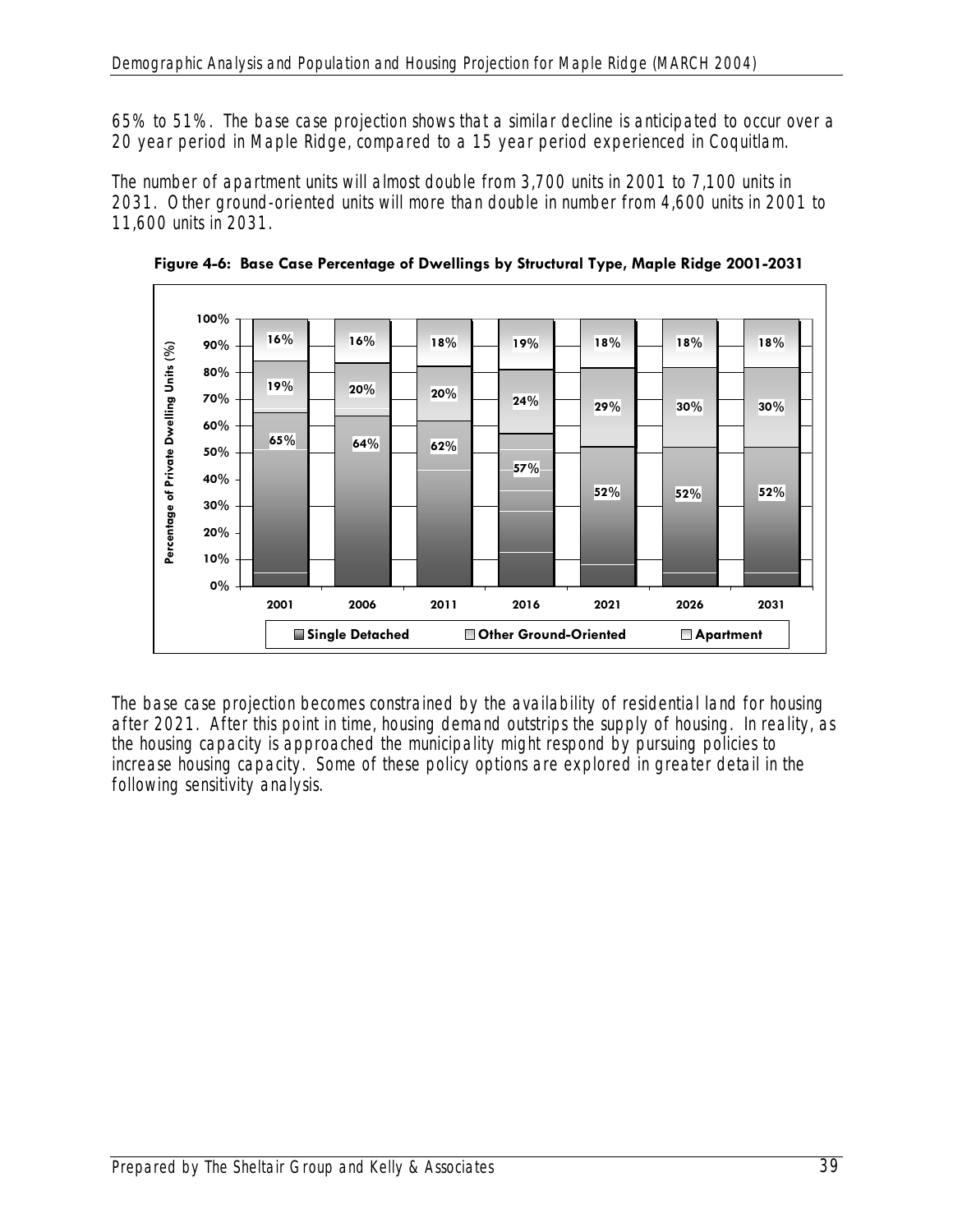65% to 51%. The base case projection shows that a similar decline is anticipated to occur over a 20 year period in Maple Ridge, compared to a 15 year period experienced in Coquitlam.

The number of apartment units will almost double from 3,700 units in 2001 to 7,100 units in 2031. Other ground-oriented units will more than double in number from 4,600 units in 2001 to 11,600 units in 2031.

**Figure 4-6: Base Case Percentage of Dwellings by Structural Type, Maple Ridge 2001-2031**

| Percentage of Private Dwelling Units (%) | 2001 | 2006 | 2011 | 2016 | 2021 | 2026 | 2031 |
|---|---|---|---|---|---|---|---|
| Apartment | 16% | 16% | 18% | 19% | 18% | 18% | 18% |
| Other Ground-Oriented | 19% | 20% | 20% | 24% | 29% | 30% | 30% |
| Single Detached | 65% | 64% | 62% | 57% | 52% | 52% | 52% |

The base case projection becomes constrained by the availability of residential land for housing after 2021. After this point in time, housing demand outstrips the supply of housing. In reality, as the housing capacity is approached the municipality might respond by pursuing policies to increase housing capacity. Some of these policy options are explored in greater detail in the following sensitivity analysis.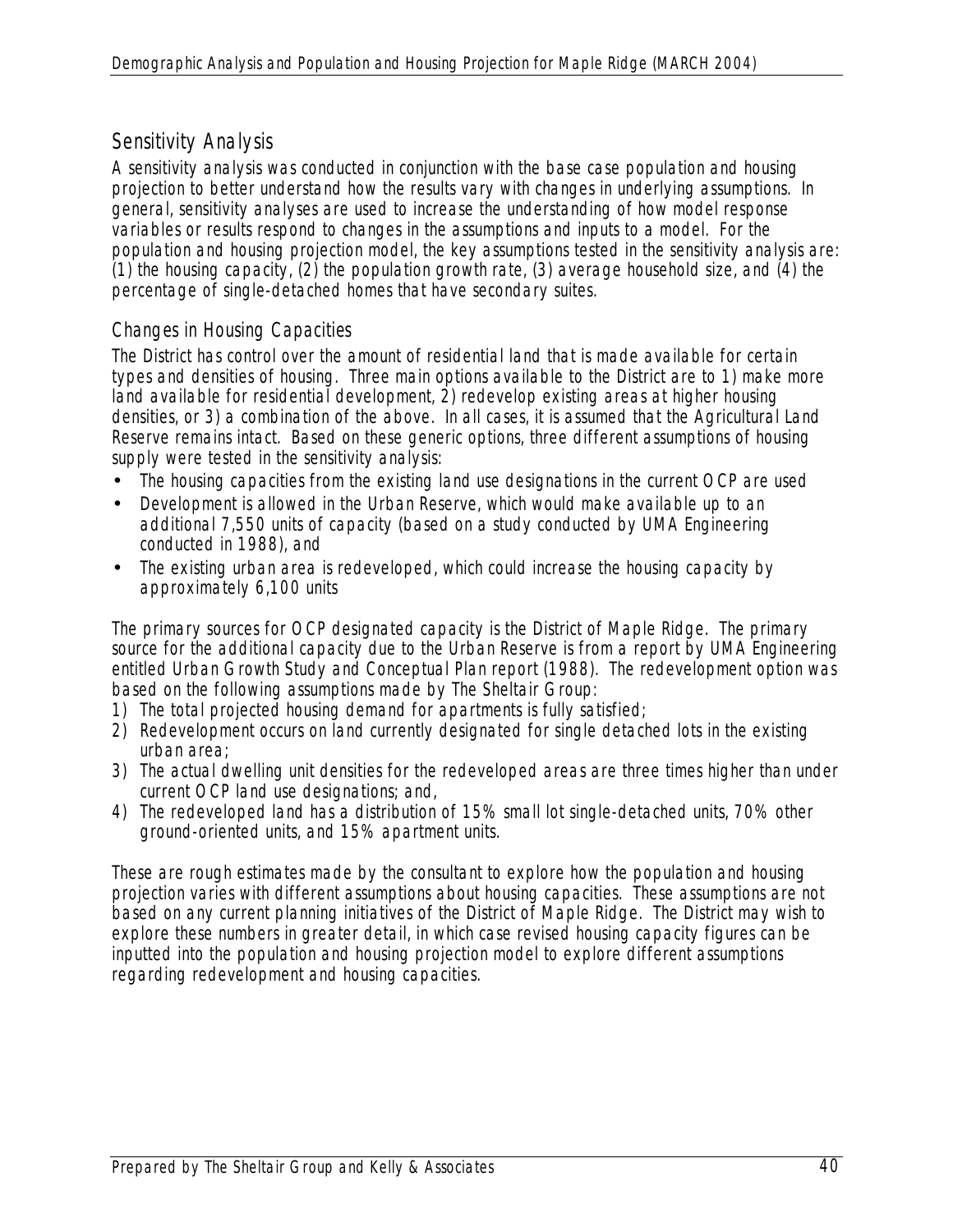## Sensitivity Analysis

A sensitivity analysis was conducted in conjunction with the base case population and housing projection to better understand how the results vary with changes in underlying assumptions. In general, sensitivity analyses are used to increase the understanding of how model response variables or results respond to changes in the assumptions and inputs to a model. For the population and housing projection model, the key assumptions tested in the sensitivity analysis are: (1) the housing capacity, (2) the population growth rate, (3) average household size, and (4) the percentage of single-detached homes that have secondary suites.

### Changes in Housing Capacities

The District has control over the amount of residential land that is made available for certain types and densities of housing. Three main options available to the District are to 1) make more land available for residential development, 2) redevelop existing areas at higher housing densities, or 3) a combination of the above. In all cases, it is assumed that the Agricultural Land Reserve remains intact. Based on these generic options, three different assumptions of housing supply were tested in the sensitivity analysis:

- The housing capacities from the existing land use designations in the current OCP are used
- Development is allowed in the Urban Reserve, which would make available up to an additional 7,550 units of capacity (based on a study conducted by UMA Engineering conducted in 1988), and
- The existing urban area is redeveloped, which could increase the housing capacity by approximately 6,100 units

The primary sources for OCP designated capacity is the District of Maple Ridge. The primary source for the additional capacity due to the Urban Reserve is from a report by UMA Engineering entitled Urban Growth Study and Conceptual Plan report (1988). The redevelopment option was based on the following assumptions made by The Sheltair Group:

1) The total projected housing demand for apartments is fully satisfied;
2) Redevelopment occurs on land currently designated for single detached lots in the existing urban area;
3) The actual dwelling unit densities for the redeveloped areas are three times higher than under current OCP land use designations; and,
4) The redeveloped land has a distribution of 15% small lot single-detached units, 70% other ground-oriented units, and 15% apartment units.

These are rough estimates made by the consultant to explore how the population and housing projection varies with different assumptions about housing capacities. These assumptions are not based on any current planning initiatives of the District of Maple Ridge. The District may wish to explore these numbers in greater detail, in which case revised housing capacity figures can be inputted into the population and housing projection model to explore different assumptions regarding redevelopment and housing capacities.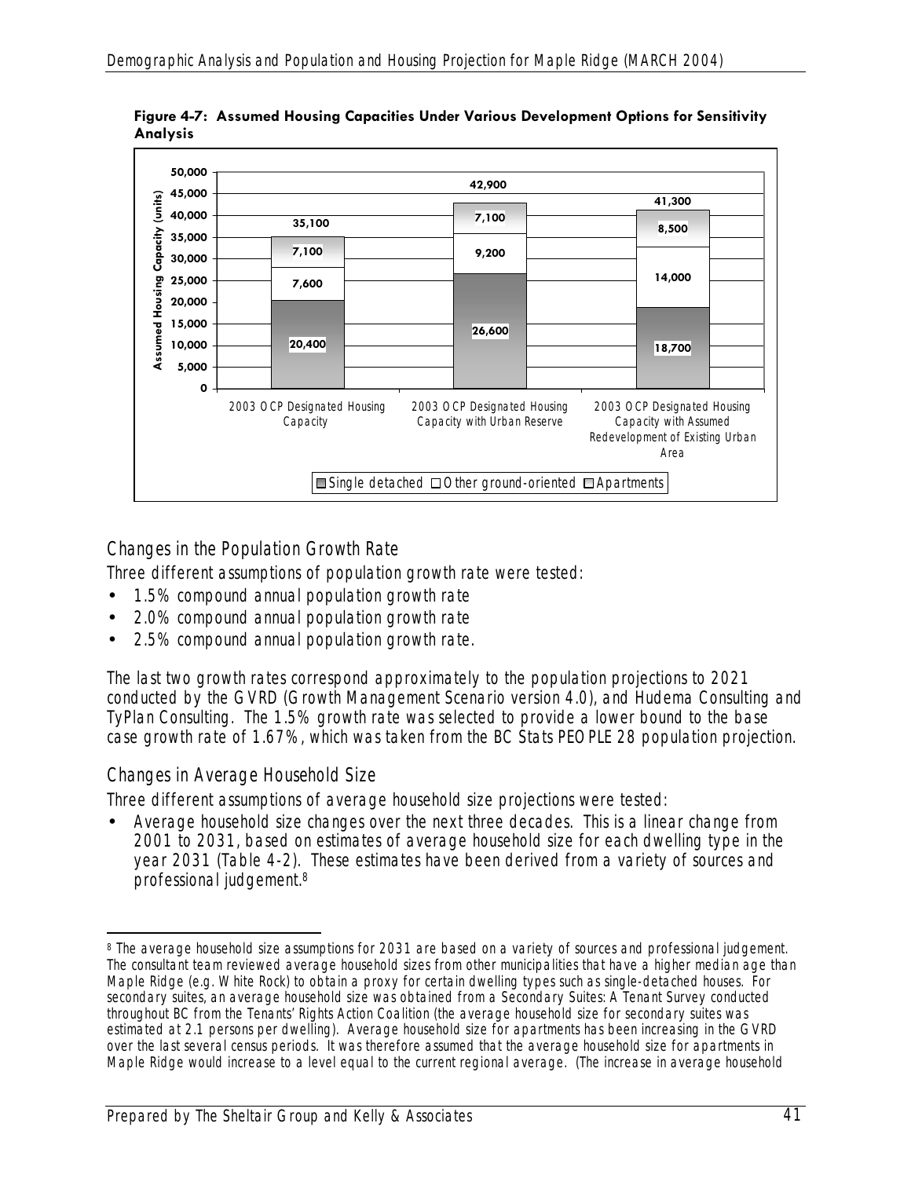**Figure 4-7: Assumed Housing Capacities Under Various Development Options for Sensitivity Analysis**

| Assumed Housing Capacity (units) | 2003 OCP Designated Housing Capacity | 2003 OCP Designated Housing Capacity with Urban Reserve | 2003 OCP Designated Housing Capacity with Assumed Redevelopment of Existing Urban Area |
|---|---|---|---|
| Single detached | 20,400 | 26,600 | 18,700 |
| Other ground-oriented | 7,600 | 9,200 | 14,000 |
| Apartments | 7,100 | 7,100 | 8,500 |
| Total | 35,100 | 42,900 | 41,300 |

### Changes in the Population Growth Rate

Three different assumptions of population growth rate were tested:

- 1.5% compound annual population growth rate
- 2.0% compound annual population growth rate
- 2.5% compound annual population growth rate.

The last two growth rates correspond approximately to the population projections to 2021 conducted by the GVRD (Growth Management Scenario version 4.0), and Hudema Consulting and TyPlan Consulting. The 1.5% growth rate was selected to provide a lower bound to the base case growth rate of 1.67%, which was taken from the BC Stats PEOPLE 28 population projection.

### Changes in Average Household Size

Three different assumptions of average household size projections were tested:

- Average household size changes over the next three decades. This is a linear change from 2001 to 2031, based on estimates of average household size for each dwelling type in the year 2031 (Table 4-2). These estimates have been derived from a variety of sources and professional judgement.[8]

---

[8] The average household size assumptions for 2031 are based on a variety of sources and professional judgement. The consultant team reviewed average household sizes from other municipalities that have a higher median age than Maple Ridge (e.g. White Rock) to obtain a proxy for certain dwelling types such as single-detached houses. For secondary suites, an average household size was obtained from a Secondary Suites: A Tenant Survey conducted throughout BC from the Tenants' Rights Action Coalition (the average household size for secondary suites was estimated at 2.1 persons per dwelling). Average household size for apartments has been increasing in the GVRD over the last several census periods. It was therefore assumed that the average household size for apartments in Maple Ridge would increase to a level equal to the current regional average. (The increase in average household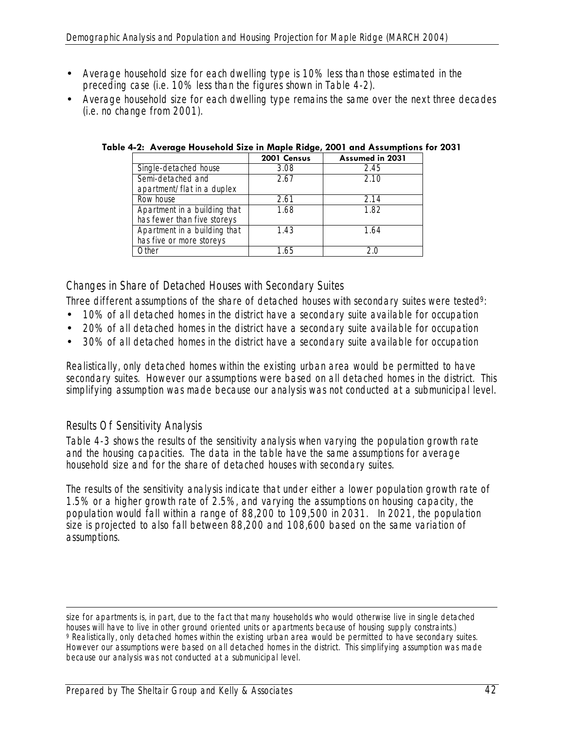- Average household size for each dwelling type is 10% less than those estimated in the preceding case (i.e. 10% less than the figures shown in Table 4-2).
- Average household size for each dwelling type remains the same over the next three decades (i.e. no change from 2001).

**Table 4-2: Average Household Size in Maple Ridge, 2001 and Assumptions for 2031**

| | 2001 Census | Assumed in 2031 |
|---|---|---|
| Single-detached house | 3.08 | 2.45 |
| Semi-detached and apartment/flat in a duplex | 2.67 | 2.10 |
| Row house | 2.61 | 2.14 |
| Apartment in a building that has fewer than five storeys | 1.68 | 1.82 |
| Apartment in a building that has five or more storeys | 1.43 | 1.64 |
| Other | 1.65 | 2.0 |

### Changes in Share of Detached Houses with Secondary Suites

Three different assumptions of the share of detached houses with secondary suites were tested[9]:

- 10% of all detached homes in the district have a secondary suite available for occupation
- 20% of all detached homes in the district have a secondary suite available for occupation
- 30% of all detached homes in the district have a secondary suite available for occupation

Realistically, only detached homes within the existing urban area would be permitted to have secondary suites. However our assumptions were based on all detached homes in the district. This simplifying assumption was made because our analysis was not conducted at a submunicipal level.

### Results Of Sensitivity Analysis

Table 4-3 shows the results of the sensitivity analysis when varying the population growth rate and the housing capacities. The data in the table have the same assumptions for average household size and for the share of detached houses with secondary suites.

The results of the sensitivity analysis indicate that under either a lower population growth rate of 1.5% or a higher growth rate of 2.5%, and varying the assumptions on housing capacity, the population would fall within a range of 88,200 to 109,500 in 2031. In 2021, the population size is projected to also fall between 88,200 and 108,600 based on the same variation of assumptions.

---

size for apartments is, in part, due to the fact that many households who would otherwise live in single detached houses will have to live in other ground oriented units or apartments because of housing supply constraints.)

[9] Realistically, only detached homes within the existing urban area would be permitted to have secondary suites. However our assumptions were based on all detached homes in the district. This simplifying assumption was made because our analysis was not conducted at a submunicipal level.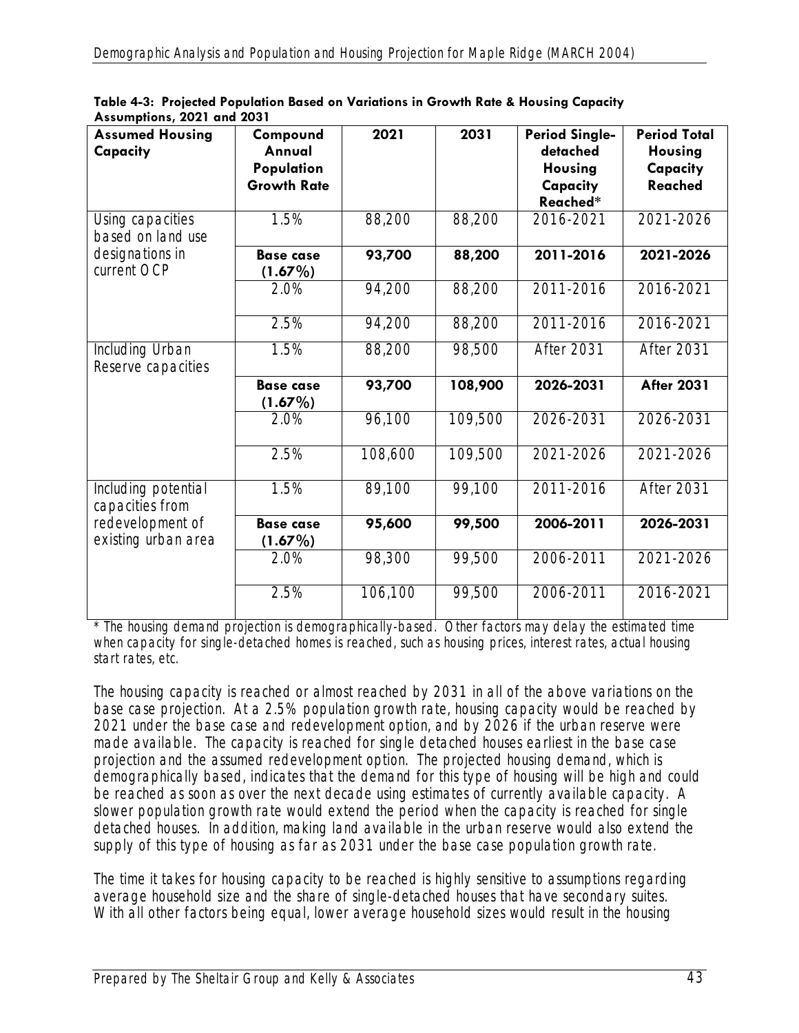**Table 4-3: Projected Population Based on Variations in Growth Rate & Housing Capacity Assumptions, 2021 and 2031**

| Assumed Housing Capacity | Compound Annual Population Growth Rate | 2021 | 2031 | Period Single-detached Housing Capacity Reached* | Period Total Housing Capacity Reached |
|---|---|---|---|---|---|
| Using capacities based on land use designations in current OCP | 1.5% | 88,200 | 88,200 | 2016-2021 | 2021-2026 |
| | **Base case (1.67%)** | **93,700** | **88,200** | **2011-2016** | **2021-2026** |
| | 2.0% | 94,200 | 88,200 | 2011-2016 | 2016-2021 |
| | 2.5% | 94,200 | 88,200 | 2011-2016 | 2016-2021 |
| Including Urban Reserve capacities | 1.5% | 88,200 | 98,500 | After 2031 | After 2031 |
| | **Base case (1.67%)** | **93,700** | **108,900** | **2026-2031** | **After 2031** |
| | 2.0% | 96,100 | 109,500 | 2026-2031 | 2026-2031 |
| | 2.5% | 108,600 | 109,500 | 2021-2026 | 2021-2026 |
| Including potential capacities from redevelopment of existing urban area | 1.5% | 89,100 | 99,100 | 2011-2016 | After 2031 |
| | **Base case (1.67%)** | **95,600** | **99,500** | **2006-2011** | **2026-2031** |
| | 2.0% | 98,300 | 99,500 | 2006-2011 | 2021-2026 |
| | 2.5% | 106,100 | 99,500 | 2006-2011 | 2016-2021 |

* The housing demand projection is demographically-based. Other factors may delay the estimated time when capacity for single-detached homes is reached, such as housing prices, interest rates, actual housing start rates, etc.

The housing capacity is reached or almost reached by 2031 in all of the above variations on the base case projection. At a 2.5% population growth rate, housing capacity would be reached by 2021 under the base case and redevelopment option, and by 2026 if the urban reserve were made available. The capacity is reached for single detached houses earliest in the base case projection and the assumed redevelopment option. The projected housing demand, which is demographically based, indicates that the demand for this type of housing will be high and could be reached as soon as over the next decade using estimates of currently available capacity. A slower population growth rate would extend the period when the capacity is reached for single detached houses. In addition, making land available in the urban reserve would also extend the supply of this type of housing as far as 2031 under the base case population growth rate.

The time it takes for housing capacity to be reached is highly sensitive to assumptions regarding average household size and the share of single-detached houses that have secondary suites. With all other factors being equal, lower average household sizes would result in the housing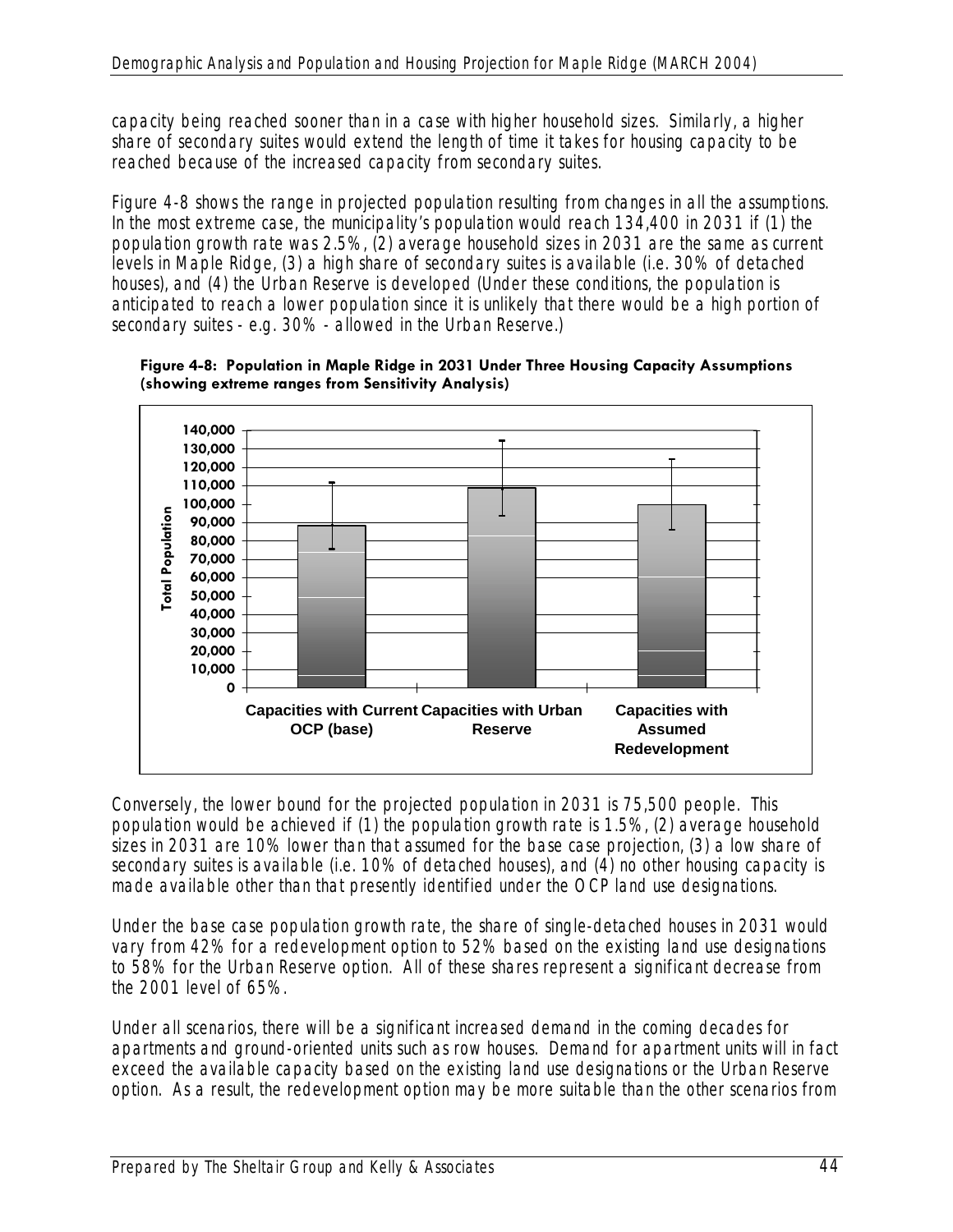capacity being reached sooner than in a case with higher household sizes. Similarly, a higher share of secondary suites would extend the length of time it takes for housing capacity to be reached because of the increased capacity from secondary suites.

Figure 4-8 shows the range in projected population resulting from changes in all the assumptions. In the most extreme case, the municipality's population would reach 134,400 in 2031 if (1) the population growth rate was 2.5%, (2) average household sizes in 2031 are the same as current levels in Maple Ridge, (3) a high share of secondary suites is available (i.e. 30% of detached houses), and (4) the Urban Reserve is developed (Under these conditions, the population is anticipated to reach a lower population since it is unlikely that there would be a high portion of secondary suites - e.g. 30% - allowed in the Urban Reserve.)

**Figure 4-8: Population in Maple Ridge in 2031 Under Three Housing Capacity Assumptions (showing extreme ranges from Sensitivity Analysis)**

Conversely, the lower bound for the projected population in 2031 is 75,500 people. This population would be achieved if (1) the population growth rate is 1.5%, (2) average household sizes in 2031 are 10% lower than that assumed for the base case projection, (3) a low share of secondary suites is available (i.e. 10% of detached houses), and (4) no other housing capacity is made available other than that presently identified under the OCP land use designations.

Under the base case population growth rate, the share of single-detached houses in 2031 would vary from 42% for a redevelopment option to 52% based on the existing land use designations to 58% for the Urban Reserve option. All of these shares represent a significant decrease from the 2001 level of 65%.

Under all scenarios, there will be a significant increased demand in the coming decades for apartments and ground-oriented units such as row houses. Demand for apartment units will in fact exceed the available capacity based on the existing land use designations or the Urban Reserve option. As a result, the redevelopment option may be more suitable than the other scenarios from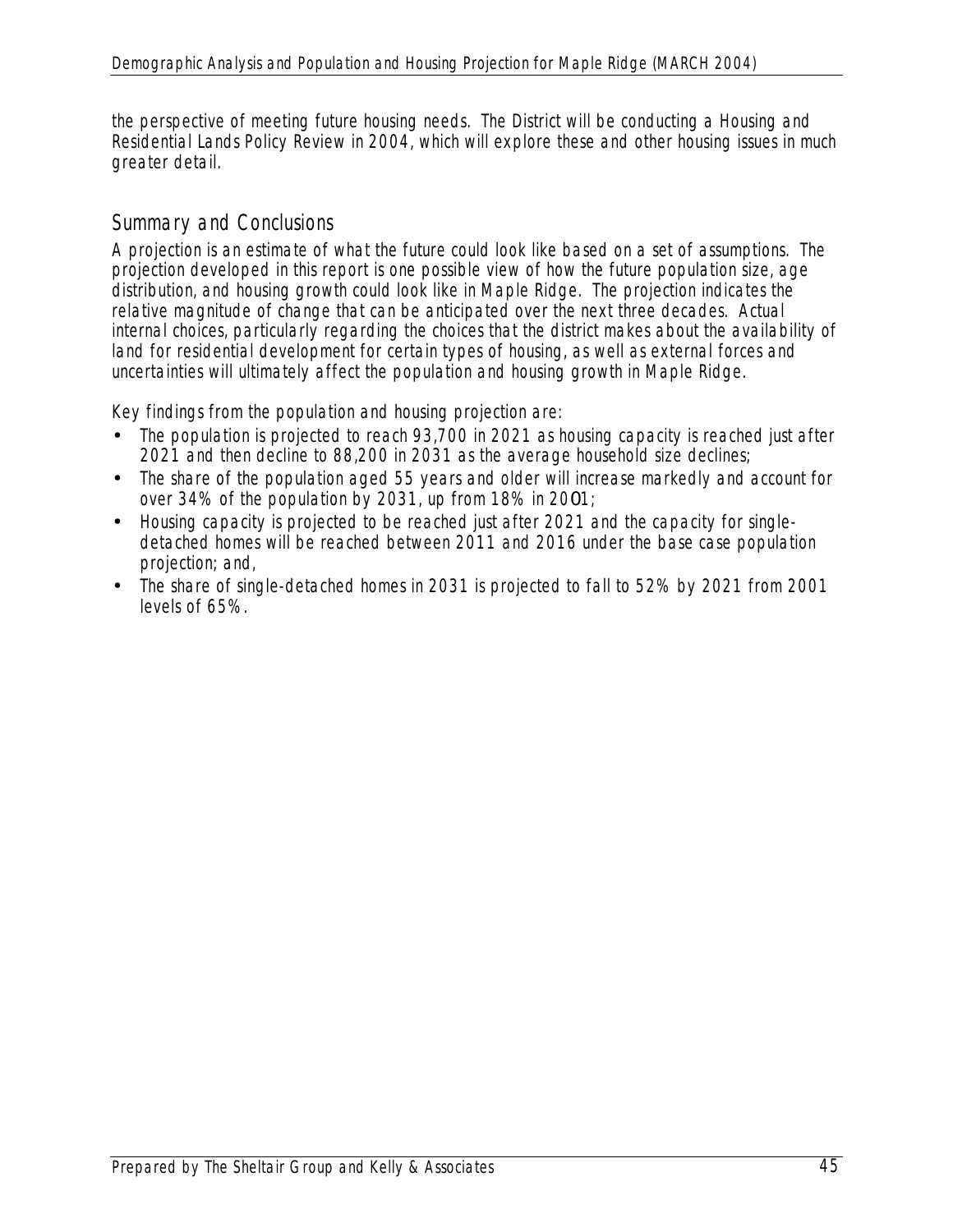the perspective of meeting future housing needs. The District will be conducting a Housing and Residential Lands Policy Review in 2004, which will explore these and other housing issues in much greater detail.

## Summary and Conclusions

A projection is an estimate of what the future could look like based on a set of assumptions. The projection developed in this report is one possible view of how the future population size, age distribution, and housing growth could look like in Maple Ridge. The projection indicates the relative magnitude of change that can be anticipated over the next three decades. Actual internal choices, particularly regarding the choices that the district makes about the availability of land for residential development for certain types of housing, as well as external forces and uncertainties will ultimately affect the population and housing growth in Maple Ridge.

Key findings from the population and housing projection are:

- The population is projected to reach 93,700 in 2021 as housing capacity is reached just after 2021 and then decline to 88,200 in 2031 as the average household size declines;
- The share of the population aged 55 years and older will increase markedly and account for over 34% of the population by 2031, up from 18% in 2001;
- Housing capacity is projected to be reached just after 2021 and the capacity for single-detached homes will be reached between 2011 and 2016 under the base case population projection; and,
- The share of single-detached homes in 2031 is projected to fall to 52% by 2021 from 2001 levels of 65%.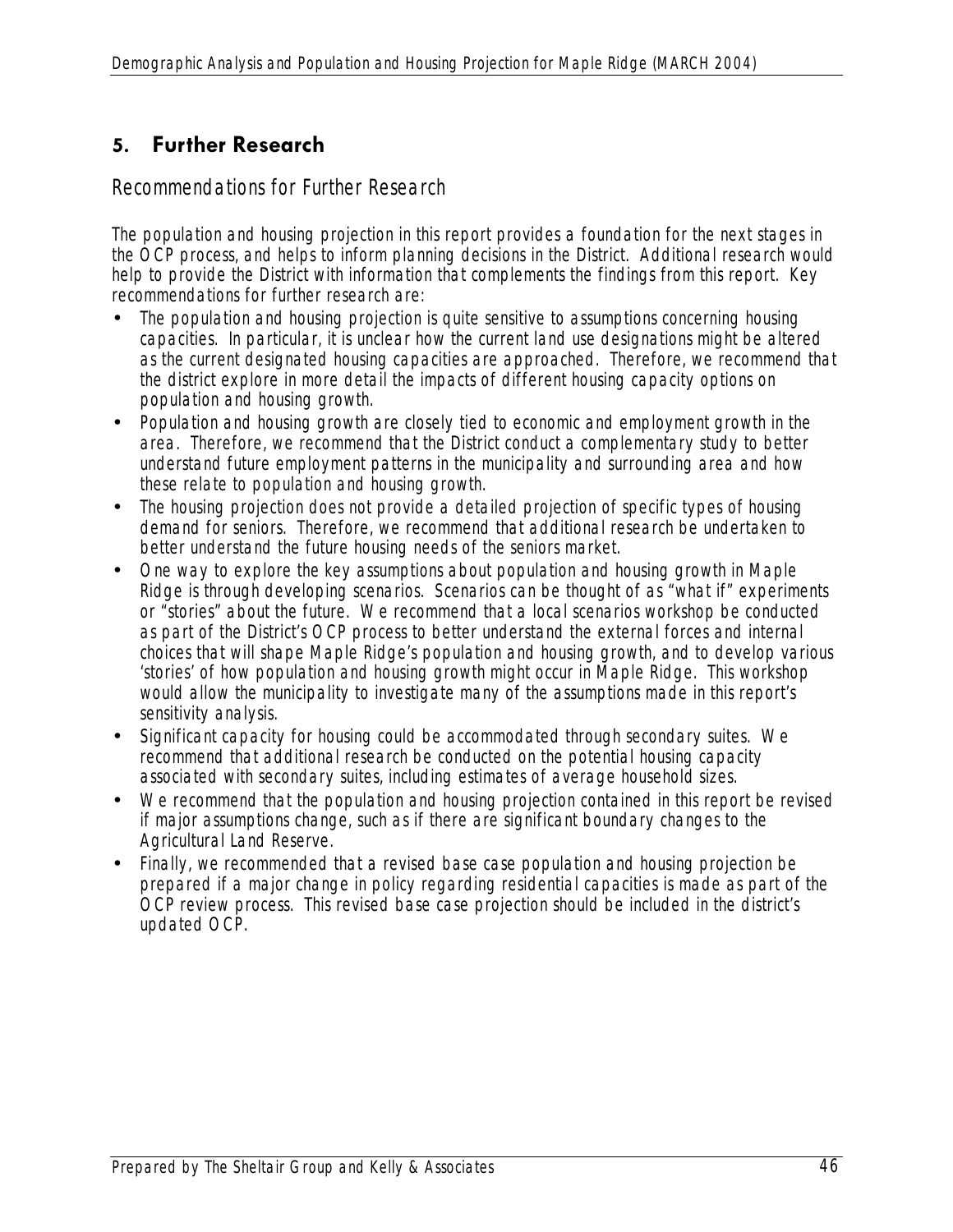## 5. Further Research

### Recommendations for Further Research

The population and housing projection in this report provides a foundation for the next stages in the OCP process, and helps to inform planning decisions in the District. Additional research would help to provide the District with information that complements the findings from this report. Key recommendations for further research are:

- The population and housing projection is quite sensitive to assumptions concerning housing capacities. In particular, it is unclear how the current land use designations might be altered as the current designated housing capacities are approached. Therefore, we recommend that the district explore in more detail the impacts of different housing capacity options on population and housing growth.
- Population and housing growth are closely tied to economic and employment growth in the area. Therefore, we recommend that the District conduct a complementary study to better understand future employment patterns in the municipality and surrounding area and how these relate to population and housing growth.
- The housing projection does not provide a detailed projection of specific types of housing demand for seniors. Therefore, we recommend that additional research be undertaken to better understand the future housing needs of the seniors market.
- One way to explore the key assumptions about population and housing growth in Maple Ridge is through developing scenarios. Scenarios can be thought of as "what if" experiments or "stories" about the future. We recommend that a local scenarios workshop be conducted as part of the District's OCP process to better understand the external forces and internal choices that will shape Maple Ridge's population and housing growth, and to develop various 'stories' of how population and housing growth might occur in Maple Ridge. This workshop would allow the municipality to investigate many of the assumptions made in this report's sensitivity analysis.
- Significant capacity for housing could be accommodated through secondary suites. We recommend that additional research be conducted on the potential housing capacity associated with secondary suites, including estimates of average household sizes.
- We recommend that the population and housing projection contained in this report be revised if major assumptions change, such as if there are significant boundary changes to the Agricultural Land Reserve.
- Finally, we recommended that a revised base case population and housing projection be prepared if a major change in policy regarding residential capacities is made as part of the OCP review process. This revised base case projection should be included in the district's updated OCP.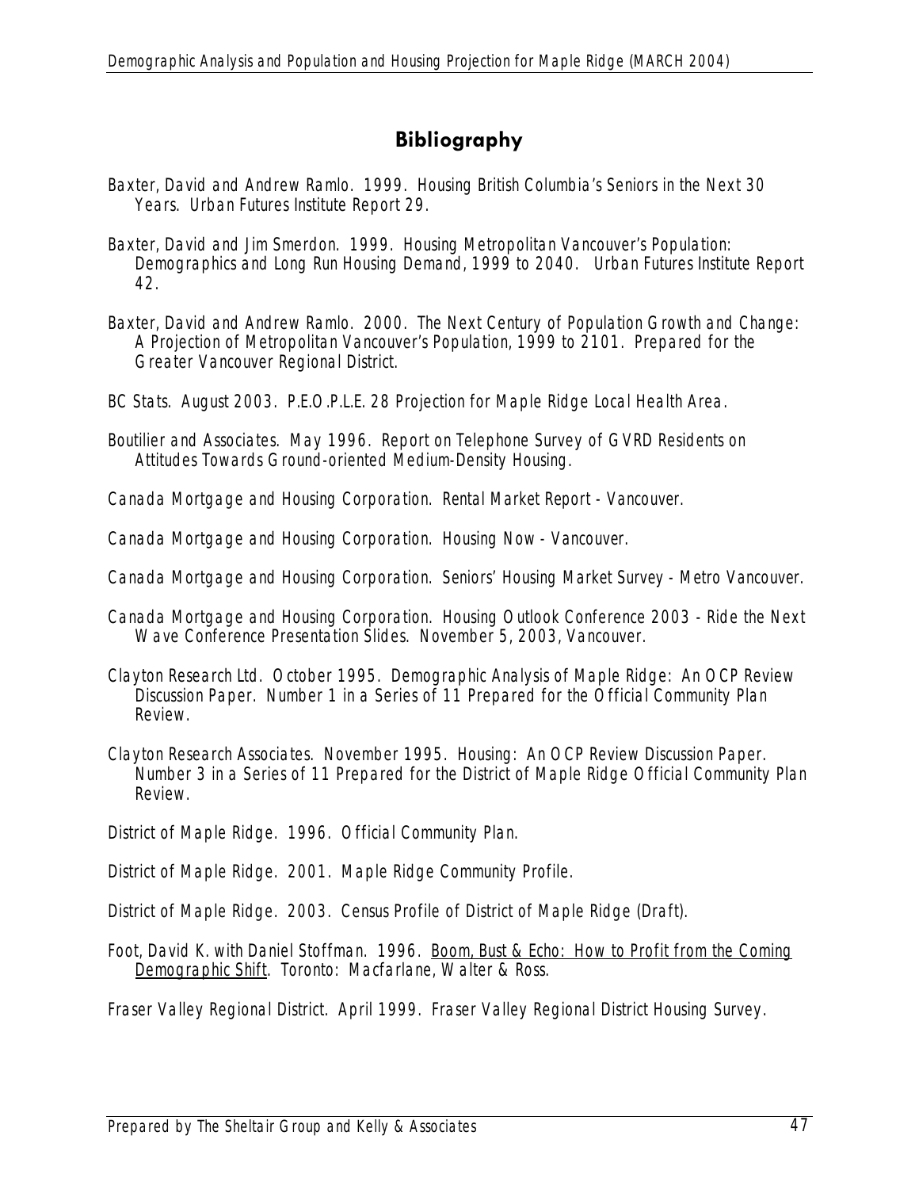## Bibliography

Baxter, David and Andrew Ramlo. 1999. Housing British Columbia's Seniors in the Next 30 Years. Urban Futures Institute Report 29.

Baxter, David and Jim Smerdon. 1999. Housing Metropolitan Vancouver's Population: Demographics and Long Run Housing Demand, 1999 to 2040. Urban Futures Institute Report 42.

Baxter, David and Andrew Ramlo. 2000. The Next Century of Population Growth and Change: A Projection of Metropolitan Vancouver's Population, 1999 to 2101. Prepared for the Greater Vancouver Regional District.

BC Stats. August 2003. P.E.O.P.L.E. 28 Projection for Maple Ridge Local Health Area.

Boutilier and Associates. May 1996. Report on Telephone Survey of GVRD Residents on Attitudes Towards Ground-oriented Medium-Density Housing.

Canada Mortgage and Housing Corporation. Rental Market Report - Vancouver.

Canada Mortgage and Housing Corporation. Housing Now - Vancouver.

Canada Mortgage and Housing Corporation. Seniors' Housing Market Survey - Metro Vancouver.

Canada Mortgage and Housing Corporation. Housing Outlook Conference 2003 - Ride the Next Wave Conference Presentation Slides. November 5, 2003, Vancouver.

Clayton Research Ltd. October 1995. Demographic Analysis of Maple Ridge: An OCP Review Discussion Paper. Number 1 in a Series of 11 Prepared for the Official Community Plan Review.

Clayton Research Associates. November 1995. Housing: An OCP Review Discussion Paper. Number 3 in a Series of 11 Prepared for the District of Maple Ridge Official Community Plan Review.

District of Maple Ridge. 1996. Official Community Plan.

District of Maple Ridge. 2001. Maple Ridge Community Profile.

District of Maple Ridge. 2003. Census Profile of District of Maple Ridge (Draft).

Foot, David K. with Daniel Stoffman. 1996. Boom, Bust & Echo: How to Profit from the Coming Demographic Shift. Toronto: Macfarlane, Walter & Ross.

Fraser Valley Regional District. April 1999. Fraser Valley Regional District Housing Survey.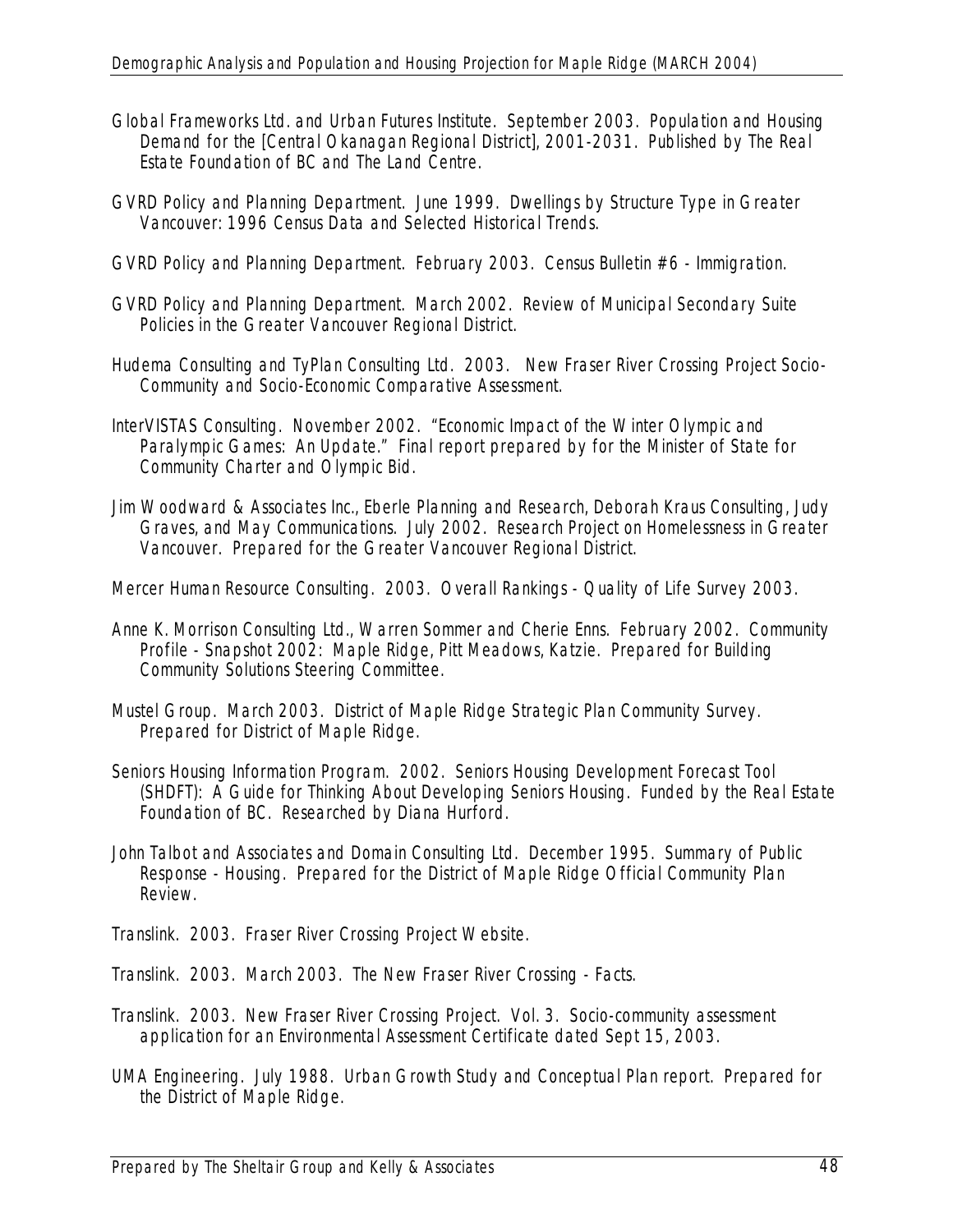Global Frameworks Ltd. and Urban Futures Institute. September 2003. Population and Housing Demand for the [Central Okanagan Regional District], 2001-2031. Published by The Real Estate Foundation of BC and The Land Centre.

GVRD Policy and Planning Department. June 1999. Dwellings by Structure Type in Greater Vancouver: 1996 Census Data and Selected Historical Trends.

GVRD Policy and Planning Department. February 2003. Census Bulletin #6 - Immigration.

GVRD Policy and Planning Department. March 2002. Review of Municipal Secondary Suite Policies in the Greater Vancouver Regional District.

Hudema Consulting and TyPlan Consulting Ltd. 2003. New Fraser River Crossing Project Socio-Community and Socio-Economic Comparative Assessment.

InterVISTAS Consulting. November 2002. "Economic Impact of the Winter Olympic and Paralympic Games: An Update." Final report prepared by for the Minister of State for Community Charter and Olympic Bid.

Jim Woodward & Associates Inc., Eberle Planning and Research, Deborah Kraus Consulting, Judy Graves, and May Communications. July 2002. Research Project on Homelessness in Greater Vancouver. Prepared for the Greater Vancouver Regional District.

Mercer Human Resource Consulting. 2003. Overall Rankings - Quality of Life Survey 2003.

Anne K. Morrison Consulting Ltd., Warren Sommer and Cherie Enns. February 2002. Community Profile - Snapshot 2002: Maple Ridge, Pitt Meadows, Katzie. Prepared for Building Community Solutions Steering Committee.

Mustel Group. March 2003. District of Maple Ridge Strategic Plan Community Survey. Prepared for District of Maple Ridge.

Seniors Housing Information Program. 2002. Seniors Housing Development Forecast Tool (SHDFT): A Guide for Thinking About Developing Seniors Housing. Funded by the Real Estate Foundation of BC. Researched by Diana Hurford.

John Talbot and Associates and Domain Consulting Ltd. December 1995. Summary of Public Response - Housing. Prepared for the District of Maple Ridge Official Community Plan Review.

Translink. 2003. Fraser River Crossing Project Website.

Translink. 2003. March 2003. The New Fraser River Crossing - Facts.

Translink. 2003. New Fraser River Crossing Project. Vol. 3. Socio-community assessment application for an Environmental Assessment Certificate dated Sept 15, 2003.

UMA Engineering. July 1988. Urban Growth Study and Conceptual Plan report. Prepared for the District of Maple Ridge.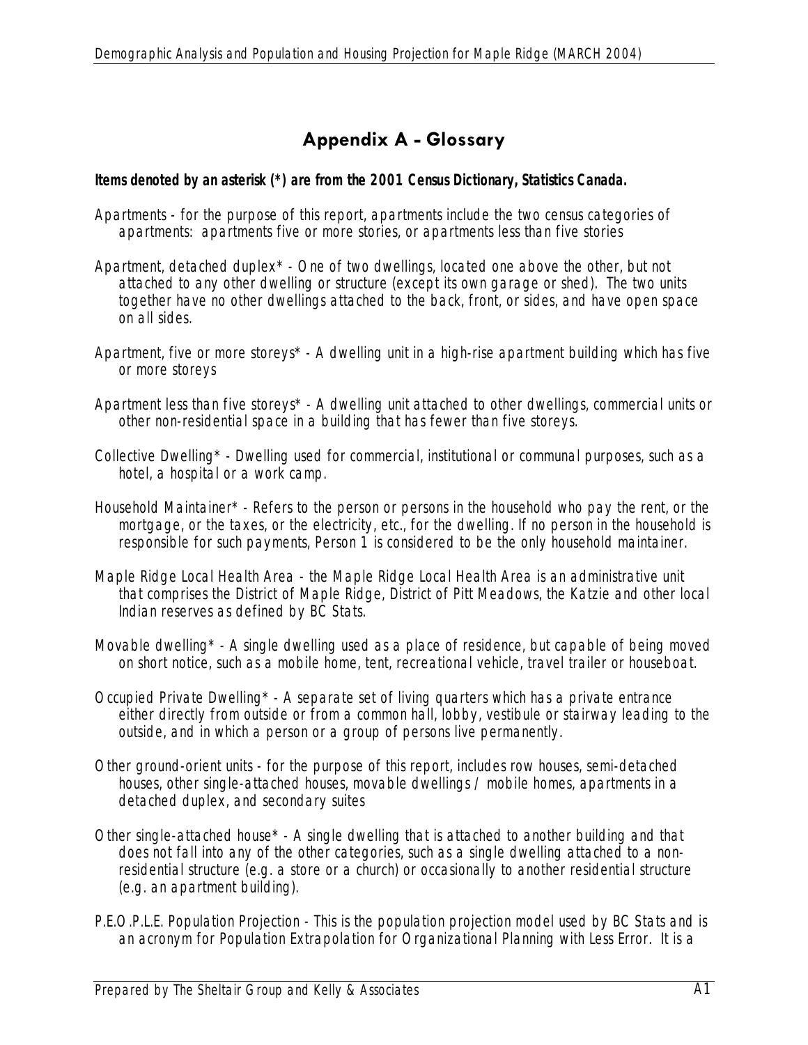## Appendix A - Glossary

**Items denoted by an asterisk (*) are from the 2001 Census Dictionary, Statistics Canada.**

Apartments - for the purpose of this report, apartments include the two census categories of apartments: apartments five or more stories, or apartments less than five stories

Apartment, detached duplex* - One of two dwellings, located one above the other, but not attached to any other dwelling or structure (except its own garage or shed). The two units together have no other dwellings attached to the back, front, or sides, and have open space on all sides.

Apartment, five or more storeys* - A dwelling unit in a high-rise apartment building which has five or more storeys

Apartment less than five storeys* - A dwelling unit attached to other dwellings, commercial units or other non-residential space in a building that has fewer than five storeys.

Collective Dwelling* - Dwelling used for commercial, institutional or communal purposes, such as a hotel, a hospital or a work camp.

Household Maintainer* - Refers to the person or persons in the household who pay the rent, or the mortgage, or the taxes, or the electricity, etc., for the dwelling. If no person in the household is responsible for such payments, Person 1 is considered to be the only household maintainer.

Maple Ridge Local Health Area - the Maple Ridge Local Health Area is an administrative unit that comprises the District of Maple Ridge, District of Pitt Meadows, the Katzie and other local Indian reserves as defined by BC Stats.

Movable dwelling* - A single dwelling used as a place of residence, but capable of being moved on short notice, such as a mobile home, tent, recreational vehicle, travel trailer or houseboat.

Occupied Private Dwelling* - A separate set of living quarters which has a private entrance either directly from outside or from a common hall, lobby, vestibule or stairway leading to the outside, and in which a person or a group of persons live permanently.

Other ground-orient units - for the purpose of this report, includes row houses, semi-detached houses, other single-attached houses, movable dwellings / mobile homes, apartments in a detached duplex, and secondary suites

Other single-attached house* - A single dwelling that is attached to another building and that does not fall into any of the other categories, such as a single dwelling attached to a non-residential structure (e.g. a store or a church) or occasionally to another residential structure (e.g. an apartment building).

P.E.O.P.L.E. Population Projection - This is the population projection model used by BC Stats and is an acronym for Population Extrapolation for Organizational Planning with Less Error. It is a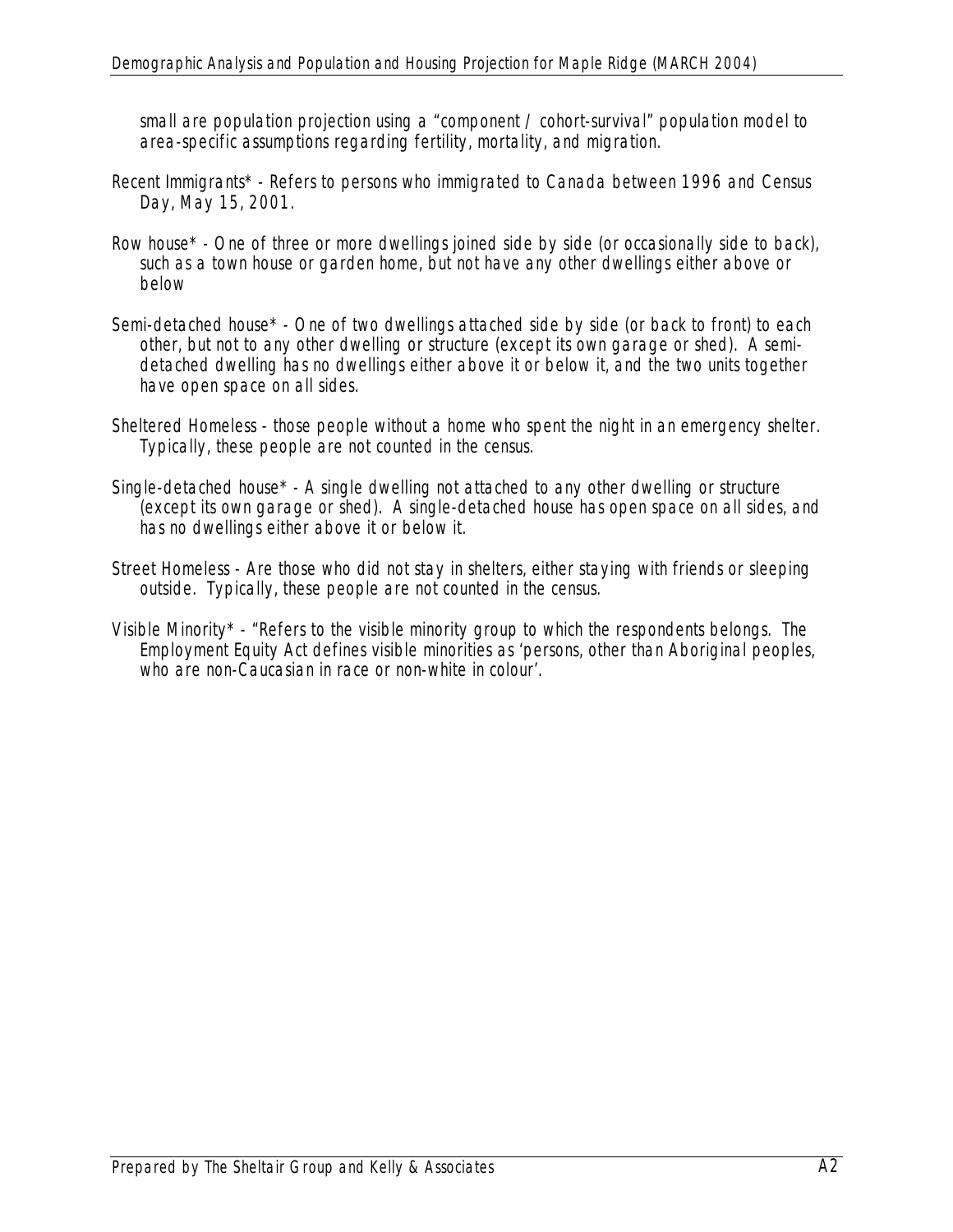small are population projection using a "component / cohort-survival" population model to area-specific assumptions regarding fertility, mortality, and migration.

Recent Immigrants* - Refers to persons who immigrated to Canada between 1996 and Census Day, May 15, 2001.

Row house* - One of three or more dwellings joined side by side (or occasionally side to back), such as a town house or garden home, but not have any other dwellings either above or below

Semi-detached house* - One of two dwellings attached side by side (or back to front) to each other, but not to any other dwelling or structure (except its own garage or shed). A semi-detached dwelling has no dwellings either above it or below it, and the two units together have open space on all sides.

Sheltered Homeless - those people without a home who spent the night in an emergency shelter. Typically, these people are not counted in the census.

Single-detached house* - A single dwelling not attached to any other dwelling or structure (except its own garage or shed). A single-detached house has open space on all sides, and has no dwellings either above it or below it.

Street Homeless - Are those who did not stay in shelters, either staying with friends or sleeping outside. Typically, these people are not counted in the census.

Visible Minority* - "Refers to the visible minority group to which the respondents belongs. The Employment Equity Act defines visible minorities as 'persons, other than Aboriginal peoples, who are non-Caucasian in race or non-white in colour'.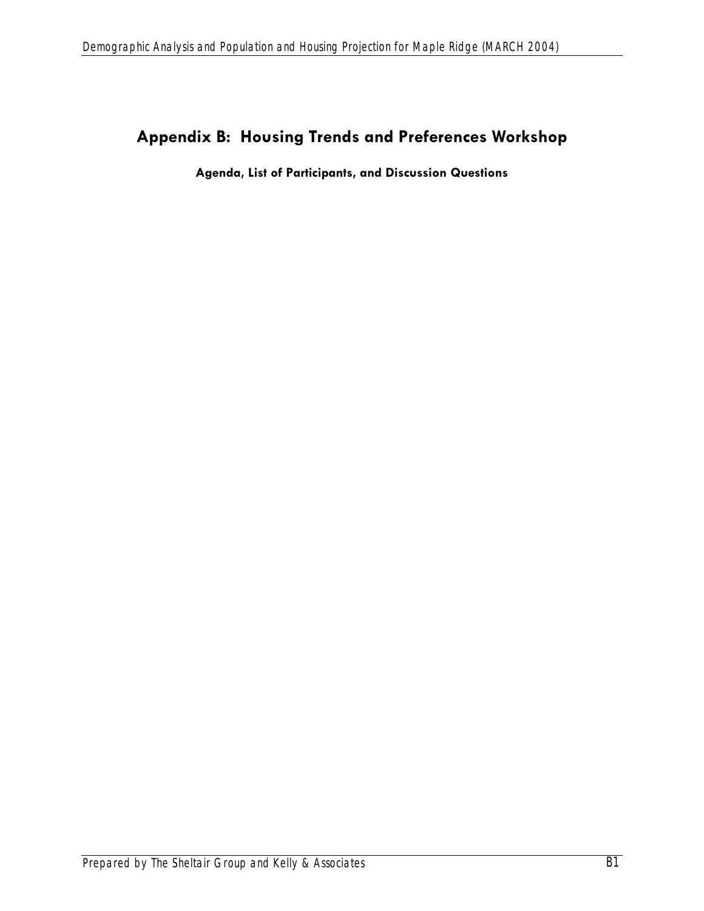# Appendix B: Housing Trends and Preferences Workshop

**Agenda, List of Participants, and Discussion Questions**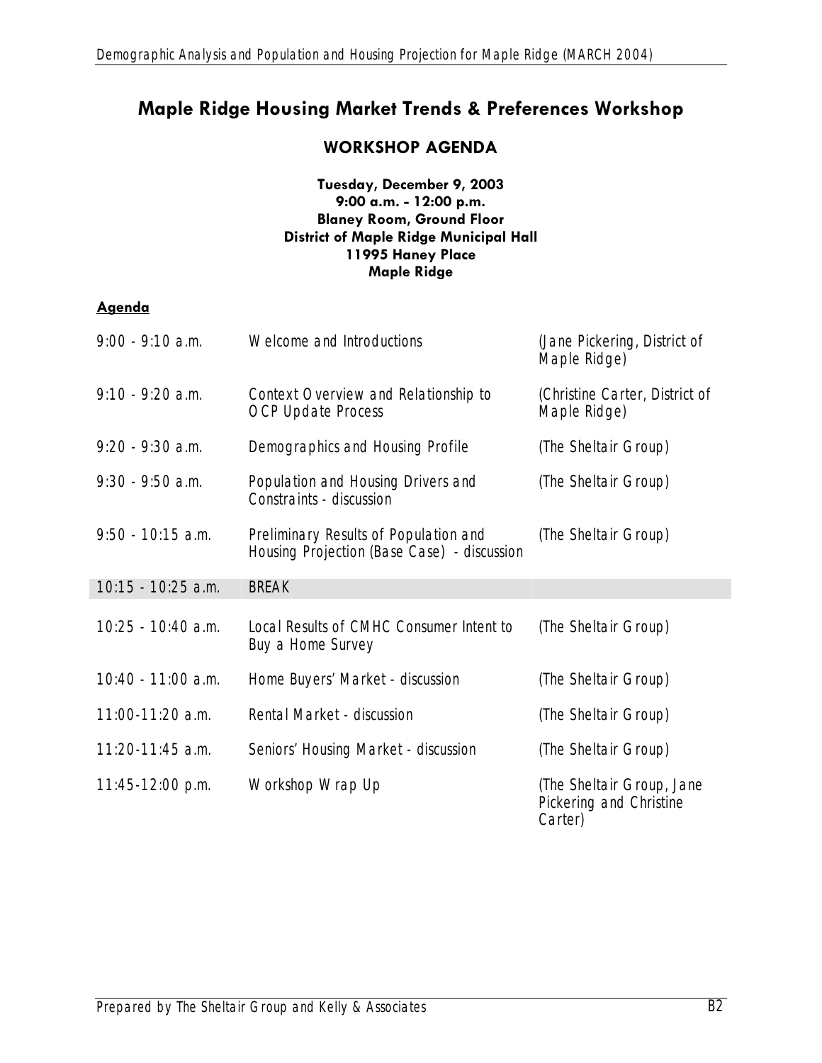# Maple Ridge Housing Market Trends & Preferences Workshop

## WORKSHOP AGENDA

**Tuesday, December 9, 2003**
**9:00 a.m. - 12:00 p.m.**
**Blaney Room, Ground Floor**
**District of Maple Ridge Municipal Hall**
**11995 Haney Place**
**Maple Ridge**

**Agenda**

| | | |
|---|---|---|
| 9:00 - 9:10 a.m. | Welcome and Introductions | (Jane Pickering, District of Maple Ridge) |
| 9:10 - 9:20 a.m. | Context Overview and Relationship to OCP Update Process | (Christine Carter, District of Maple Ridge) |
| 9:20 - 9:30 a.m. | Demographics and Housing Profile | (The Sheltair Group) |
| 9:30 - 9:50 a.m. | Population and Housing Drivers and Constraints - discussion | (The Sheltair Group) |
| 9:50 - 10:15 a.m. | Preliminary Results of Population and Housing Projection (Base Case) - discussion | (The Sheltair Group) |
| 10:15 - 10:25 a.m. | BREAK | |
| 10:25 - 10:40 a.m. | Local Results of CMHC Consumer Intent to Buy a Home Survey | (The Sheltair Group) |
| 10:40 - 11:00 a.m. | Home Buyers' Market - discussion | (The Sheltair Group) |
| 11:00-11:20 a.m. | Rental Market - discussion | (The Sheltair Group) |
| 11:20-11:45 a.m. | Seniors' Housing Market - discussion | (The Sheltair Group) |
| 11:45-12:00 p.m. | Workshop Wrap Up | (The Sheltair Group, Jane Pickering and Christine Carter) |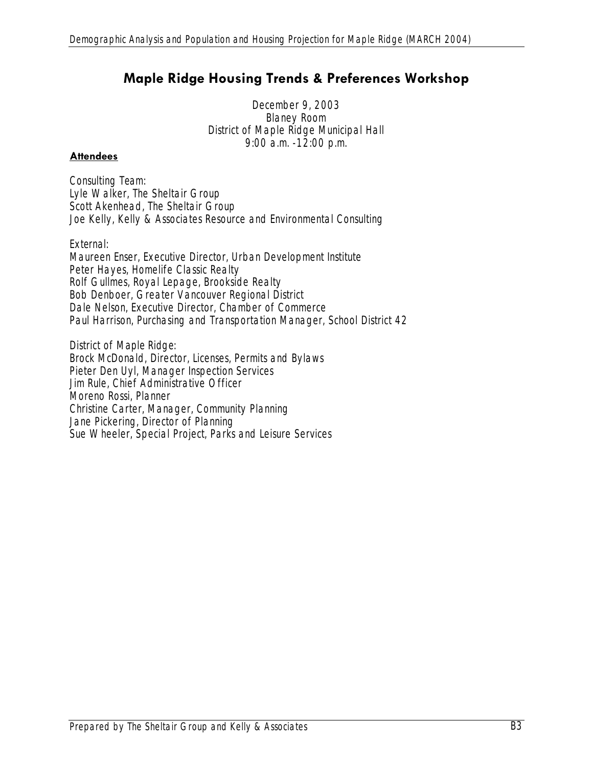## Maple Ridge Housing Trends & Preferences Workshop

December 9, 2003  
Blaney Room  
District of Maple Ridge Municipal Hall  
9:00 a.m. -12:00 p.m.

**Attendees**

Consulting Team:  
Lyle Walker, The Sheltair Group  
Scott Akenhead, The Sheltair Group  
Joe Kelly, Kelly & Associates Resource and Environmental Consulting

External:  
Maureen Enser, Executive Director, Urban Development Institute  
Peter Hayes, Homelife Classic Realty  
Rolf Gullmes, Royal Lepage, Brookside Realty  
Bob Denboer, Greater Vancouver Regional District  
Dale Nelson, Executive Director, Chamber of Commerce  
Paul Harrison, Purchasing and Transportation Manager, School District 42

District of Maple Ridge:  
Brock McDonald, Director, Licenses, Permits and Bylaws  
Pieter Den Uyl, Manager Inspection Services  
Jim Rule, Chief Administrative Officer  
Moreno Rossi, Planner  
Christine Carter, Manager, Community Planning  
Jane Pickering, Director of Planning  
Sue Wheeler, Special Project, Parks and Leisure Services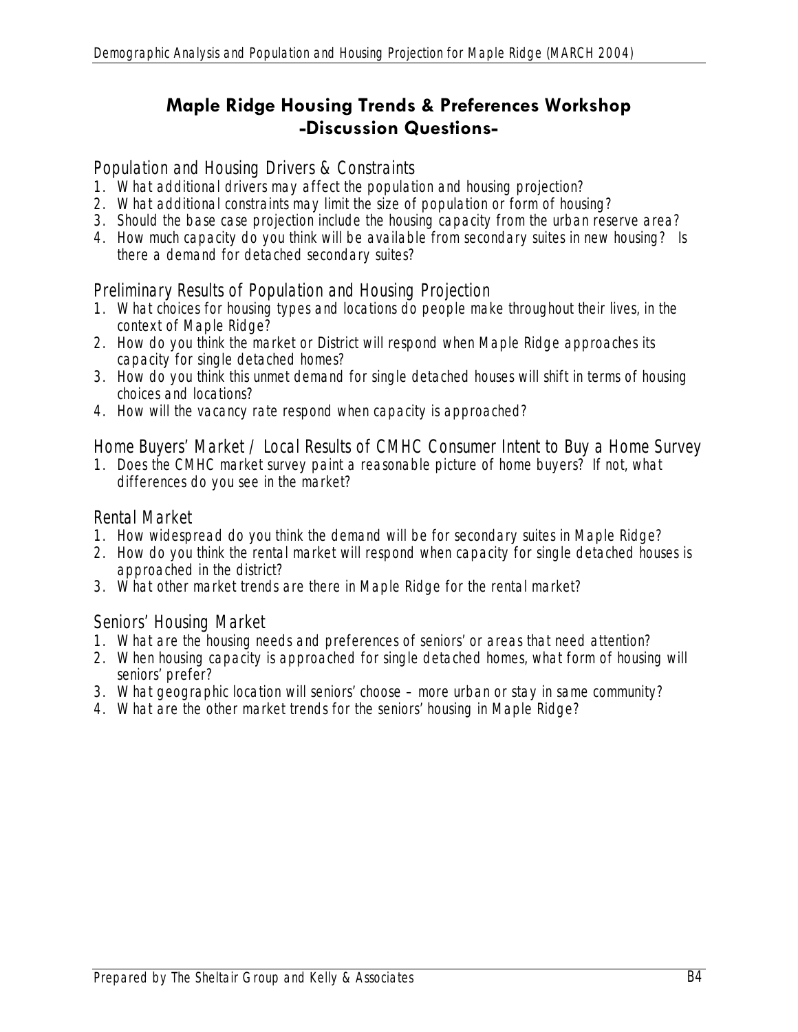# Maple Ridge Housing Trends & Preferences Workshop
## -Discussion Questions-

### Population and Housing Drivers & Constraints

1. What additional drivers may affect the population and housing projection?
2. What additional constraints may limit the size of population or form of housing?
3. Should the base case projection include the housing capacity from the urban reserve area?
4. How much capacity do you think will be available from secondary suites in new housing? Is there a demand for detached secondary suites?

### Preliminary Results of Population and Housing Projection

1. What choices for housing types and locations do people make throughout their lives, in the context of Maple Ridge?
2. How do you think the market or District will respond when Maple Ridge approaches its capacity for single detached homes?
3. How do you think this unmet demand for single detached houses will shift in terms of housing choices and locations?
4. How will the vacancy rate respond when capacity is approached?

### Home Buyers' Market / Local Results of CMHC Consumer Intent to Buy a Home Survey

1. Does the CMHC market survey paint a reasonable picture of home buyers? If not, what differences do you see in the market?

### Rental Market

1. How widespread do you think the demand will be for secondary suites in Maple Ridge?
2. How do you think the rental market will respond when capacity for single detached houses is approached in the district?
3. What other market trends are there in Maple Ridge for the rental market?

### Seniors' Housing Market

1. What are the housing needs and preferences of seniors' or areas that need attention?
2. When housing capacity is approached for single detached homes, what form of housing will seniors' prefer?
3. What geographic location will seniors' choose – more urban or stay in same community?
4. What are the other market trends for the seniors' housing in Maple Ridge?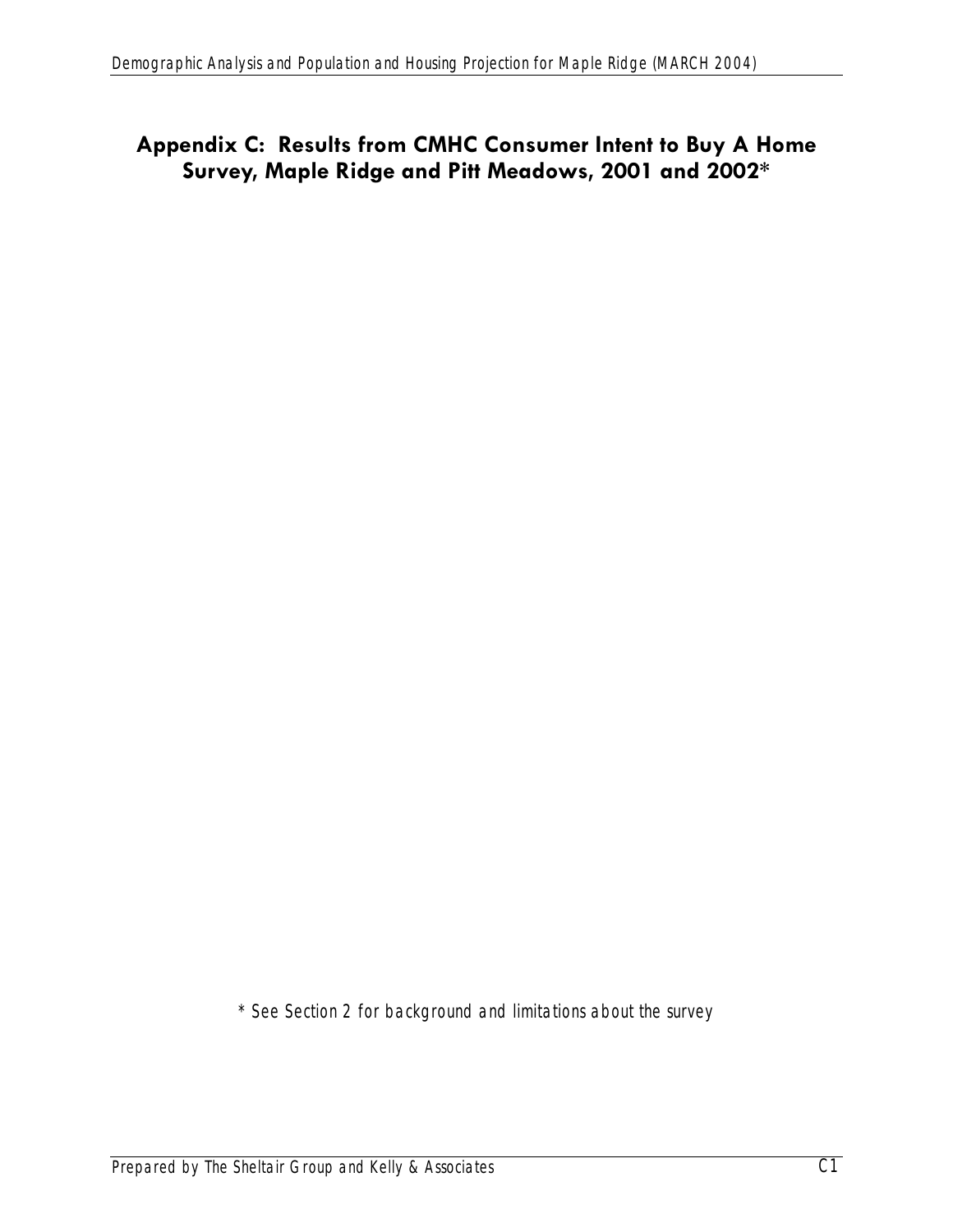# Appendix C: Results from CMHC Consumer Intent to Buy A Home Survey, Maple Ridge and Pitt Meadows, 2001 and 2002*

* See Section 2 for background and limitations about the survey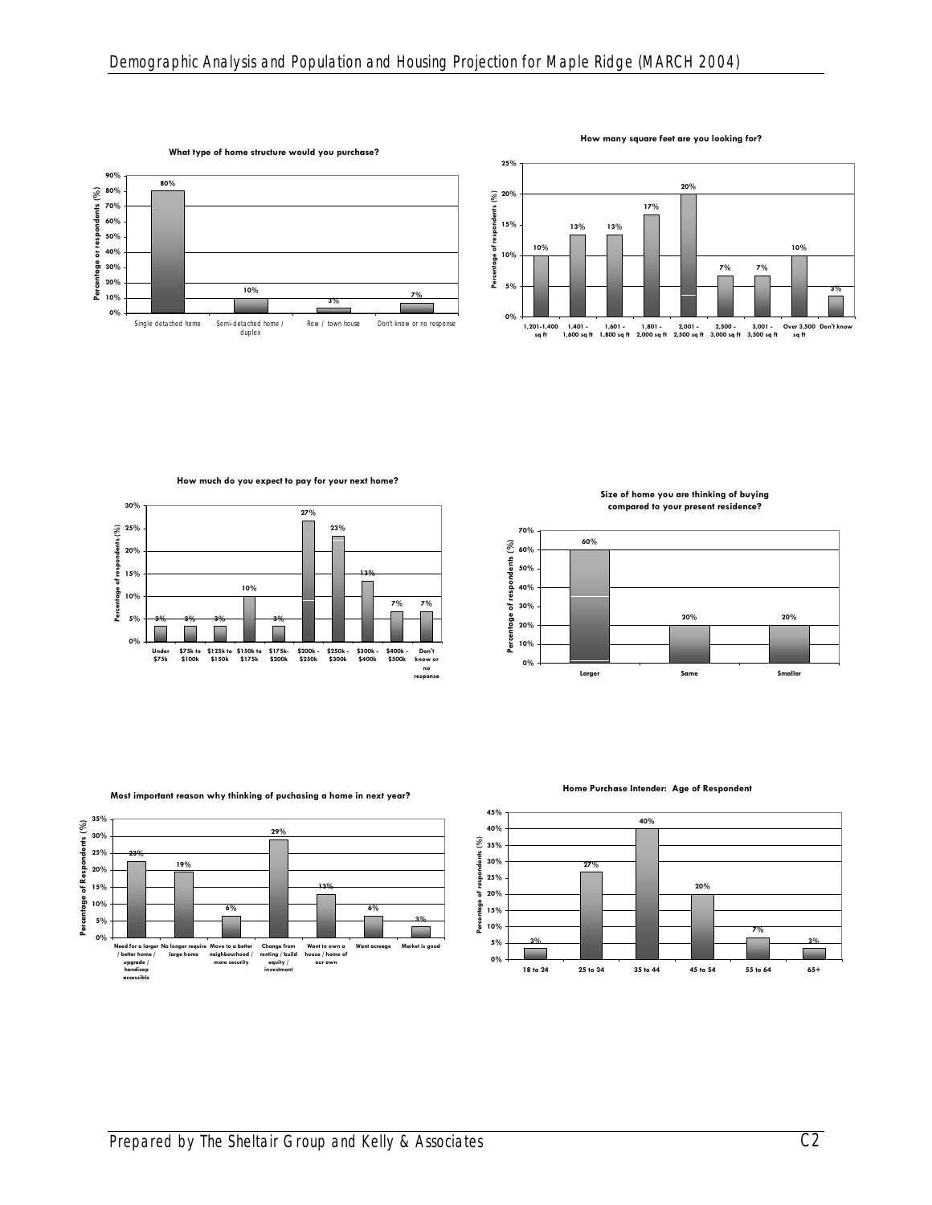**What type of home structure would you purchase?**

| Home structure | Percentage of respondents (%) |
|---|---|
| Single detached home | 80% |
| Semi-detached home / duplex | 10% |
| Row / town house | 3% |
| Don't know or no response | 7% |

**How many square feet are you looking for?**

| Square feet | Percentage of respondents (%) |
|---|---|
| 1,201-1,400 sq ft | 10% |
| 1,401 - 1,600 sq ft | 13% |
| 1,601 - 1,800 sq ft | 13% |
| 1,801 - 2,000 sq ft | 17% |
| 2,001 - 2,500 sq ft | 20% |
| 2,500 - 3,000 sq ft | 7% |
| 3,001 - 3,500 sq ft | 7% |
| Over 3,500 sq ft | 10% |
| Don't know | 3% |

**How much do you expect to pay for your next home?**

| Price | Percentage of respondents (%) |
|---|---|
| Under $75k | 3% |
| $75k to $100k | 3% |
| $125k to $150k | 3% |
| $150k to $175k | 10% |
| $175k-$200k | 3% |
| $200k - $250k | 27% |
| $250k - $300k | 23% |
| $300k - $400k | 13% |
| $400k - $500k | 7% |
| Don't know or no response | 7% |

**Size of home you are thinking of buying compared to your present residence?**

| Size | Percentage of respondents (%) |
|---|---|
| Larger | 60% |
| Same | 20% |
| Smaller | 20% |

**Most important reason why thinking of puchasing a home in next year?**

| Reason | Percentage of Respondents (%) |
|---|---|
| Need for a larger / better home / upgrade / handicap accessible | 23% |
| No longer require large home | 19% |
| Move to a better neighbourhood / more security | 6% |
| Change from renting / build equity / investment | 29% |
| Want to own a house / home of our own | 13% |
| Want acreage | 6% |
| Market is good | 3% |

**Home Purchase Intender: Age of Respondent**

| Age | Percentage of respondents (%) |
|---|---|
| 18 to 24 | 3% |
| 25 to 34 | 27% |
| 35 to 44 | 40% |
| 45 to 54 | 20% |
| 55 to 64 | 7% |
| 65+ | 3% |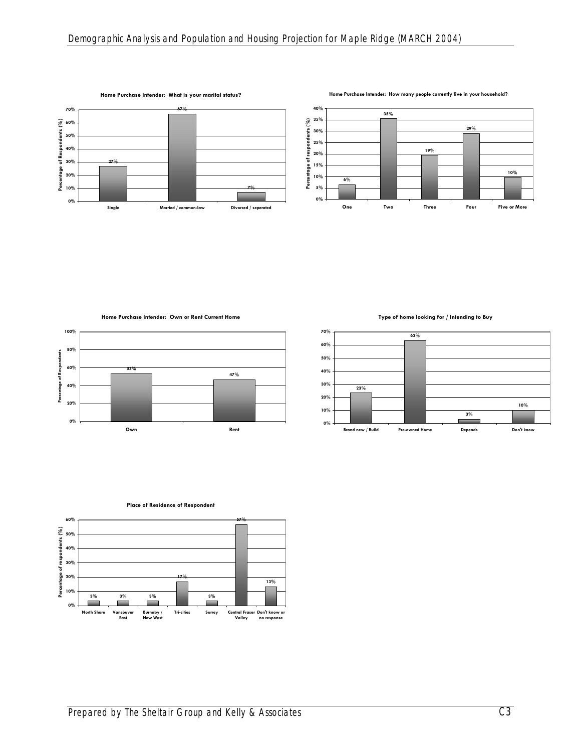**Home Purchase Intender: What is your marital status?**

| Marital status | Percentage of Respondents (%) |
|---|---|
| Single | 27% |
| Married / common-law | 67% |
| Divorced / seperated | 7% |

**Home Purchase Intender: How many people currently live in your household?**

| Household size | Percentage of respondents (%) |
|---|---|
| One | 6% |
| Two | 35% |
| Three | 19% |
| Four | 29% |
| Five or More | 10% |

**Home Purchase Intender: Own or Rent Current Home**

| Tenure | Percentage of Respondents |
|---|---|
| Own | 53% |
| Rent | 47% |

**Type of home looking for / Intending to Buy**

| Type | Percentage |
|---|---|
| Brand new / Build | 23% |
| Pre-owned Home | 63% |
| Depends | 3% |
| Don't know | 10% |

**Place of Residence of Respondent**

| Place of residence | Percentage of respondents (%) |
|---|---|
| North Shore | 3% |
| Vancouver East | 3% |
| Burnaby / New West | 3% |
| Tri-cities | 17% |
| Surrey | 3% |
| Central Fraser Valley | 57% |
| Don't know or no response | 13% |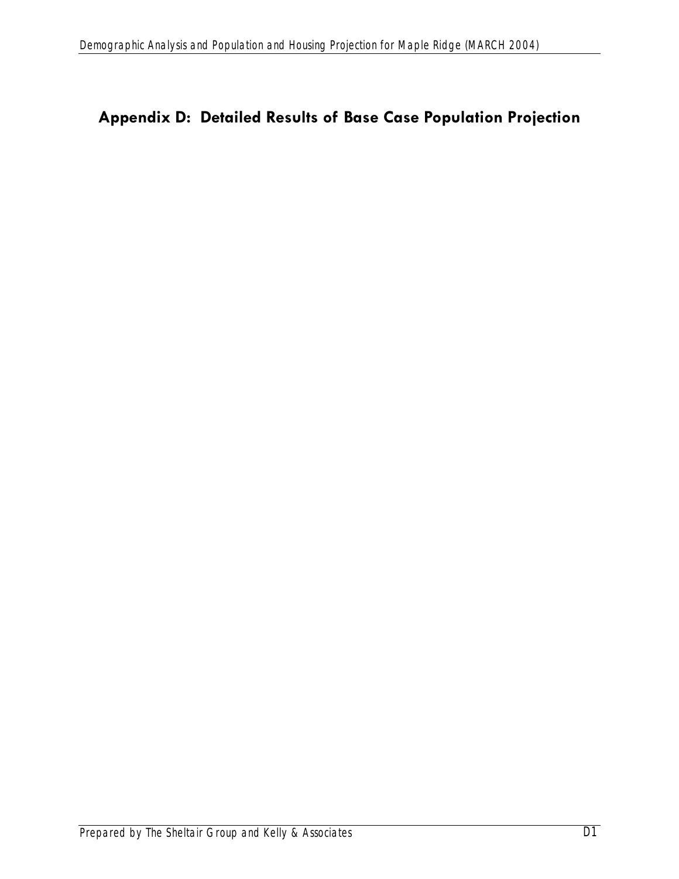## Appendix D: Detailed Results of Base Case Population Projection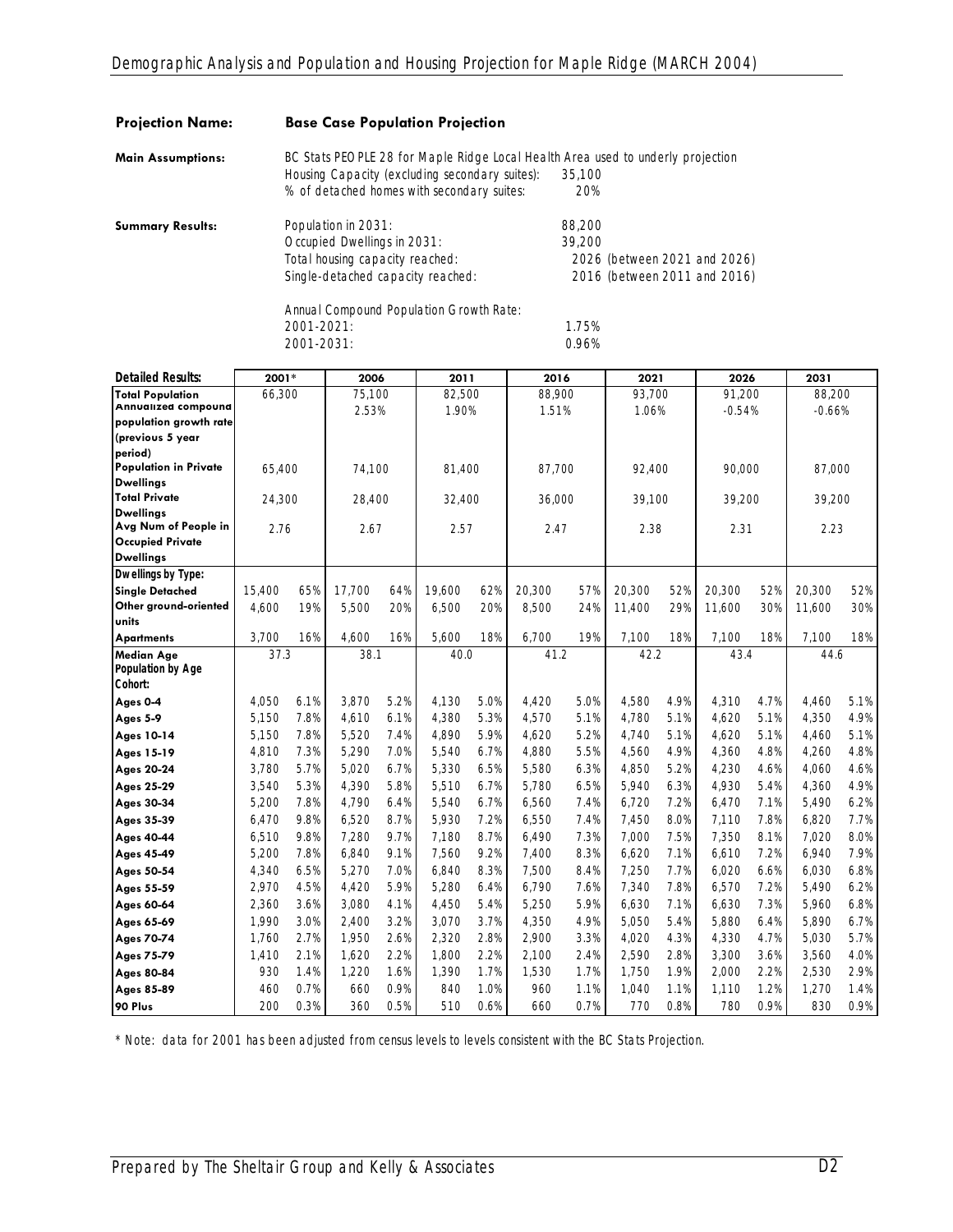**Projection Name:** **Base Case Population Projection**

**Main Assumptions:**

BC Stats PEOPLE 28 for Maple Ridge Local Health Area used to underly projection

Housing Capacity (excluding secondary suites): 35,100

% of detached homes with secondary suites: 20%

**Summary Results:**

Population in 2031: 88,200

Occupied Dwellings in 2031: 39,200

Total housing capacity reached: 2026 (between 2021 and 2026)

Single-detached capacity reached: 2016 (between 2011 and 2016)

Annual Compound Population Growth Rate:

2001-2021: 1.75%

2001-2031: 0.96%

| Detailed Results: | 2001* | | 2006 | | 2011 | | 2016 | | 2021 | | 2026 | | 2031 | |
|---|---|---|---|---|---|---|---|---|---|---|---|---|---|---|
| Total Population | 66,300 | | 75,100 | | 82,500 | | 88,900 | | 93,700 | | 91,200 | | 88,200 | |
| Annualized compound population growth rate (previous 5 year period) | | | 2.53% | | 1.90% | | 1.51% | | 1.06% | | -0.54% | | -0.66% | |
| Population in Private Dwellings | 65,400 | | 74,100 | | 81,400 | | 87,700 | | 92,400 | | 90,000 | | 87,000 | |
| Total Private Dwellings | 24,300 | | 28,400 | | 32,400 | | 36,000 | | 39,100 | | 39,200 | | 39,200 | |
| Avg Num of People in Occupied Private Dwellings | 2.76 | | 2.67 | | 2.57 | | 2.47 | | 2.38 | | 2.31 | | 2.23 | |
| **Dwellings by Type:** | | | | | | | | | | | | | | |
| Single Detached | 15,400 | 65% | 17,700 | 64% | 19,600 | 62% | 20,300 | 57% | 20,300 | 52% | 20,300 | 52% | 20,300 | 52% |
| Other ground-oriented units | 4,600 | 19% | 5,500 | 20% | 6,500 | 20% | 8,500 | 24% | 11,400 | 29% | 11,600 | 30% | 11,600 | 30% |
| Apartments | 3,700 | 16% | 4,600 | 16% | 5,600 | 18% | 6,700 | 19% | 7,100 | 18% | 7,100 | 18% | 7,100 | 18% |
| Median Age | 37.3 | | 38.1 | | 40.0 | | 41.2 | | 42.2 | | 43.4 | | 44.6 | |
| **Population by Age Cohort:** | | | | | | | | | | | | | | |
| Ages 0-4 | 4,050 | 6.1% | 3,870 | 5.2% | 4,130 | 5.0% | 4,420 | 5.0% | 4,580 | 4.9% | 4,310 | 4.7% | 4,460 | 5.1% |
| Ages 5-9 | 5,150 | 7.8% | 4,610 | 6.1% | 4,380 | 5.3% | 4,570 | 5.1% | 4,780 | 5.1% | 4,620 | 5.1% | 4,350 | 4.9% |
| Ages 10-14 | 5,150 | 7.8% | 5,520 | 7.4% | 4,890 | 5.9% | 4,620 | 5.2% | 4,740 | 5.1% | 4,620 | 5.1% | 4,460 | 5.1% |
| Ages 15-19 | 4,810 | 7.3% | 5,290 | 7.0% | 5,540 | 6.7% | 4,880 | 5.5% | 4,560 | 4.9% | 4,360 | 4.8% | 4,260 | 4.8% |
| Ages 20-24 | 3,780 | 5.7% | 5,020 | 6.7% | 5,330 | 6.5% | 5,580 | 6.3% | 4,850 | 5.2% | 4,230 | 4.6% | 4,060 | 4.6% |
| Ages 25-29 | 3,540 | 5.3% | 4,390 | 5.8% | 5,510 | 6.7% | 5,780 | 6.5% | 5,940 | 6.3% | 4,930 | 5.4% | 4,360 | 4.9% |
| Ages 30-34 | 5,200 | 7.8% | 4,790 | 6.4% | 5,540 | 6.7% | 6,560 | 7.4% | 6,720 | 7.2% | 6,470 | 7.1% | 5,490 | 6.2% |
| Ages 35-39 | 6,470 | 9.8% | 6,520 | 8.7% | 5,930 | 7.2% | 6,550 | 7.4% | 7,450 | 8.0% | 7,110 | 7.8% | 6,820 | 7.7% |
| Ages 40-44 | 6,510 | 9.8% | 7,280 | 9.7% | 7,180 | 8.7% | 6,490 | 7.3% | 7,000 | 7.5% | 7,350 | 8.1% | 7,020 | 8.0% |
| Ages 45-49 | 5,200 | 7.8% | 6,840 | 9.1% | 7,560 | 9.2% | 7,400 | 8.3% | 6,620 | 7.1% | 6,610 | 7.2% | 6,940 | 7.9% |
| Ages 50-54 | 4,340 | 6.5% | 5,270 | 7.0% | 6,840 | 8.3% | 7,500 | 8.4% | 7,250 | 7.7% | 6,020 | 6.6% | 6,030 | 6.8% |
| Ages 55-59 | 2,970 | 4.5% | 4,420 | 5.9% | 5,280 | 6.4% | 6,790 | 7.6% | 7,340 | 7.8% | 6,570 | 7.2% | 5,490 | 6.2% |
| Ages 60-64 | 2,360 | 3.6% | 3,080 | 4.1% | 4,450 | 5.4% | 5,250 | 5.9% | 6,630 | 7.1% | 6,630 | 7.3% | 5,960 | 6.8% |
| Ages 65-69 | 1,990 | 3.0% | 2,400 | 3.2% | 3,070 | 3.7% | 4,350 | 4.9% | 5,050 | 5.4% | 5,880 | 6.4% | 5,890 | 6.7% |
| Ages 70-74 | 1,760 | 2.7% | 1,950 | 2.6% | 2,320 | 2.8% | 2,900 | 3.3% | 4,020 | 4.3% | 4,330 | 4.7% | 5,030 | 5.7% |
| Ages 75-79 | 1,410 | 2.1% | 1,620 | 2.2% | 1,800 | 2.2% | 2,100 | 2.4% | 2,590 | 2.8% | 3,300 | 3.6% | 3,560 | 4.0% |
| Ages 80-84 | 930 | 1.4% | 1,220 | 1.6% | 1,390 | 1.7% | 1,530 | 1.7% | 1,750 | 1.9% | 2,000 | 2.2% | 2,530 | 2.9% |
| Ages 85-89 | 460 | 0.7% | 660 | 0.9% | 840 | 1.0% | 960 | 1.1% | 1,040 | 1.1% | 1,110 | 1.2% | 1,270 | 1.4% |
| 90 Plus | 200 | 0.3% | 360 | 0.5% | 510 | 0.6% | 660 | 0.7% | 770 | 0.8% | 780 | 0.9% | 830 | 0.9% |

\* Note: data for 2001 has been adjusted from census levels to levels consistent with the BC Stats Projection.